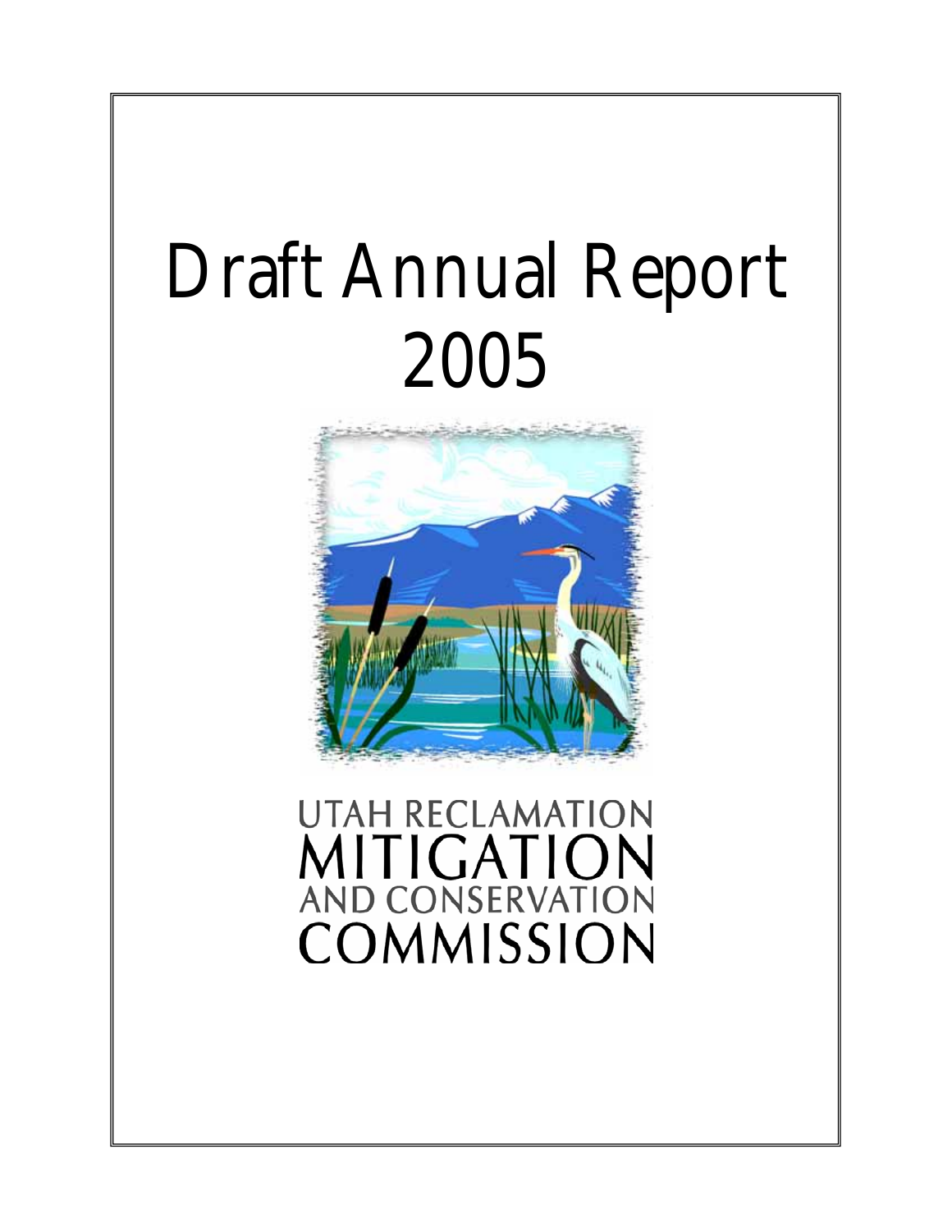# Draft Annual Report 2005

UTAH RECLAMATION
MITIGATION
AND CONSERVATION
COMMISSION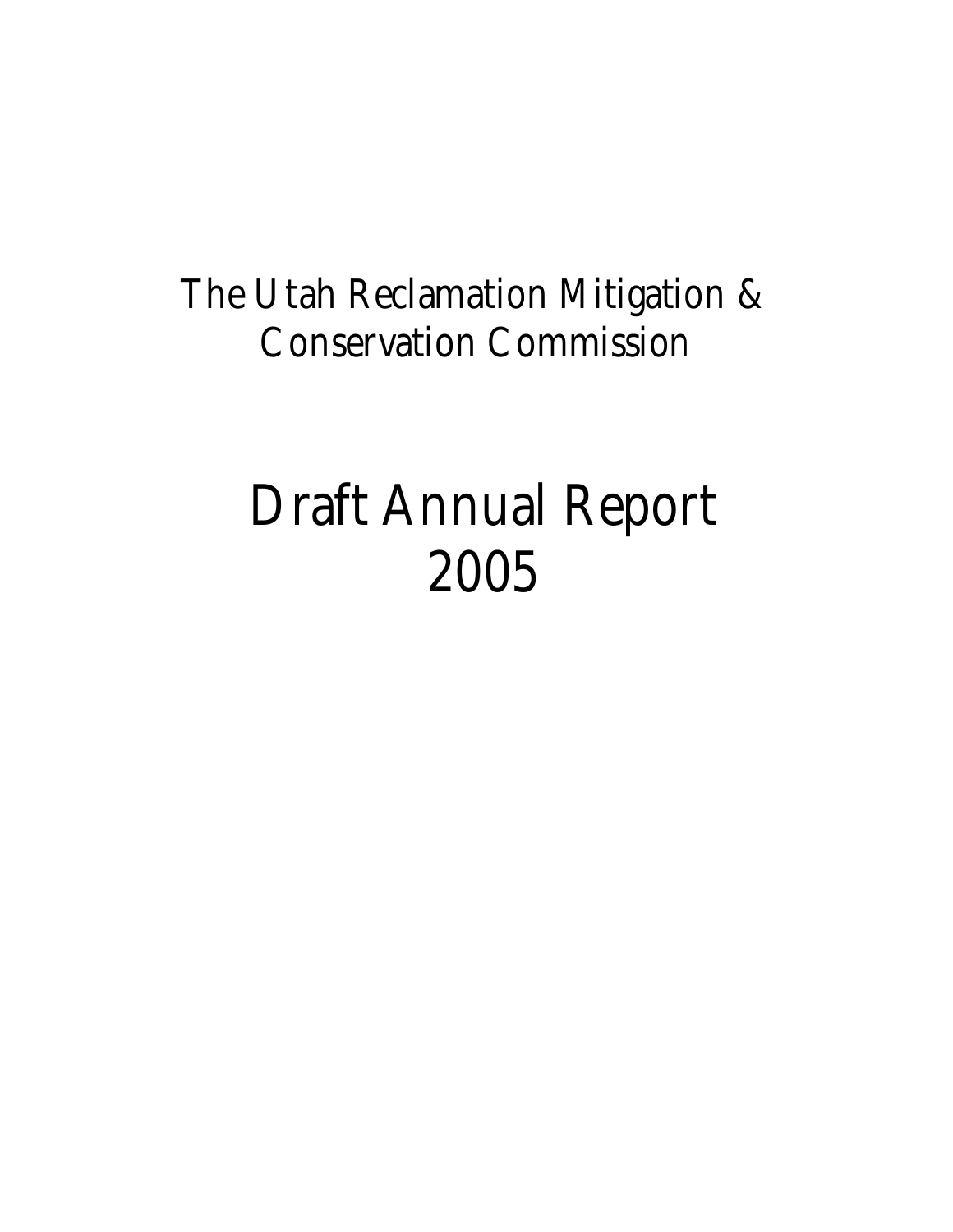# The Utah Reclamation Mitigation & Conservation Commission

# Draft Annual Report 2005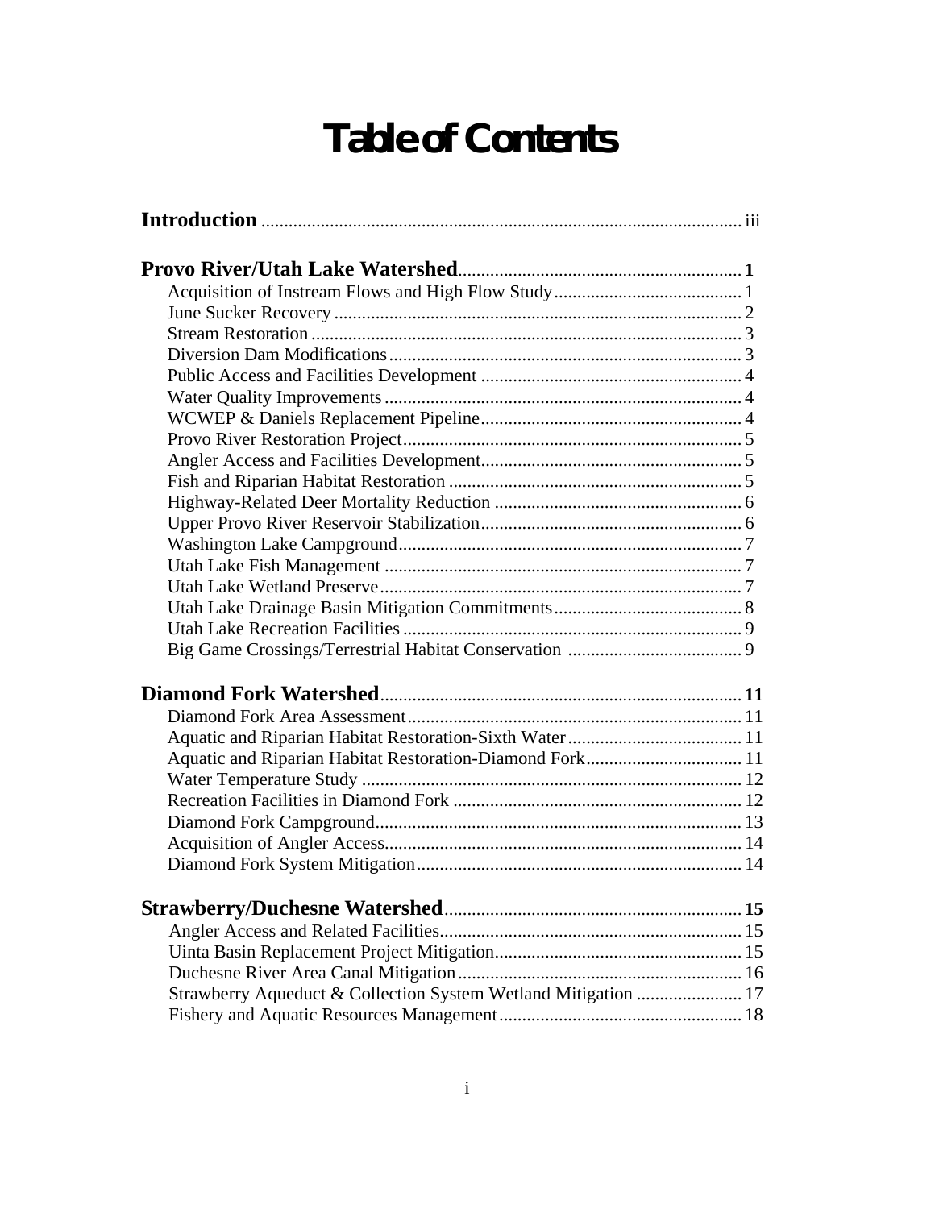# Table of Contents

**Introduction** ........................................................................................................ iii

**Provo River/Utah Lake Watershed** ............................................................. **1**

- Acquisition of Instream Flows and High Flow Study ......................................... 1
- June Sucker Recovery ......................................................................................... 2
- Stream Restoration ............................................................................................. 3
- Diversion Dam Modifications ............................................................................. 3
- Public Access and Facilities Development ......................................................... 4
- Water Quality Improvements ............................................................................. 4
- WCWEP & Daniels Replacement Pipeline ......................................................... 4
- Provo River Restoration Project .......................................................................... 5
- Angler Access and Facilities Development ......................................................... 5
- Fish and Riparian Habitat Restoration ................................................................ 5
- Highway-Related Deer Mortality Reduction ...................................................... 6
- Upper Provo River Reservoir Stabilization ......................................................... 6
- Washington Lake Campground ........................................................................... 7
- Utah Lake Fish Management .............................................................................. 7
- Utah Lake Wetland Preserve ............................................................................... 7
- Utah Lake Drainage Basin Mitigation Commitments ......................................... 8
- Utah Lake Recreation Facilities .......................................................................... 9
- Big Game Crossings/Terrestrial Habitat Conservation ...................................... 9

**Diamond Fork Watershed** .............................................................................. **11**

- Diamond Fork Area Assessment ......................................................................... 11
- Aquatic and Riparian Habitat Restoration-Sixth Water ...................................... 11
- Aquatic and Riparian Habitat Restoration-Diamond Fork .................................. 11
- Water Temperature Study ................................................................................... 12
- Recreation Facilities in Diamond Fork ............................................................... 12
- Diamond Fork Campground ................................................................................ 13
- Acquisition of Angler Access .............................................................................. 14
- Diamond Fork System Mitigation ....................................................................... 14

**Strawberry/Duchesne Watershed** ................................................................. **15**

- Angler Access and Related Facilities .................................................................. 15
- Uinta Basin Replacement Project Mitigation ...................................................... 15
- Duchesne River Area Canal Mitigation .............................................................. 16
- Strawberry Aqueduct & Collection System Wetland Mitigation ....................... 17
- Fishery and Aquatic Resources Management ..................................................... 18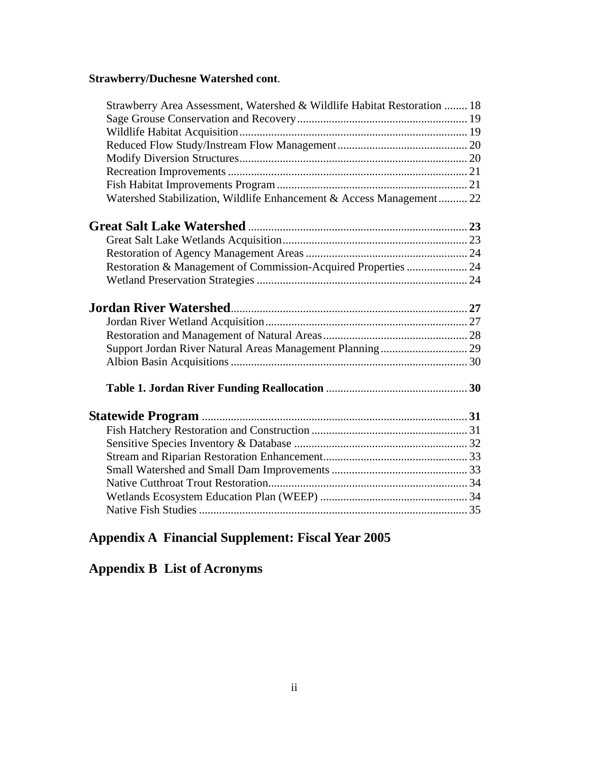**Strawberry/Duchesne Watershed cont**.

Strawberry Area Assessment, Watershed & Wildlife Habitat Restoration ........ 18
Sage Grouse Conservation and Recovery .......................................................... 19
Wildlife Habitat Acquisition ............................................................................. 19
Reduced Flow Study/Instream Flow Management ............................................ 20
Modify Diversion Structures .............................................................................. 20
Recreation Improvements .................................................................................. 21
Fish Habitat Improvements Program ................................................................. 21
Watershed Stabilization, Wildlife Enhancement & Access Management .......... 22

## Great Salt Lake Watershed ........................................................................... 23

Great Salt Lake Wetlands Acquisition ............................................................... 23
Restoration of Agency Management Areas ........................................................ 24
Restoration & Management of Commission-Acquired Properties ..................... 24
Wetland Preservation Strategies ......................................................................... 24

## Jordan River Watershed ................................................................................. 27

Jordan River Wetland Acquisition ...................................................................... 27
Restoration and Management of Natural Areas .................................................. 28
Support Jordan River Natural Areas Management Planning .............................. 29
Albion Basin Acquisitions .................................................................................. 30

**Table 1. Jordan River Funding Reallocation ................................................ 30**

## Statewide Program ........................................................................................... 31

Fish Hatchery Restoration and Construction ...................................................... 31
Sensitive Species Inventory & Database ............................................................ 32
Stream and Riparian Restoration Enhancement .................................................. 33
Small Watershed and Small Dam Improvements ............................................... 33
Native Cutthroat Trout Restoration..................................................................... 34
Wetlands Ecosystem Education Plan (WEEP) ................................................... 34
Native Fish Studies ............................................................................................ 35

## Appendix A Financial Supplement: Fiscal Year 2005

## Appendix B List of Acronyms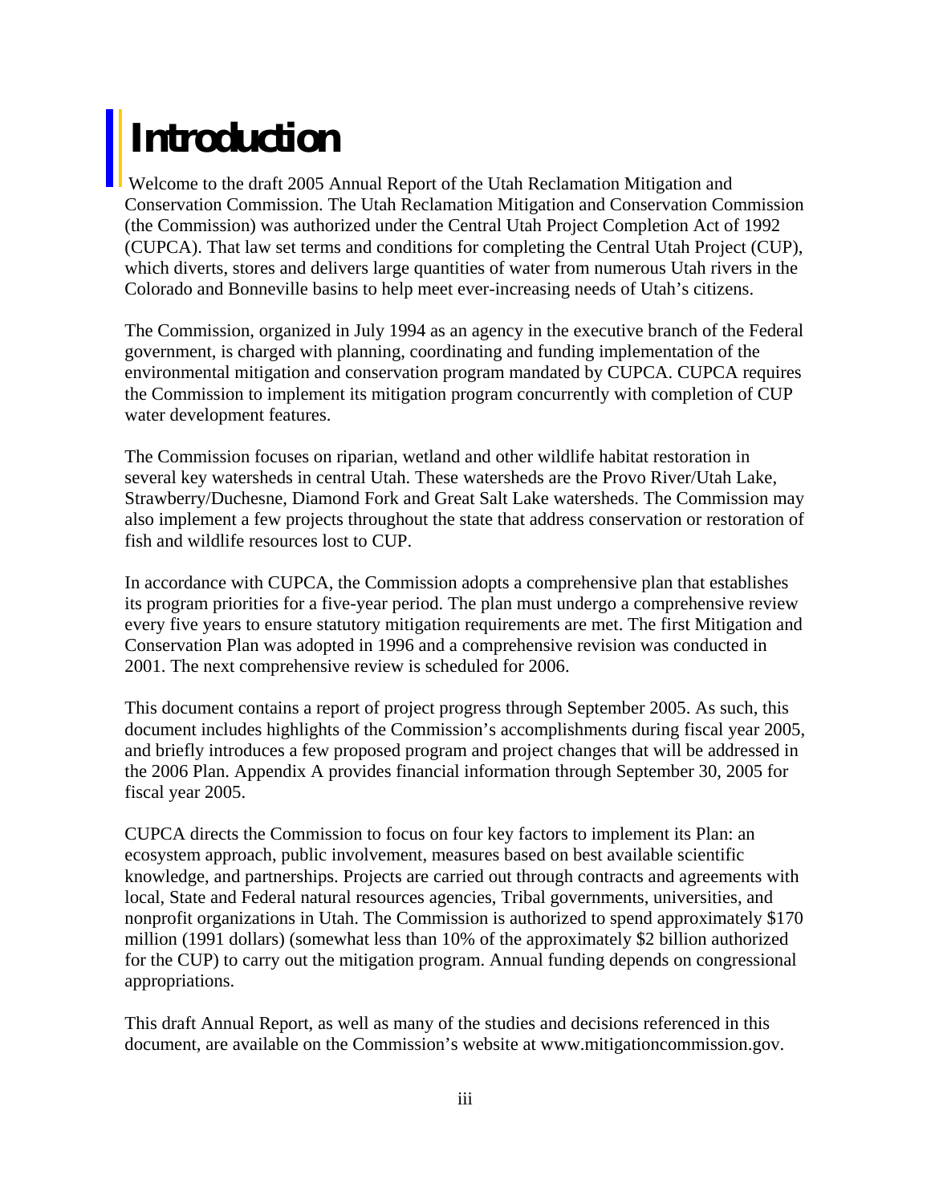# Introduction

Welcome to the draft 2005 Annual Report of the Utah Reclamation Mitigation and Conservation Commission. The Utah Reclamation Mitigation and Conservation Commission (the Commission) was authorized under the Central Utah Project Completion Act of 1992 (CUPCA). That law set terms and conditions for completing the Central Utah Project (CUP), which diverts, stores and delivers large quantities of water from numerous Utah rivers in the Colorado and Bonneville basins to help meet ever-increasing needs of Utah's citizens.

The Commission, organized in July 1994 as an agency in the executive branch of the Federal government, is charged with planning, coordinating and funding implementation of the environmental mitigation and conservation program mandated by CUPCA. CUPCA requires the Commission to implement its mitigation program concurrently with completion of CUP water development features.

The Commission focuses on riparian, wetland and other wildlife habitat restoration in several key watersheds in central Utah. These watersheds are the Provo River/Utah Lake, Strawberry/Duchesne, Diamond Fork and Great Salt Lake watersheds. The Commission may also implement a few projects throughout the state that address conservation or restoration of fish and wildlife resources lost to CUP.

In accordance with CUPCA, the Commission adopts a comprehensive plan that establishes its program priorities for a five-year period. The plan must undergo a comprehensive review every five years to ensure statutory mitigation requirements are met. The first Mitigation and Conservation Plan was adopted in 1996 and a comprehensive revision was conducted in 2001. The next comprehensive review is scheduled for 2006.

This document contains a report of project progress through September 2005. As such, this document includes highlights of the Commission's accomplishments during fiscal year 2005, and briefly introduces a few proposed program and project changes that will be addressed in the 2006 Plan. Appendix A provides financial information through September 30, 2005 for fiscal year 2005.

CUPCA directs the Commission to focus on four key factors to implement its Plan: an ecosystem approach, public involvement, measures based on best available scientific knowledge, and partnerships. Projects are carried out through contracts and agreements with local, State and Federal natural resources agencies, Tribal governments, universities, and nonprofit organizations in Utah. The Commission is authorized to spend approximately $170 million (1991 dollars) (somewhat less than 10% of the approximately $2 billion authorized for the CUP) to carry out the mitigation program. Annual funding depends on congressional appropriations.

This draft Annual Report, as well as many of the studies and decisions referenced in this document, are available on the Commission's website at www.mitigationcommission.gov.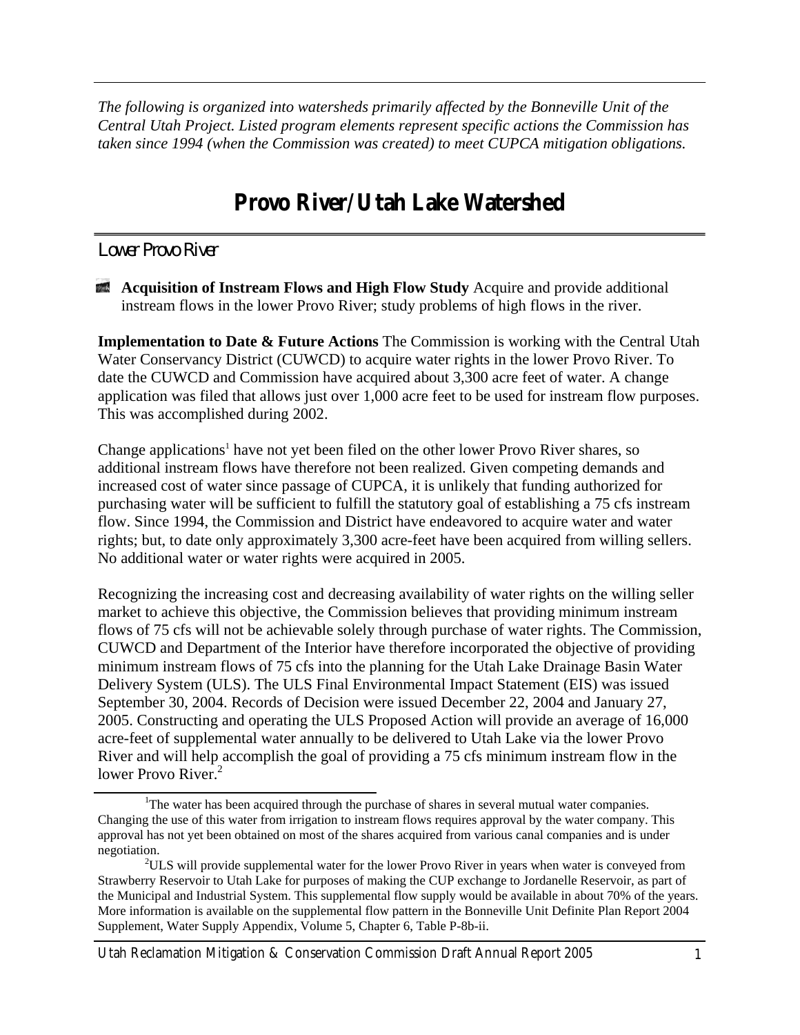*The following is organized into watersheds primarily affected by the Bonneville Unit of the Central Utah Project. Listed program elements represent specific actions the Commission has taken since 1994 (when the Commission was created) to meet CUPCA mitigation obligations.*

# Provo River/Utah Lake Watershed

## Lower Provo River

- **Acquisition of Instream Flows and High Flow Study** Acquire and provide additional instream flows in the lower Provo River; study problems of high flows in the river.

**Implementation to Date & Future Actions** The Commission is working with the Central Utah Water Conservancy District (CUWCD) to acquire water rights in the lower Provo River. To date the CUWCD and Commission have acquired about 3,300 acre feet of water. A change application was filed that allows just over 1,000 acre feet to be used for instream flow purposes. This was accomplished during 2002.

Change applications[1] have not yet been filed on the other lower Provo River shares, so additional instream flows have therefore not been realized. Given competing demands and increased cost of water since passage of CUPCA, it is unlikely that funding authorized for purchasing water will be sufficient to fulfill the statutory goal of establishing a 75 cfs instream flow. Since 1994, the Commission and District have endeavored to acquire water and water rights; but, to date only approximately 3,300 acre-feet have been acquired from willing sellers. No additional water or water rights were acquired in 2005.

Recognizing the increasing cost and decreasing availability of water rights on the willing seller market to achieve this objective, the Commission believes that providing minimum instream flows of 75 cfs will not be achievable solely through purchase of water rights. The Commission, CUWCD and Department of the Interior have therefore incorporated the objective of providing minimum instream flows of 75 cfs into the planning for the Utah Lake Drainage Basin Water Delivery System (ULS). The ULS Final Environmental Impact Statement (EIS) was issued September 30, 2004. Records of Decision were issued December 22, 2004 and January 27, 2005. Constructing and operating the ULS Proposed Action will provide an average of 16,000 acre-feet of supplemental water annually to be delivered to Utah Lake via the lower Provo River and will help accomplish the goal of providing a 75 cfs minimum instream flow in the lower Provo River.[2]

[1] The water has been acquired through the purchase of shares in several mutual water companies. Changing the use of this water from irrigation to instream flows requires approval by the water company. This approval has not yet been obtained on most of the shares acquired from various canal companies and is under negotiation.

[2] ULS will provide supplemental water for the lower Provo River in years when water is conveyed from Strawberry Reservoir to Utah Lake for purposes of making the CUP exchange to Jordanelle Reservoir, as part of the Municipal and Industrial System. This supplemental flow supply would be available in about 70% of the years. More information is available on the supplemental flow pattern in the Bonneville Unit Definite Plan Report 2004 Supplement, Water Supply Appendix, Volume 5, Chapter 6, Table P-8b-ii.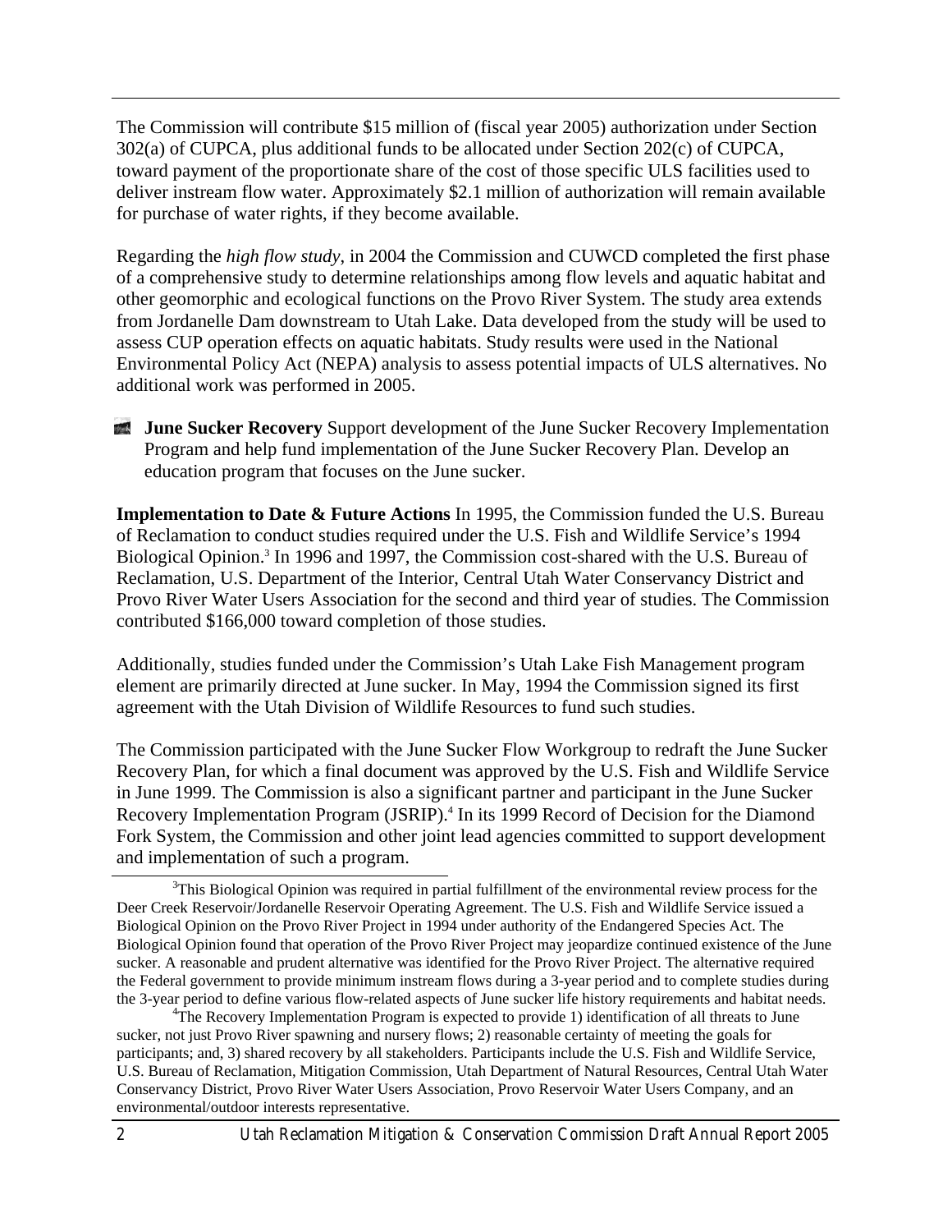The Commission will contribute $15 million of (fiscal year 2005) authorization under Section 302(a) of CUPCA, plus additional funds to be allocated under Section 202(c) of CUPCA, toward payment of the proportionate share of the cost of those specific ULS facilities used to deliver instream flow water. Approximately $2.1 million of authorization will remain available for purchase of water rights, if they become available.

Regarding the *high flow study*, in 2004 the Commission and CUWCD completed the first phase of a comprehensive study to determine relationships among flow levels and aquatic habitat and other geomorphic and ecological functions on the Provo River System. The study area extends from Jordanelle Dam downstream to Utah Lake. Data developed from the study will be used to assess CUP operation effects on aquatic habitats. Study results were used in the National Environmental Policy Act (NEPA) analysis to assess potential impacts of ULS alternatives. No additional work was performed in 2005.

**June Sucker Recovery** Support development of the June Sucker Recovery Implementation Program and help fund implementation of the June Sucker Recovery Plan. Develop an education program that focuses on the June sucker.

**Implementation to Date & Future Actions** In 1995, the Commission funded the U.S. Bureau of Reclamation to conduct studies required under the U.S. Fish and Wildlife Service's 1994 Biological Opinion.[3] In 1996 and 1997, the Commission cost-shared with the U.S. Bureau of Reclamation, U.S. Department of the Interior, Central Utah Water Conservancy District and Provo River Water Users Association for the second and third year of studies. The Commission contributed $166,000 toward completion of those studies.

Additionally, studies funded under the Commission's Utah Lake Fish Management program element are primarily directed at June sucker. In May, 1994 the Commission signed its first agreement with the Utah Division of Wildlife Resources to fund such studies.

The Commission participated with the June Sucker Flow Workgroup to redraft the June Sucker Recovery Plan, for which a final document was approved by the U.S. Fish and Wildlife Service in June 1999. The Commission is also a significant partner and participant in the June Sucker Recovery Implementation Program (JSRIP).[4] In its 1999 Record of Decision for the Diamond Fork System, the Commission and other joint lead agencies committed to support development and implementation of such a program.

---

[3] This Biological Opinion was required in partial fulfillment of the environmental review process for the Deer Creek Reservoir/Jordanelle Reservoir Operating Agreement. The U.S. Fish and Wildlife Service issued a Biological Opinion on the Provo River Project in 1994 under authority of the Endangered Species Act. The Biological Opinion found that operation of the Provo River Project may jeopardize continued existence of the June sucker. A reasonable and prudent alternative was identified for the Provo River Project. The alternative required the Federal government to provide minimum instream flows during a 3-year period and to complete studies during the 3-year period to define various flow-related aspects of June sucker life history requirements and habitat needs.

[4] The Recovery Implementation Program is expected to provide 1) identification of all threats to June sucker, not just Provo River spawning and nursery flows; 2) reasonable certainty of meeting the goals for participants; and, 3) shared recovery by all stakeholders. Participants include the U.S. Fish and Wildlife Service, U.S. Bureau of Reclamation, Mitigation Commission, Utah Department of Natural Resources, Central Utah Water Conservancy District, Provo River Water Users Association, Provo Reservoir Water Users Company, and an environmental/outdoor interests representative.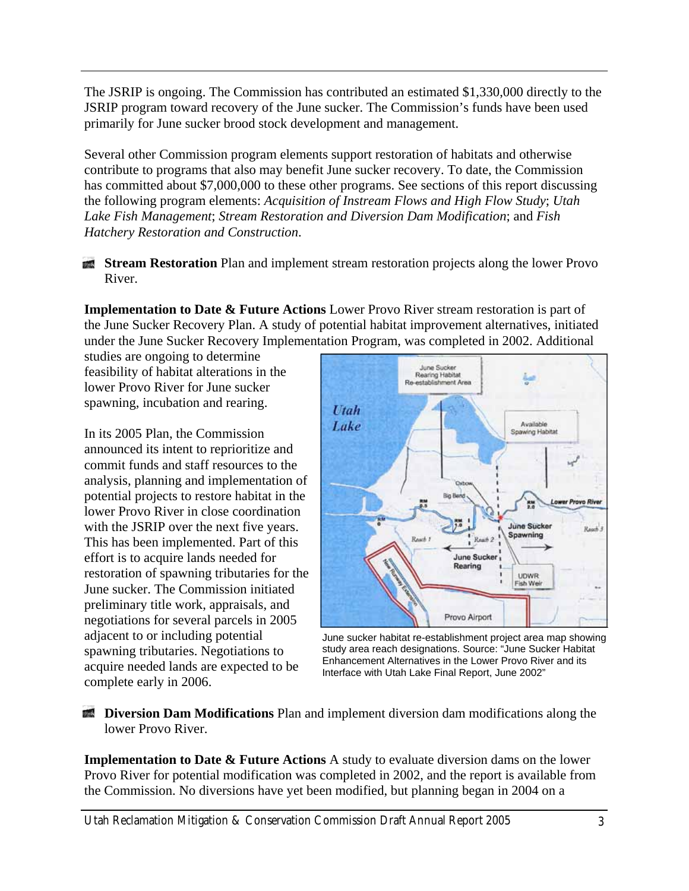The JSRIP is ongoing. The Commission has contributed an estimated $1,330,000 directly to the JSRIP program toward recovery of the June sucker. The Commission's funds have been used primarily for June sucker brood stock development and management.

Several other Commission program elements support restoration of habitats and otherwise contribute to programs that also may benefit June sucker recovery. To date, the Commission has committed about $7,000,000 to these other programs. See sections of this report discussing the following program elements: *Acquisition of Instream Flows and High Flow Study*; *Utah Lake Fish Management*; *Stream Restoration and Diversion Dam Modification*; and *Fish Hatchery Restoration and Construction*.

**Stream Restoration** Plan and implement stream restoration projects along the lower Provo River.

**Implementation to Date & Future Actions** Lower Provo River stream restoration is part of the June Sucker Recovery Plan. A study of potential habitat improvement alternatives, initiated under the June Sucker Recovery Implementation Program, was completed in 2002. Additional studies are ongoing to determine feasibility of habitat alterations in the lower Provo River for June sucker spawning, incubation and rearing.

In its 2005 Plan, the Commission announced its intent to reprioritize and commit funds and staff resources to the analysis, planning and implementation of potential projects to restore habitat in the lower Provo River in close coordination with the JSRIP over the next five years. This has been implemented. Part of this effort is to acquire lands needed for restoration of spawning tributaries for the June sucker. The Commission initiated preliminary title work, appraisals, and negotiations for several parcels in 2005 adjacent to or including potential spawning tributaries. Negotiations to acquire needed lands are expected to be complete early in 2006.

Utah Lake
June Sucker Rearing Habitat Re-establishment Area
Available Spawing Habitat
Oxbow
Big Bend
RM 0.5
RM 0
RM 1.0
RM 2.0
Lower Provo River
Reach 1
Reach 2
Reach 3
June Sucker Spawning
June Sucker Rearing
UDWR Fish Weir
New Runway Extension
Provo Airport

June sucker habitat re-establishment project area map showing study area reach designations. Source: "June Sucker Habitat Enhancement Alternatives in the Lower Provo River and its Interface with Utah Lake Final Report, June 2002"

**Diversion Dam Modifications** Plan and implement diversion dam modifications along the lower Provo River.

**Implementation to Date & Future Actions** A study to evaluate diversion dams on the lower Provo River for potential modification was completed in 2002, and the report is available from the Commission. No diversions have yet been modified, but planning began in 2004 on a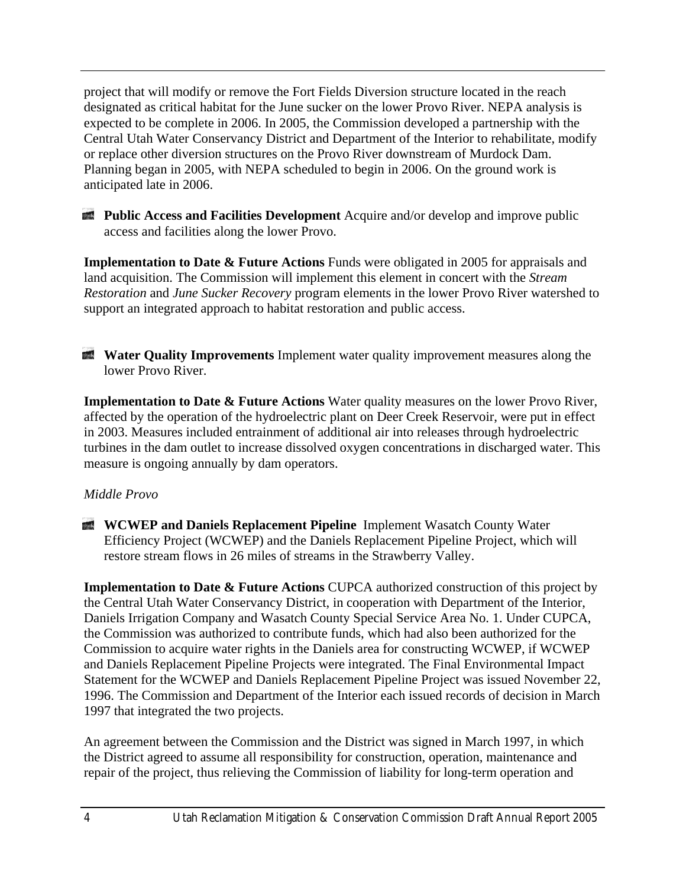project that will modify or remove the Fort Fields Diversion structure located in the reach designated as critical habitat for the June sucker on the lower Provo River. NEPA analysis is expected to be complete in 2006. In 2005, the Commission developed a partnership with the Central Utah Water Conservancy District and Department of the Interior to rehabilitate, modify or replace other diversion structures on the Provo River downstream of Murdock Dam. Planning began in 2005, with NEPA scheduled to begin in 2006. On the ground work is anticipated late in 2006.

- **Public Access and Facilities Development** Acquire and/or develop and improve public access and facilities along the lower Provo.

**Implementation to Date & Future Actions** Funds were obligated in 2005 for appraisals and land acquisition. The Commission will implement this element in concert with the *Stream Restoration* and *June Sucker Recovery* program elements in the lower Provo River watershed to support an integrated approach to habitat restoration and public access.

- **Water Quality Improvements** Implement water quality improvement measures along the lower Provo River.

**Implementation to Date & Future Actions** Water quality measures on the lower Provo River, affected by the operation of the hydroelectric plant on Deer Creek Reservoir, were put in effect in 2003. Measures included entrainment of additional air into releases through hydroelectric turbines in the dam outlet to increase dissolved oxygen concentrations in discharged water. This measure is ongoing annually by dam operators.

*Middle Provo*

- **WCWEP and Daniels Replacement Pipeline** Implement Wasatch County Water Efficiency Project (WCWEP) and the Daniels Replacement Pipeline Project, which will restore stream flows in 26 miles of streams in the Strawberry Valley.

**Implementation to Date & Future Actions** CUPCA authorized construction of this project by the Central Utah Water Conservancy District, in cooperation with Department of the Interior, Daniels Irrigation Company and Wasatch County Special Service Area No. 1. Under CUPCA, the Commission was authorized to contribute funds, which had also been authorized for the Commission to acquire water rights in the Daniels area for constructing WCWEP, if WCWEP and Daniels Replacement Pipeline Projects were integrated. The Final Environmental Impact Statement for the WCWEP and Daniels Replacement Pipeline Project was issued November 22, 1996. The Commission and Department of the Interior each issued records of decision in March 1997 that integrated the two projects.

An agreement between the Commission and the District was signed in March 1997, in which the District agreed to assume all responsibility for construction, operation, maintenance and repair of the project, thus relieving the Commission of liability for long-term operation and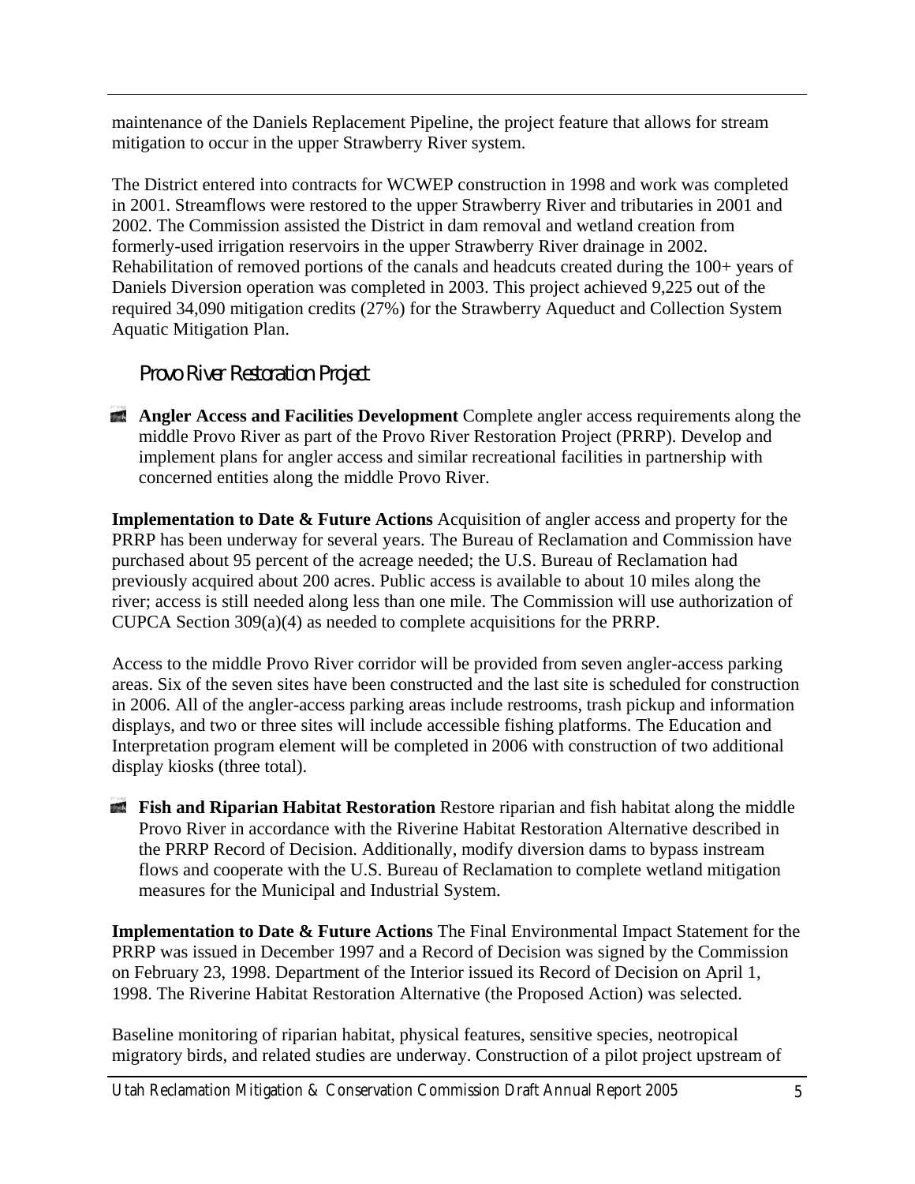maintenance of the Daniels Replacement Pipeline, the project feature that allows for stream mitigation to occur in the upper Strawberry River system.

The District entered into contracts for WCWEP construction in 1998 and work was completed in 2001. Streamflows were restored to the upper Strawberry River and tributaries in 2001 and 2002. The Commission assisted the District in dam removal and wetland creation from formerly-used irrigation reservoirs in the upper Strawberry River drainage in 2002. Rehabilitation of removed portions of the canals and headcuts created during the 100+ years of Daniels Diversion operation was completed in 2003. This project achieved 9,225 out of the required 34,090 mitigation credits (27%) for the Strawberry Aqueduct and Collection System Aquatic Mitigation Plan.

### Provo River Restoration Project

- **Angler Access and Facilities Development** Complete angler access requirements along the middle Provo River as part of the Provo River Restoration Project (PRRP). Develop and implement plans for angler access and similar recreational facilities in partnership with concerned entities along the middle Provo River.

**Implementation to Date & Future Actions** Acquisition of angler access and property for the PRRP has been underway for several years. The Bureau of Reclamation and Commission have purchased about 95 percent of the acreage needed; the U.S. Bureau of Reclamation had previously acquired about 200 acres. Public access is available to about 10 miles along the river; access is still needed along less than one mile. The Commission will use authorization of CUPCA Section 309(a)(4) as needed to complete acquisitions for the PRRP.

Access to the middle Provo River corridor will be provided from seven angler-access parking areas. Six of the seven sites have been constructed and the last site is scheduled for construction in 2006. All of the angler-access parking areas include restrooms, trash pickup and information displays, and two or three sites will include accessible fishing platforms. The Education and Interpretation program element will be completed in 2006 with construction of two additional display kiosks (three total).

- **Fish and Riparian Habitat Restoration** Restore riparian and fish habitat along the middle Provo River in accordance with the Riverine Habitat Restoration Alternative described in the PRRP Record of Decision. Additionally, modify diversion dams to bypass instream flows and cooperate with the U.S. Bureau of Reclamation to complete wetland mitigation measures for the Municipal and Industrial System.

**Implementation to Date & Future Actions** The Final Environmental Impact Statement for the PRRP was issued in December 1997 and a Record of Decision was signed by the Commission on February 23, 1998. Department of the Interior issued its Record of Decision on April 1, 1998. The Riverine Habitat Restoration Alternative (the Proposed Action) was selected.

Baseline monitoring of riparian habitat, physical features, sensitive species, neotropical migratory birds, and related studies are underway. Construction of a pilot project upstream of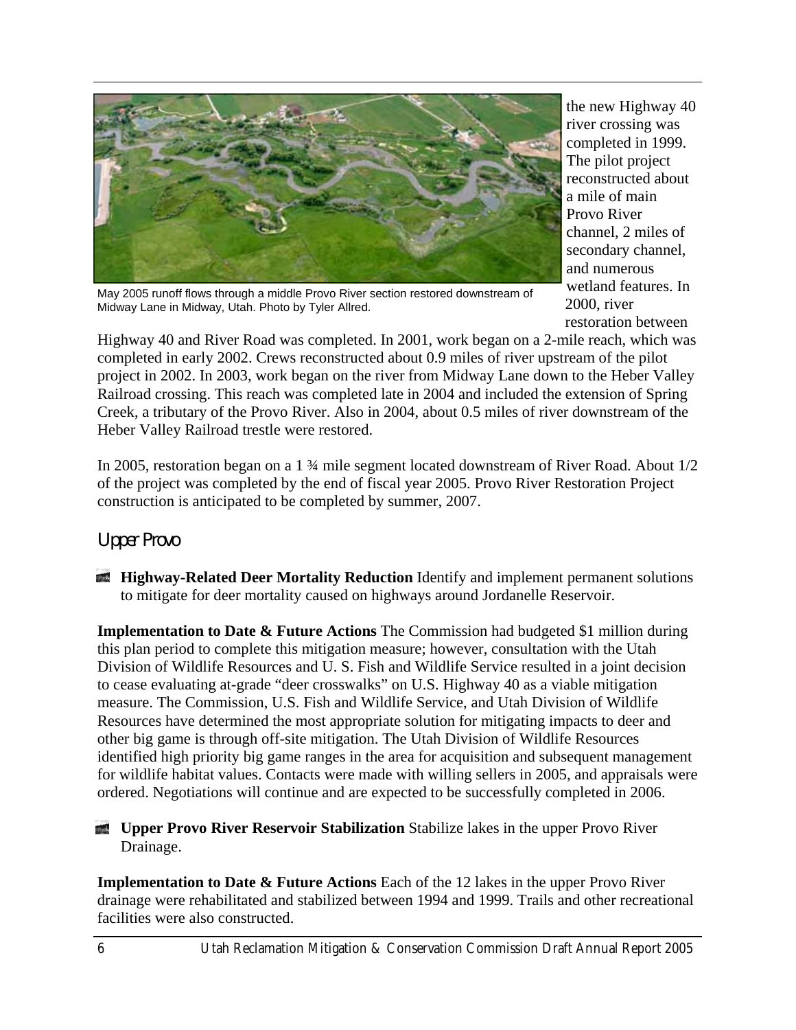May 2005 runoff flows through a middle Provo River section restored downstream of Midway Lane in Midway, Utah. Photo by Tyler Allred.

the new Highway 40 river crossing was completed in 1999. The pilot project reconstructed about a mile of main Provo River channel, 2 miles of secondary channel, and numerous wetland features. In 2000, river restoration between Highway 40 and River Road was completed. In 2001, work began on a 2-mile reach, which was completed in early 2002. Crews reconstructed about 0.9 miles of river upstream of the pilot project in 2002. In 2003, work began on the river from Midway Lane down to the Heber Valley Railroad crossing. This reach was completed late in 2004 and included the extension of Spring Creek, a tributary of the Provo River. Also in 2004, about 0.5 miles of river downstream of the Heber Valley Railroad trestle were restored.

In 2005, restoration began on a 1 ¾ mile segment located downstream of River Road. About 1/2 of the project was completed by the end of fiscal year 2005. Provo River Restoration Project construction is anticipated to be completed by summer, 2007.

## Upper Provo

- **Highway-Related Deer Mortality Reduction** Identify and implement permanent solutions to mitigate for deer mortality caused on highways around Jordanelle Reservoir.

**Implementation to Date & Future Actions** The Commission had budgeted $1 million during this plan period to complete this mitigation measure; however, consultation with the Utah Division of Wildlife Resources and U. S. Fish and Wildlife Service resulted in a joint decision to cease evaluating at-grade "deer crosswalks" on U.S. Highway 40 as a viable mitigation measure. The Commission, U.S. Fish and Wildlife Service, and Utah Division of Wildlife Resources have determined the most appropriate solution for mitigating impacts to deer and other big game is through off-site mitigation. The Utah Division of Wildlife Resources identified high priority big game ranges in the area for acquisition and subsequent management for wildlife habitat values. Contacts were made with willing sellers in 2005, and appraisals were ordered. Negotiations will continue and are expected to be successfully completed in 2006.

- **Upper Provo River Reservoir Stabilization** Stabilize lakes in the upper Provo River Drainage.

**Implementation to Date & Future Actions** Each of the 12 lakes in the upper Provo River drainage were rehabilitated and stabilized between 1994 and 1999. Trails and other recreational facilities were also constructed.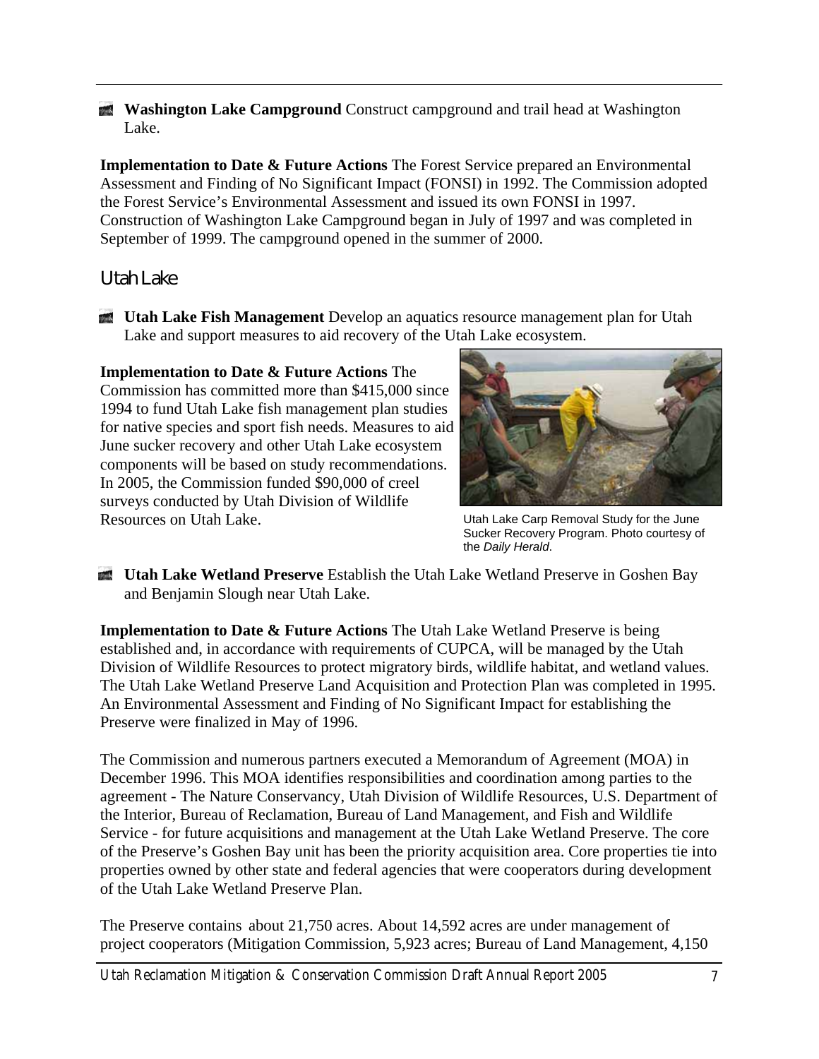- **Washington Lake Campground** Construct campground and trail head at Washington Lake.

**Implementation to Date & Future Actions** The Forest Service prepared an Environmental Assessment and Finding of No Significant Impact (FONSI) in 1992. The Commission adopted the Forest Service's Environmental Assessment and issued its own FONSI in 1997. Construction of Washington Lake Campground began in July of 1997 and was completed in September of 1999. The campground opened in the summer of 2000.

## Utah Lake

- **Utah Lake Fish Management** Develop an aquatics resource management plan for Utah Lake and support measures to aid recovery of the Utah Lake ecosystem.

**Implementation to Date & Future Actions** The Commission has committed more than $415,000 since 1994 to fund Utah Lake fish management plan studies for native species and sport fish needs. Measures to aid June sucker recovery and other Utah Lake ecosystem components will be based on study recommendations. In 2005, the Commission funded $90,000 of creel surveys conducted by Utah Division of Wildlife Resources on Utah Lake.

Utah Lake Carp Removal Study for the June Sucker Recovery Program. Photo courtesy of the *Daily Herald*.

- **Utah Lake Wetland Preserve** Establish the Utah Lake Wetland Preserve in Goshen Bay and Benjamin Slough near Utah Lake.

**Implementation to Date & Future Actions** The Utah Lake Wetland Preserve is being established and, in accordance with requirements of CUPCA, will be managed by the Utah Division of Wildlife Resources to protect migratory birds, wildlife habitat, and wetland values. The Utah Lake Wetland Preserve Land Acquisition and Protection Plan was completed in 1995. An Environmental Assessment and Finding of No Significant Impact for establishing the Preserve were finalized in May of 1996.

The Commission and numerous partners executed a Memorandum of Agreement (MOA) in December 1996. This MOA identifies responsibilities and coordination among parties to the agreement - The Nature Conservancy, Utah Division of Wildlife Resources, U.S. Department of the Interior, Bureau of Reclamation, Bureau of Land Management, and Fish and Wildlife Service - for future acquisitions and management at the Utah Lake Wetland Preserve. The core of the Preserve's Goshen Bay unit has been the priority acquisition area. Core properties tie into properties owned by other state and federal agencies that were cooperators during development of the Utah Lake Wetland Preserve Plan.

The Preserve contains about 21,750 acres. About 14,592 acres are under management of project cooperators (Mitigation Commission, 5,923 acres; Bureau of Land Management, 4,150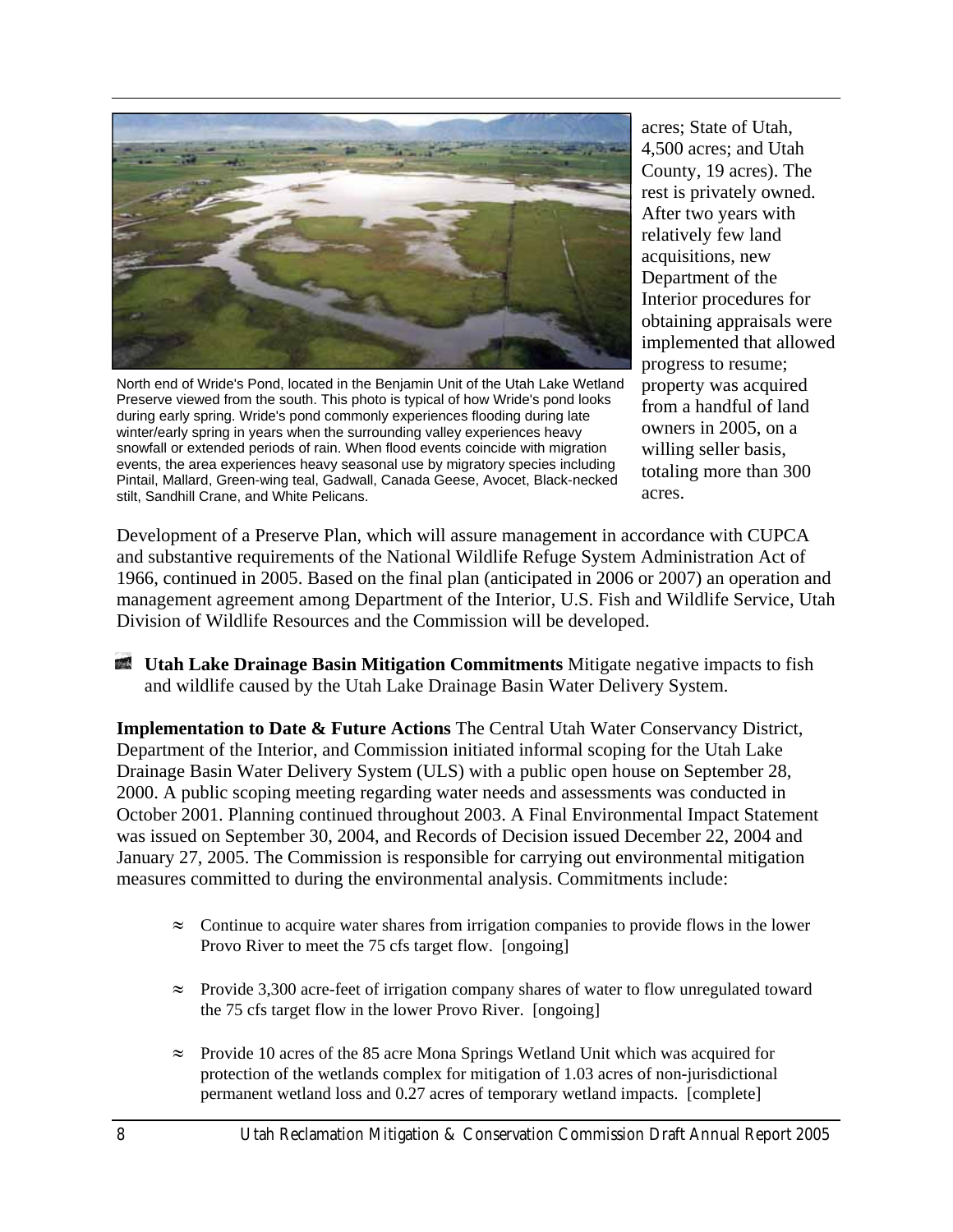North end of Wride's Pond, located in the Benjamin Unit of the Utah Lake Wetland Preserve viewed from the south. This photo is typical of how Wride's pond looks during early spring. Wride's pond commonly experiences flooding during late winter/early spring in years when the surrounding valley experiences heavy snowfall or extended periods of rain. When flood events coincide with migration events, the area experiences heavy seasonal use by migratory species including Pintail, Mallard, Green-wing teal, Gadwall, Canada Geese, Avocet, Black-necked stilt, Sandhill Crane, and White Pelicans.

acres; State of Utah, 4,500 acres; and Utah County, 19 acres). The rest is privately owned. After two years with relatively few land acquisitions, new Department of the Interior procedures for obtaining appraisals were implemented that allowed progress to resume; property was acquired from a handful of land owners in 2005, on a willing seller basis, totaling more than 300 acres.

Development of a Preserve Plan, which will assure management in accordance with CUPCA and substantive requirements of the National Wildlife Refuge System Administration Act of 1966, continued in 2005. Based on the final plan (anticipated in 2006 or 2007) an operation and management agreement among Department of the Interior, U.S. Fish and Wildlife Service, Utah Division of Wildlife Resources and the Commission will be developed.

**Utah Lake Drainage Basin Mitigation Commitments** Mitigate negative impacts to fish and wildlife caused by the Utah Lake Drainage Basin Water Delivery System.

**Implementation to Date & Future Actions** The Central Utah Water Conservancy District, Department of the Interior, and Commission initiated informal scoping for the Utah Lake Drainage Basin Water Delivery System (ULS) with a public open house on September 28, 2000. A public scoping meeting regarding water needs and assessments was conducted in October 2001. Planning continued throughout 2003. A Final Environmental Impact Statement was issued on September 30, 2004, and Records of Decision issued December 22, 2004 and January 27, 2005. The Commission is responsible for carrying out environmental mitigation measures committed to during the environmental analysis. Commitments include:

- Continue to acquire water shares from irrigation companies to provide flows in the lower Provo River to meet the 75 cfs target flow. [ongoing]
- Provide 3,300 acre-feet of irrigation company shares of water to flow unregulated toward the 75 cfs target flow in the lower Provo River. [ongoing]
- Provide 10 acres of the 85 acre Mona Springs Wetland Unit which was acquired for protection of the wetlands complex for mitigation of 1.03 acres of non-jurisdictional permanent wetland loss and 0.27 acres of temporary wetland impacts. [complete]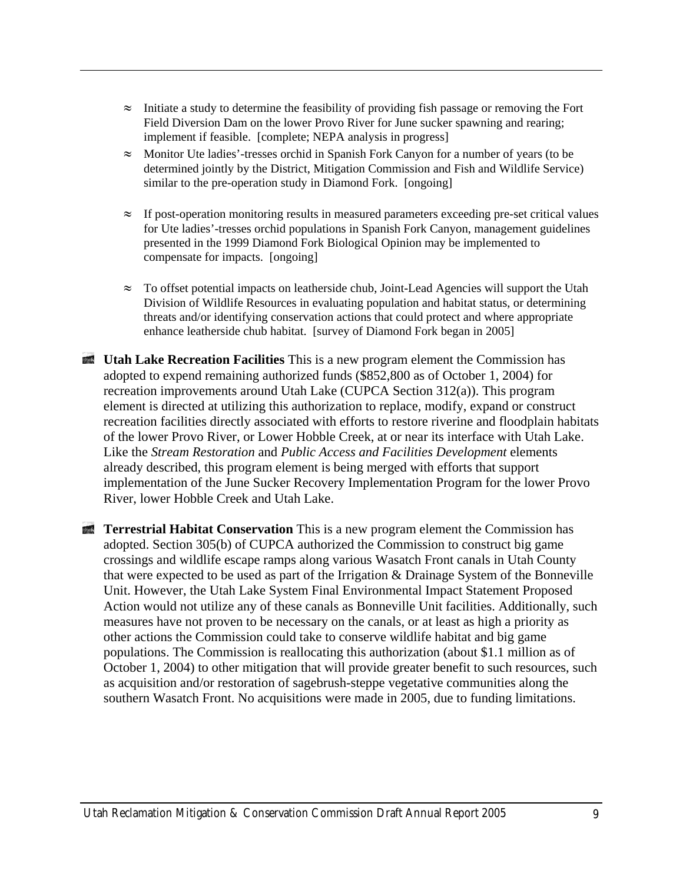- ≈ Initiate a study to determine the feasibility of providing fish passage or removing the Fort Field Diversion Dam on the lower Provo River for June sucker spawning and rearing; implement if feasible. [complete; NEPA analysis in progress]
- ≈ Monitor Ute ladies'-tresses orchid in Spanish Fork Canyon for a number of years (to be determined jointly by the District, Mitigation Commission and Fish and Wildlife Service) similar to the pre-operation study in Diamond Fork. [ongoing]
- ≈ If post-operation monitoring results in measured parameters exceeding pre-set critical values for Ute ladies'-tresses orchid populations in Spanish Fork Canyon, management guidelines presented in the 1999 Diamond Fork Biological Opinion may be implemented to compensate for impacts. [ongoing]
- ≈ To offset potential impacts on leatherside chub, Joint-Lead Agencies will support the Utah Division of Wildlife Resources in evaluating population and habitat status, or determining threats and/or identifying conservation actions that could protect and where appropriate enhance leatherside chub habitat. [survey of Diamond Fork began in 2005]

**Utah Lake Recreation Facilities** This is a new program element the Commission has adopted to expend remaining authorized funds ($852,800 as of October 1, 2004) for recreation improvements around Utah Lake (CUPCA Section 312(a)). This program element is directed at utilizing this authorization to replace, modify, expand or construct recreation facilities directly associated with efforts to restore riverine and floodplain habitats of the lower Provo River, or Lower Hobble Creek, at or near its interface with Utah Lake. Like the *Stream Restoration* and *Public Access and Facilities Development* elements already described, this program element is being merged with efforts that support implementation of the June Sucker Recovery Implementation Program for the lower Provo River, lower Hobble Creek and Utah Lake.

**Terrestrial Habitat Conservation** This is a new program element the Commission has adopted. Section 305(b) of CUPCA authorized the Commission to construct big game crossings and wildlife escape ramps along various Wasatch Front canals in Utah County that were expected to be used as part of the Irrigation & Drainage System of the Bonneville Unit. However, the Utah Lake System Final Environmental Impact Statement Proposed Action would not utilize any of these canals as Bonneville Unit facilities. Additionally, such measures have not proven to be necessary on the canals, or at least as high a priority as other actions the Commission could take to conserve wildlife habitat and big game populations. The Commission is reallocating this authorization (about $1.1 million as of October 1, 2004) to other mitigation that will provide greater benefit to such resources, such as acquisition and/or restoration of sagebrush-steppe vegetative communities along the southern Wasatch Front. No acquisitions were made in 2005, due to funding limitations.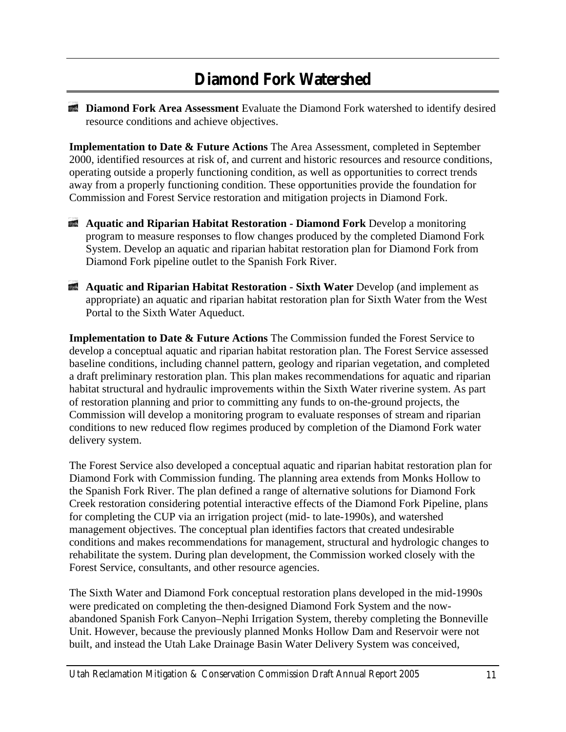# Diamond Fork Watershed

- **Diamond Fork Area Assessment** Evaluate the Diamond Fork watershed to identify desired resource conditions and achieve objectives.

**Implementation to Date & Future Actions** The Area Assessment, completed in September 2000, identified resources at risk of, and current and historic resources and resource conditions, operating outside a properly functioning condition, as well as opportunities to correct trends away from a properly functioning condition. These opportunities provide the foundation for Commission and Forest Service restoration and mitigation projects in Diamond Fork.

- **Aquatic and Riparian Habitat Restoration - Diamond Fork** Develop a monitoring program to measure responses to flow changes produced by the completed Diamond Fork System. Develop an aquatic and riparian habitat restoration plan for Diamond Fork from Diamond Fork pipeline outlet to the Spanish Fork River.

- **Aquatic and Riparian Habitat Restoration - Sixth Water** Develop (and implement as appropriate) an aquatic and riparian habitat restoration plan for Sixth Water from the West Portal to the Sixth Water Aqueduct.

**Implementation to Date & Future Actions** The Commission funded the Forest Service to develop a conceptual aquatic and riparian habitat restoration plan. The Forest Service assessed baseline conditions, including channel pattern, geology and riparian vegetation, and completed a draft preliminary restoration plan. This plan makes recommendations for aquatic and riparian habitat structural and hydraulic improvements within the Sixth Water riverine system. As part of restoration planning and prior to committing any funds to on-the-ground projects, the Commission will develop a monitoring program to evaluate responses of stream and riparian conditions to new reduced flow regimes produced by completion of the Diamond Fork water delivery system.

The Forest Service also developed a conceptual aquatic and riparian habitat restoration plan for Diamond Fork with Commission funding. The planning area extends from Monks Hollow to the Spanish Fork River. The plan defined a range of alternative solutions for Diamond Fork Creek restoration considering potential interactive effects of the Diamond Fork Pipeline, plans for completing the CUP via an irrigation project (mid- to late-1990s), and watershed management objectives. The conceptual plan identifies factors that created undesirable conditions and makes recommendations for management, structural and hydrologic changes to rehabilitate the system. During plan development, the Commission worked closely with the Forest Service, consultants, and other resource agencies.

The Sixth Water and Diamond Fork conceptual restoration plans developed in the mid-1990s were predicated on completing the then-designed Diamond Fork System and the now-abandoned Spanish Fork Canyon–Nephi Irrigation System, thereby completing the Bonneville Unit. However, because the previously planned Monks Hollow Dam and Reservoir were not built, and instead the Utah Lake Drainage Basin Water Delivery System was conceived,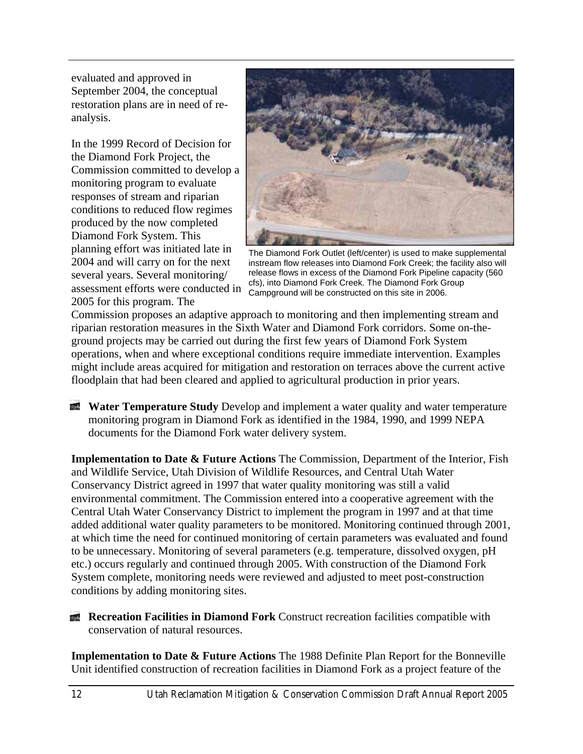evaluated and approved in September 2004, the conceptual restoration plans are in need of re-analysis.

In the 1999 Record of Decision for the Diamond Fork Project, the Commission committed to develop a monitoring program to evaluate responses of stream and riparian conditions to reduced flow regimes produced by the now completed Diamond Fork System. This planning effort was initiated late in 2004 and will carry on for the next several years. Several monitoring/ assessment efforts were conducted in 2005 for this program. The Commission proposes an adaptive approach to monitoring and then implementing stream and riparian restoration measures in the Sixth Water and Diamond Fork corridors. Some on-the-ground projects may be carried out during the first few years of Diamond Fork System operations, when and where exceptional conditions require immediate intervention. Examples might include areas acquired for mitigation and restoration on terraces above the current active floodplain that had been cleared and applied to agricultural production in prior years.

The Diamond Fork Outlet (left/center) is used to make supplemental instream flow releases into Diamond Fork Creek; the facility also will release flows in excess of the Diamond Fork Pipeline capacity (560 cfs), into Diamond Fork Creek. The Diamond Fork Group Campground will be constructed on this site in 2006.

- **Water Temperature Study** Develop and implement a water quality and water temperature monitoring program in Diamond Fork as identified in the 1984, 1990, and 1999 NEPA documents for the Diamond Fork water delivery system.

**Implementation to Date & Future Actions** The Commission, Department of the Interior, Fish and Wildlife Service, Utah Division of Wildlife Resources, and Central Utah Water Conservancy District agreed in 1997 that water quality monitoring was still a valid environmental commitment. The Commission entered into a cooperative agreement with the Central Utah Water Conservancy District to implement the program in 1997 and at that time added additional water quality parameters to be monitored. Monitoring continued through 2001, at which time the need for continued monitoring of certain parameters was evaluated and found to be unnecessary. Monitoring of several parameters (e.g. temperature, dissolved oxygen, pH etc.) occurs regularly and continued through 2005. With construction of the Diamond Fork System complete, monitoring needs were reviewed and adjusted to meet post-construction conditions by adding monitoring sites.

- **Recreation Facilities in Diamond Fork** Construct recreation facilities compatible with conservation of natural resources.

**Implementation to Date & Future Actions** The 1988 Definite Plan Report for the Bonneville Unit identified construction of recreation facilities in Diamond Fork as a project feature of the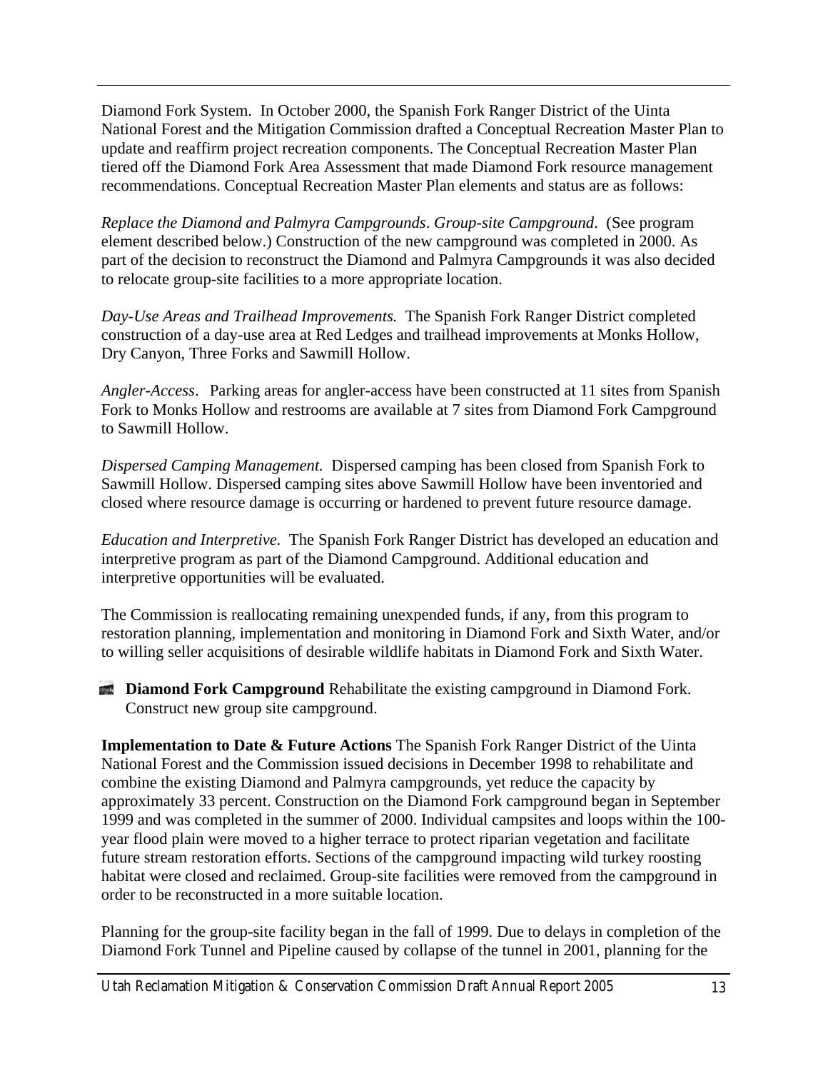Diamond Fork System. In October 2000, the Spanish Fork Ranger District of the Uinta National Forest and the Mitigation Commission drafted a Conceptual Recreation Master Plan to update and reaffirm project recreation components. The Conceptual Recreation Master Plan tiered off the Diamond Fork Area Assessment that made Diamond Fork resource management recommendations. Conceptual Recreation Master Plan elements and status are as follows:

*Replace the Diamond and Palmyra Campgrounds*. *Group-site Campground*. (See program element described below.) Construction of the new campground was completed in 2000. As part of the decision to reconstruct the Diamond and Palmyra Campgrounds it was also decided to relocate group-site facilities to a more appropriate location.

*Day-Use Areas and Trailhead Improvements.* The Spanish Fork Ranger District completed construction of a day-use area at Red Ledges and trailhead improvements at Monks Hollow, Dry Canyon, Three Forks and Sawmill Hollow.

*Angler-Access*. Parking areas for angler-access have been constructed at 11 sites from Spanish Fork to Monks Hollow and restrooms are available at 7 sites from Diamond Fork Campground to Sawmill Hollow.

*Dispersed Camping Management.* Dispersed camping has been closed from Spanish Fork to Sawmill Hollow. Dispersed camping sites above Sawmill Hollow have been inventoried and closed where resource damage is occurring or hardened to prevent future resource damage.

*Education and Interpretive.* The Spanish Fork Ranger District has developed an education and interpretive program as part of the Diamond Campground. Additional education and interpretive opportunities will be evaluated.

The Commission is reallocating remaining unexpended funds, if any, from this program to restoration planning, implementation and monitoring in Diamond Fork and Sixth Water, and/or to willing seller acquisitions of desirable wildlife habitats in Diamond Fork and Sixth Water.

- **Diamond Fork Campground** Rehabilitate the existing campground in Diamond Fork. Construct new group site campground.

**Implementation to Date & Future Actions** The Spanish Fork Ranger District of the Uinta National Forest and the Commission issued decisions in December 1998 to rehabilitate and combine the existing Diamond and Palmyra campgrounds, yet reduce the capacity by approximately 33 percent. Construction on the Diamond Fork campground began in September 1999 and was completed in the summer of 2000. Individual campsites and loops within the 100-year flood plain were moved to a higher terrace to protect riparian vegetation and facilitate future stream restoration efforts. Sections of the campground impacting wild turkey roosting habitat were closed and reclaimed. Group-site facilities were removed from the campground in order to be reconstructed in a more suitable location.

Planning for the group-site facility began in the fall of 1999. Due to delays in completion of the Diamond Fork Tunnel and Pipeline caused by collapse of the tunnel in 2001, planning for the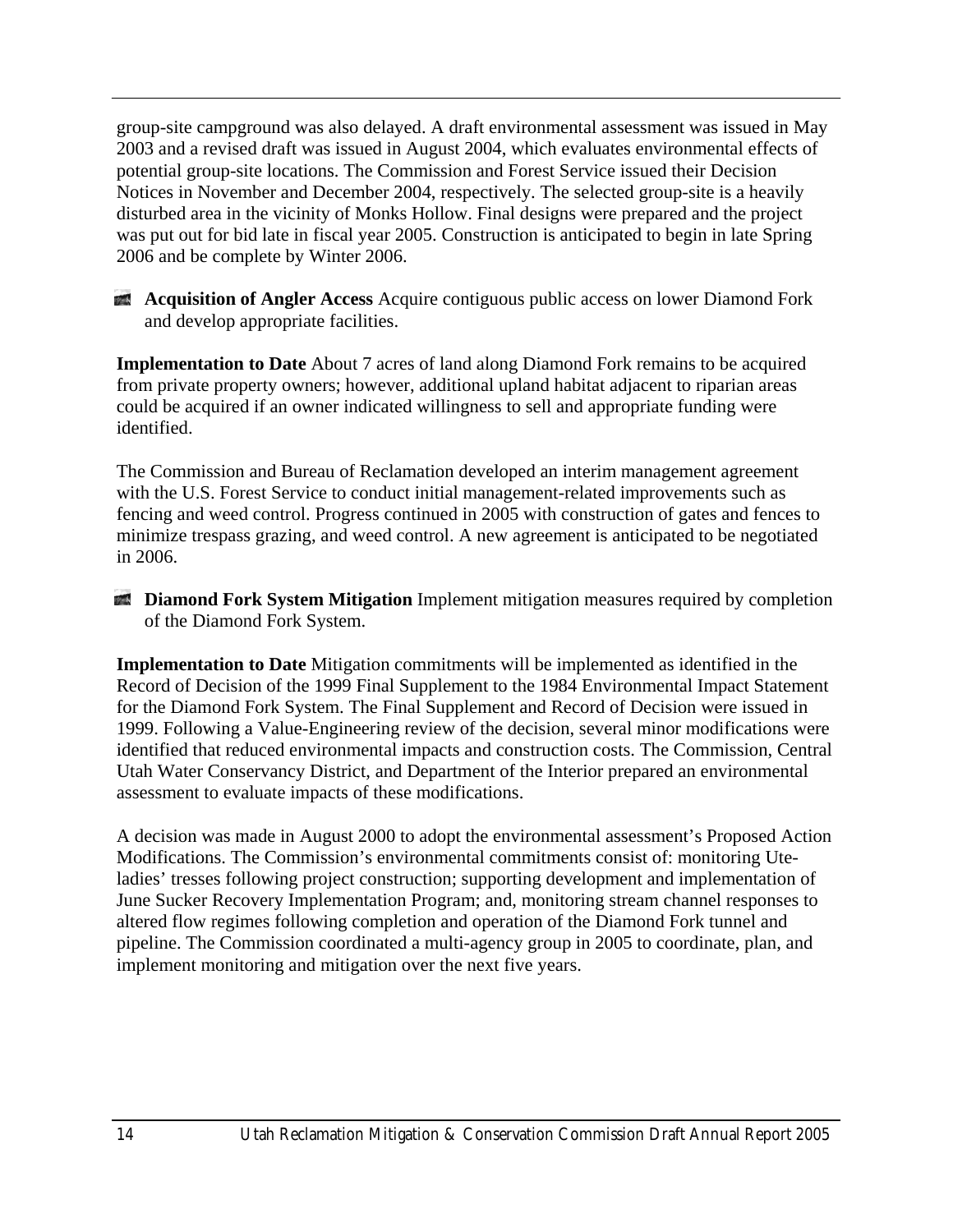group-site campground was also delayed. A draft environmental assessment was issued in May 2003 and a revised draft was issued in August 2004, which evaluates environmental effects of potential group-site locations. The Commission and Forest Service issued their Decision Notices in November and December 2004, respectively. The selected group-site is a heavily disturbed area in the vicinity of Monks Hollow. Final designs were prepared and the project was put out for bid late in fiscal year 2005. Construction is anticipated to begin in late Spring 2006 and be complete by Winter 2006.

- **Acquisition of Angler Access** Acquire contiguous public access on lower Diamond Fork and develop appropriate facilities.

**Implementation to Date** About 7 acres of land along Diamond Fork remains to be acquired from private property owners; however, additional upland habitat adjacent to riparian areas could be acquired if an owner indicated willingness to sell and appropriate funding were identified.

The Commission and Bureau of Reclamation developed an interim management agreement with the U.S. Forest Service to conduct initial management-related improvements such as fencing and weed control. Progress continued in 2005 with construction of gates and fences to minimize trespass grazing, and weed control. A new agreement is anticipated to be negotiated in 2006.

- **Diamond Fork System Mitigation** Implement mitigation measures required by completion of the Diamond Fork System.

**Implementation to Date** Mitigation commitments will be implemented as identified in the Record of Decision of the 1999 Final Supplement to the 1984 Environmental Impact Statement for the Diamond Fork System. The Final Supplement and Record of Decision were issued in 1999. Following a Value-Engineering review of the decision, several minor modifications were identified that reduced environmental impacts and construction costs. The Commission, Central Utah Water Conservancy District, and Department of the Interior prepared an environmental assessment to evaluate impacts of these modifications.

A decision was made in August 2000 to adopt the environmental assessment's Proposed Action Modifications. The Commission's environmental commitments consist of: monitoring Ute-ladies' tresses following project construction; supporting development and implementation of June Sucker Recovery Implementation Program; and, monitoring stream channel responses to altered flow regimes following completion and operation of the Diamond Fork tunnel and pipeline. The Commission coordinated a multi-agency group in 2005 to coordinate, plan, and implement monitoring and mitigation over the next five years.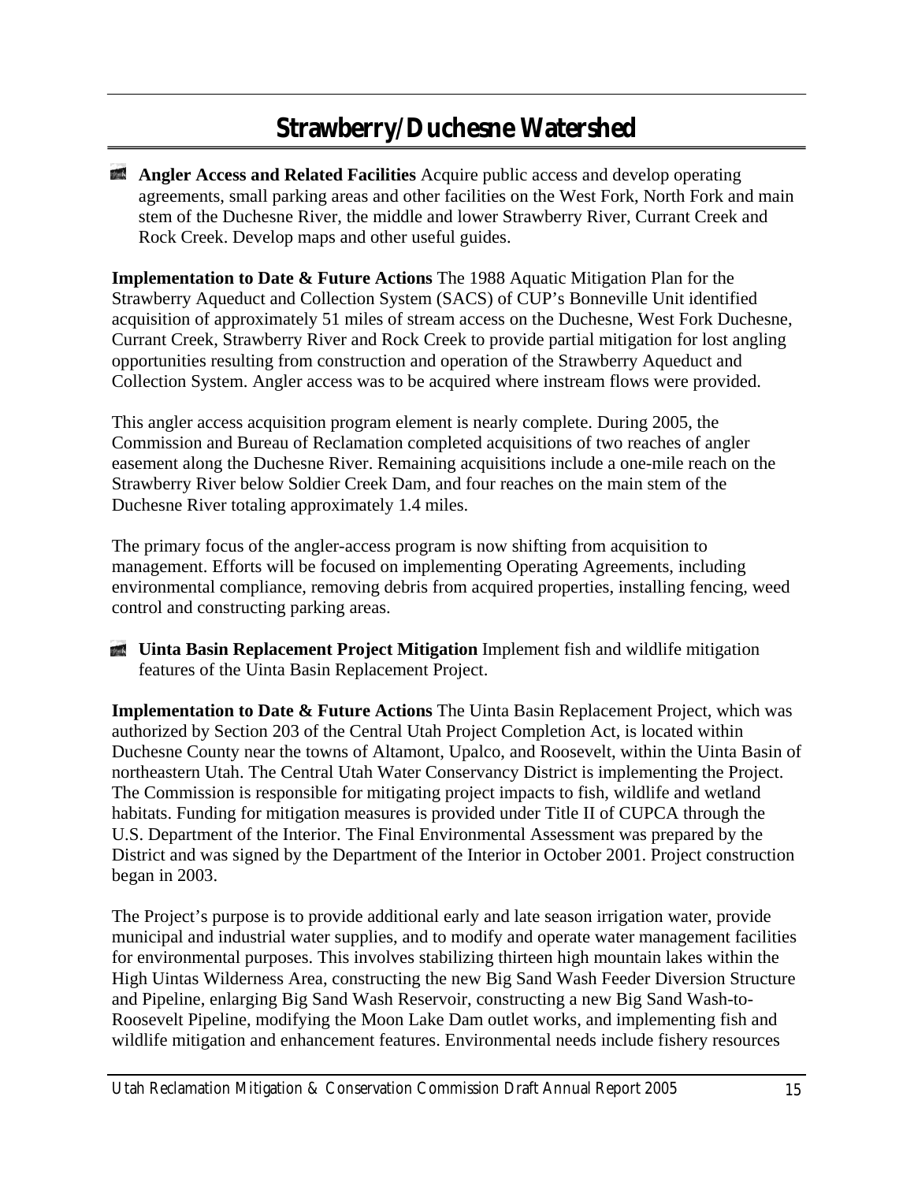# Strawberry/Duchesne Watershed

- **Angler Access and Related Facilities** Acquire public access and develop operating agreements, small parking areas and other facilities on the West Fork, North Fork and main stem of the Duchesne River, the middle and lower Strawberry River, Currant Creek and Rock Creek. Develop maps and other useful guides.

**Implementation to Date & Future Actions** The 1988 Aquatic Mitigation Plan for the Strawberry Aqueduct and Collection System (SACS) of CUP's Bonneville Unit identified acquisition of approximately 51 miles of stream access on the Duchesne, West Fork Duchesne, Currant Creek, Strawberry River and Rock Creek to provide partial mitigation for lost angling opportunities resulting from construction and operation of the Strawberry Aqueduct and Collection System. Angler access was to be acquired where instream flows were provided.

This angler access acquisition program element is nearly complete. During 2005, the Commission and Bureau of Reclamation completed acquisitions of two reaches of angler easement along the Duchesne River. Remaining acquisitions include a one-mile reach on the Strawberry River below Soldier Creek Dam, and four reaches on the main stem of the Duchesne River totaling approximately 1.4 miles.

The primary focus of the angler-access program is now shifting from acquisition to management. Efforts will be focused on implementing Operating Agreements, including environmental compliance, removing debris from acquired properties, installing fencing, weed control and constructing parking areas.

- **Uinta Basin Replacement Project Mitigation** Implement fish and wildlife mitigation features of the Uinta Basin Replacement Project.

**Implementation to Date & Future Actions** The Uinta Basin Replacement Project, which was authorized by Section 203 of the Central Utah Project Completion Act, is located within Duchesne County near the towns of Altamont, Upalco, and Roosevelt, within the Uinta Basin of northeastern Utah. The Central Utah Water Conservancy District is implementing the Project. The Commission is responsible for mitigating project impacts to fish, wildlife and wetland habitats. Funding for mitigation measures is provided under Title II of CUPCA through the U.S. Department of the Interior. The Final Environmental Assessment was prepared by the District and was signed by the Department of the Interior in October 2001. Project construction began in 2003.

The Project's purpose is to provide additional early and late season irrigation water, provide municipal and industrial water supplies, and to modify and operate water management facilities for environmental purposes. This involves stabilizing thirteen high mountain lakes within the High Uintas Wilderness Area, constructing the new Big Sand Wash Feeder Diversion Structure and Pipeline, enlarging Big Sand Wash Reservoir, constructing a new Big Sand Wash-to-Roosevelt Pipeline, modifying the Moon Lake Dam outlet works, and implementing fish and wildlife mitigation and enhancement features. Environmental needs include fishery resources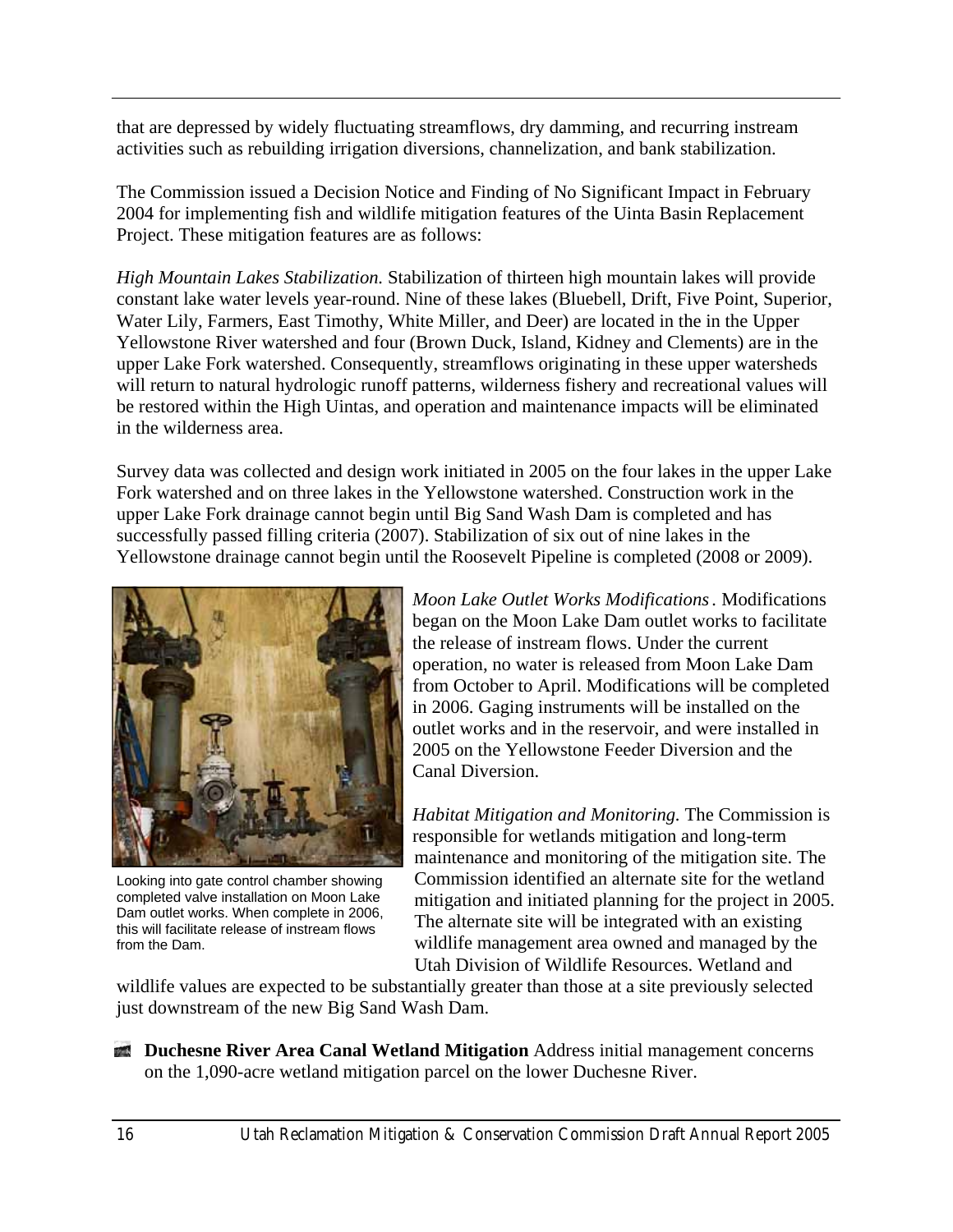that are depressed by widely fluctuating streamflows, dry damming, and recurring instream activities such as rebuilding irrigation diversions, channelization, and bank stabilization.

The Commission issued a Decision Notice and Finding of No Significant Impact in February 2004 for implementing fish and wildlife mitigation features of the Uinta Basin Replacement Project. These mitigation features are as follows:

*High Mountain Lakes Stabilization.* Stabilization of thirteen high mountain lakes will provide constant lake water levels year-round. Nine of these lakes (Bluebell, Drift, Five Point, Superior, Water Lily, Farmers, East Timothy, White Miller, and Deer) are located in the in the Upper Yellowstone River watershed and four (Brown Duck, Island, Kidney and Clements) are in the upper Lake Fork watershed. Consequently, streamflows originating in these upper watersheds will return to natural hydrologic runoff patterns, wilderness fishery and recreational values will be restored within the High Uintas, and operation and maintenance impacts will be eliminated in the wilderness area.

Survey data was collected and design work initiated in 2005 on the four lakes in the upper Lake Fork watershed and on three lakes in the Yellowstone watershed. Construction work in the upper Lake Fork drainage cannot begin until Big Sand Wash Dam is completed and has successfully passed filling criteria (2007). Stabilization of six out of nine lakes in the Yellowstone drainage cannot begin until the Roosevelt Pipeline is completed (2008 or 2009).

Looking into gate control chamber showing completed valve installation on Moon Lake Dam outlet works. When complete in 2006, this will facilitate release of instream flows from the Dam.

*Moon Lake Outlet Works Modifications*. Modifications began on the Moon Lake Dam outlet works to facilitate the release of instream flows. Under the current operation, no water is released from Moon Lake Dam from October to April. Modifications will be completed in 2006. Gaging instruments will be installed on the outlet works and in the reservoir, and were installed in 2005 on the Yellowstone Feeder Diversion and the Canal Diversion.

*Habitat Mitigation and Monitoring.* The Commission is responsible for wetlands mitigation and long-term maintenance and monitoring of the mitigation site. The Commission identified an alternate site for the wetland mitigation and initiated planning for the project in 2005. The alternate site will be integrated with an existing wildlife management area owned and managed by the Utah Division of Wildlife Resources. Wetland and wildlife values are expected to be substantially greater than those at a site previously selected just downstream of the new Big Sand Wash Dam.

- **Duchesne River Area Canal Wetland Mitigation** Address initial management concerns on the 1,090-acre wetland mitigation parcel on the lower Duchesne River.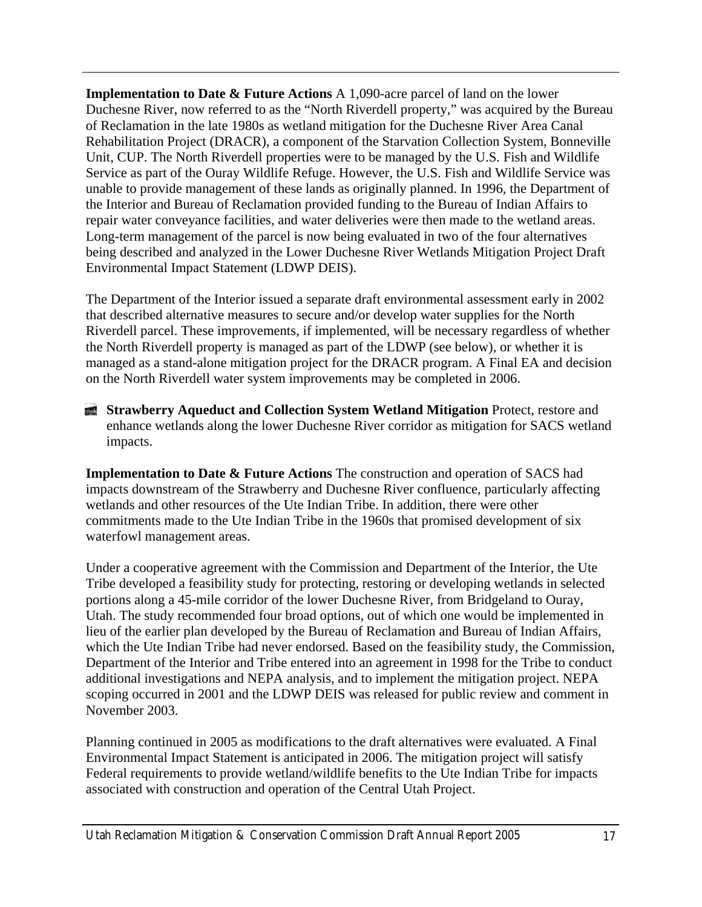**Implementation to Date & Future Actions** A 1,090-acre parcel of land on the lower Duchesne River, now referred to as the "North Riverdell property," was acquired by the Bureau of Reclamation in the late 1980s as wetland mitigation for the Duchesne River Area Canal Rehabilitation Project (DRACR), a component of the Starvation Collection System, Bonneville Unit, CUP. The North Riverdell properties were to be managed by the U.S. Fish and Wildlife Service as part of the Ouray Wildlife Refuge. However, the U.S. Fish and Wildlife Service was unable to provide management of these lands as originally planned. In 1996, the Department of the Interior and Bureau of Reclamation provided funding to the Bureau of Indian Affairs to repair water conveyance facilities, and water deliveries were then made to the wetland areas. Long-term management of the parcel is now being evaluated in two of the four alternatives being described and analyzed in the Lower Duchesne River Wetlands Mitigation Project Draft Environmental Impact Statement (LDWP DEIS).

The Department of the Interior issued a separate draft environmental assessment early in 2002 that described alternative measures to secure and/or develop water supplies for the North Riverdell parcel. These improvements, if implemented, will be necessary regardless of whether the North Riverdell property is managed as part of the LDWP (see below), or whether it is managed as a stand-alone mitigation project for the DRACR program. A Final EA and decision on the North Riverdell water system improvements may be completed in 2006.

- **Strawberry Aqueduct and Collection System Wetland Mitigation** Protect, restore and enhance wetlands along the lower Duchesne River corridor as mitigation for SACS wetland impacts.

**Implementation to Date & Future Actions** The construction and operation of SACS had impacts downstream of the Strawberry and Duchesne River confluence, particularly affecting wetlands and other resources of the Ute Indian Tribe. In addition, there were other commitments made to the Ute Indian Tribe in the 1960s that promised development of six waterfowl management areas.

Under a cooperative agreement with the Commission and Department of the Interior, the Ute Tribe developed a feasibility study for protecting, restoring or developing wetlands in selected portions along a 45-mile corridor of the lower Duchesne River, from Bridgeland to Ouray, Utah. The study recommended four broad options, out of which one would be implemented in lieu of the earlier plan developed by the Bureau of Reclamation and Bureau of Indian Affairs, which the Ute Indian Tribe had never endorsed. Based on the feasibility study, the Commission, Department of the Interior and Tribe entered into an agreement in 1998 for the Tribe to conduct additional investigations and NEPA analysis, and to implement the mitigation project. NEPA scoping occurred in 2001 and the LDWP DEIS was released for public review and comment in November 2003.

Planning continued in 2005 as modifications to the draft alternatives were evaluated. A Final Environmental Impact Statement is anticipated in 2006. The mitigation project will satisfy Federal requirements to provide wetland/wildlife benefits to the Ute Indian Tribe for impacts associated with construction and operation of the Central Utah Project.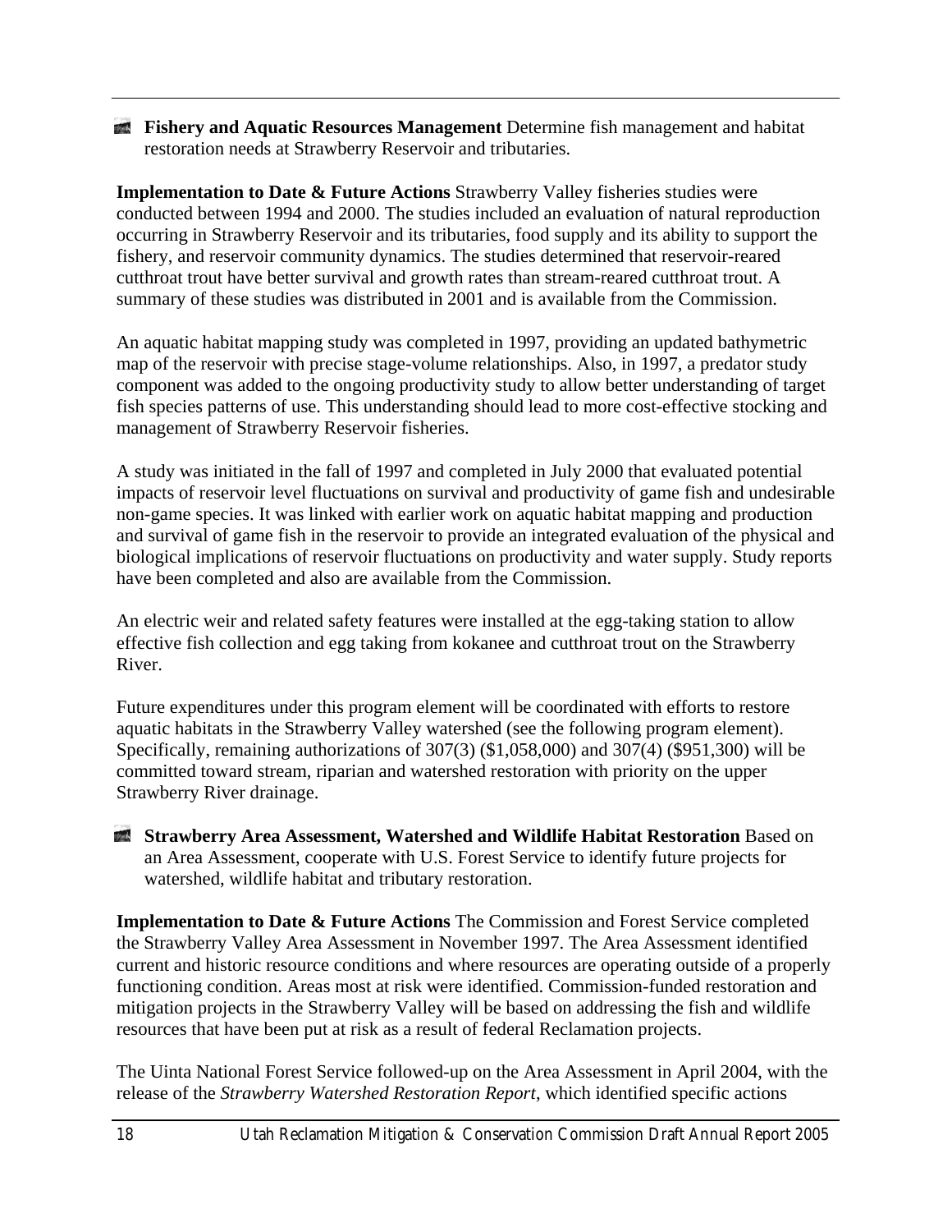**Fishery and Aquatic Resources Management** Determine fish management and habitat restoration needs at Strawberry Reservoir and tributaries.

**Implementation to Date & Future Actions** Strawberry Valley fisheries studies were conducted between 1994 and 2000. The studies included an evaluation of natural reproduction occurring in Strawberry Reservoir and its tributaries, food supply and its ability to support the fishery, and reservoir community dynamics. The studies determined that reservoir-reared cutthroat trout have better survival and growth rates than stream-reared cutthroat trout. A summary of these studies was distributed in 2001 and is available from the Commission.

An aquatic habitat mapping study was completed in 1997, providing an updated bathymetric map of the reservoir with precise stage-volume relationships. Also, in 1997, a predator study component was added to the ongoing productivity study to allow better understanding of target fish species patterns of use. This understanding should lead to more cost-effective stocking and management of Strawberry Reservoir fisheries.

A study was initiated in the fall of 1997 and completed in July 2000 that evaluated potential impacts of reservoir level fluctuations on survival and productivity of game fish and undesirable non-game species. It was linked with earlier work on aquatic habitat mapping and production and survival of game fish in the reservoir to provide an integrated evaluation of the physical and biological implications of reservoir fluctuations on productivity and water supply. Study reports have been completed and also are available from the Commission.

An electric weir and related safety features were installed at the egg-taking station to allow effective fish collection and egg taking from kokanee and cutthroat trout on the Strawberry River.

Future expenditures under this program element will be coordinated with efforts to restore aquatic habitats in the Strawberry Valley watershed (see the following program element). Specifically, remaining authorizations of 307(3) ($1,058,000) and 307(4) ($951,300) will be committed toward stream, riparian and watershed restoration with priority on the upper Strawberry River drainage.

**Strawberry Area Assessment, Watershed and Wildlife Habitat Restoration** Based on an Area Assessment, cooperate with U.S. Forest Service to identify future projects for watershed, wildlife habitat and tributary restoration.

**Implementation to Date & Future Actions** The Commission and Forest Service completed the Strawberry Valley Area Assessment in November 1997. The Area Assessment identified current and historic resource conditions and where resources are operating outside of a properly functioning condition. Areas most at risk were identified. Commission-funded restoration and mitigation projects in the Strawberry Valley will be based on addressing the fish and wildlife resources that have been put at risk as a result of federal Reclamation projects.

The Uinta National Forest Service followed-up on the Area Assessment in April 2004, with the release of the *Strawberry Watershed Restoration Report*, which identified specific actions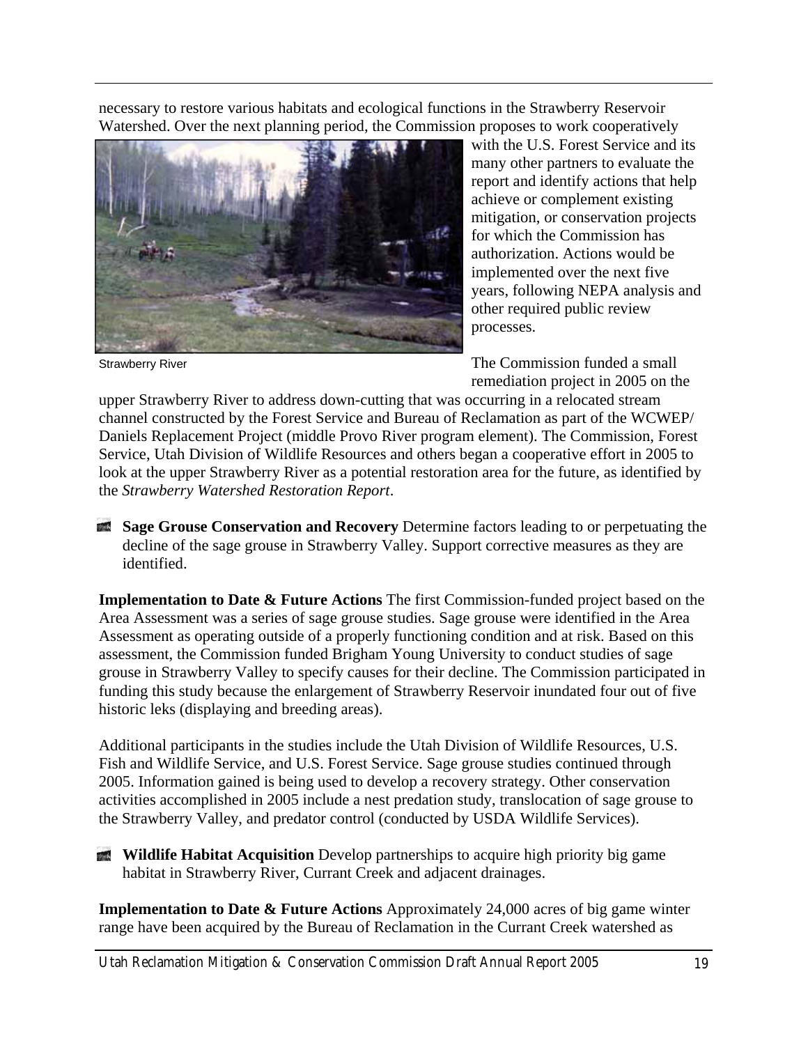necessary to restore various habitats and ecological functions in the Strawberry Reservoir Watershed. Over the next planning period, the Commission proposes to work cooperatively with the U.S. Forest Service and its many other partners to evaluate the report and identify actions that help achieve or complement existing mitigation, or conservation projects for which the Commission has authorization. Actions would be implemented over the next five years, following NEPA analysis and other required public review processes.

Strawberry River

The Commission funded a small remediation project in 2005 on the upper Strawberry River to address down-cutting that was occurring in a relocated stream channel constructed by the Forest Service and Bureau of Reclamation as part of the WCWEP/ Daniels Replacement Project (middle Provo River program element). The Commission, Forest Service, Utah Division of Wildlife Resources and others began a cooperative effort in 2005 to look at the upper Strawberry River as a potential restoration area for the future, as identified by the *Strawberry Watershed Restoration Report*.

- **Sage Grouse Conservation and Recovery** Determine factors leading to or perpetuating the decline of the sage grouse in Strawberry Valley. Support corrective measures as they are identified.

**Implementation to Date & Future Actions** The first Commission-funded project based on the Area Assessment was a series of sage grouse studies. Sage grouse were identified in the Area Assessment as operating outside of a properly functioning condition and at risk. Based on this assessment, the Commission funded Brigham Young University to conduct studies of sage grouse in Strawberry Valley to specify causes for their decline. The Commission participated in funding this study because the enlargement of Strawberry Reservoir inundated four out of five historic leks (displaying and breeding areas).

Additional participants in the studies include the Utah Division of Wildlife Resources, U.S. Fish and Wildlife Service, and U.S. Forest Service. Sage grouse studies continued through 2005. Information gained is being used to develop a recovery strategy. Other conservation activities accomplished in 2005 include a nest predation study, translocation of sage grouse to the Strawberry Valley, and predator control (conducted by USDA Wildlife Services).

- **Wildlife Habitat Acquisition** Develop partnerships to acquire high priority big game habitat in Strawberry River, Currant Creek and adjacent drainages.

**Implementation to Date & Future Actions** Approximately 24,000 acres of big game winter range have been acquired by the Bureau of Reclamation in the Currant Creek watershed as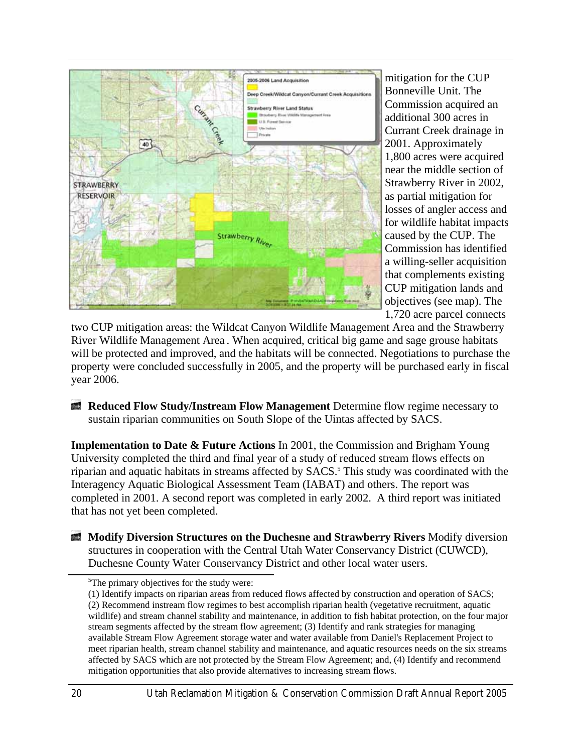2005-2006 Land Acquisition

Deep Creek/Wildcat Canyon/Currant Creek Acquisitions

Strawberry River Land Status

Strawberry River Wildlife Management Area

U.S. Forest Service

Ute Indian

Private

Currant Creek

40

STRAWBERRY RESERVOIR

Strawberry River

mitigation for the CUP Bonneville Unit. The Commission acquired an additional 300 acres in Currant Creek drainage in 2001. Approximately 1,800 acres were acquired near the middle section of Strawberry River in 2002, as partial mitigation for losses of angler access and for wildlife habitat impacts caused by the CUP. The Commission has identified a willing-seller acquisition that complements existing CUP mitigation lands and objectives (see map). The 1,720 acre parcel connects two CUP mitigation areas: the Wildcat Canyon Wildlife Management Area and the Strawberry River Wildlife Management Area . When acquired, critical big game and sage grouse habitats will be protected and improved, and the habitats will be connected. Negotiations to purchase the property were concluded successfully in 2005, and the property will be purchased early in fiscal year 2006.

**Reduced Flow Study/Instream Flow Management** Determine flow regime necessary to sustain riparian communities on South Slope of the Uintas affected by SACS.

**Implementation to Date & Future Actions** In 2001, the Commission and Brigham Young University completed the third and final year of a study of reduced stream flows effects on riparian and aquatic habitats in streams affected by SACS.[5] This study was coordinated with the Interagency Aquatic Biological Assessment Team (IABAT) and others. The report was completed in 2001. A second report was completed in early 2002. A third report was initiated that has not yet been completed.

**Modify Diversion Structures on the Duchesne and Strawberry Rivers** Modify diversion structures in cooperation with the Central Utah Water Conservancy District (CUWCD), Duchesne County Water Conservancy District and other local water users.

[5]The primary objectives for the study were:
(1) Identify impacts on riparian areas from reduced flows affected by construction and operation of SACS; (2) Recommend instream flow regimes to best accomplish riparian health (vegetative recruitment, aquatic wildlife) and stream channel stability and maintenance, in addition to fish habitat protection, on the four major stream segments affected by the stream flow agreement; (3) Identify and rank strategies for managing available Stream Flow Agreement storage water and water available from Daniel's Replacement Project to meet riparian health, stream channel stability and maintenance, and aquatic resources needs on the six streams affected by SACS which are not protected by the Stream Flow Agreement; and, (4) Identify and recommend mitigation opportunities that also provide alternatives to increasing stream flows.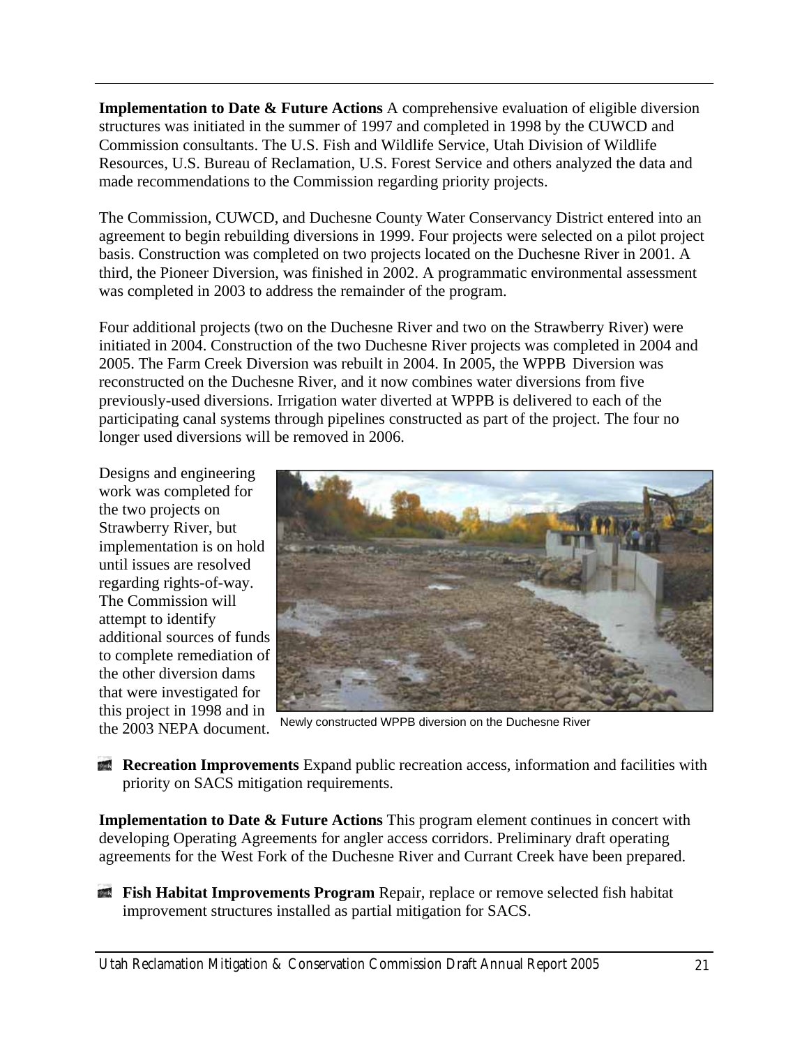**Implementation to Date & Future Actions** A comprehensive evaluation of eligible diversion structures was initiated in the summer of 1997 and completed in 1998 by the CUWCD and Commission consultants. The U.S. Fish and Wildlife Service, Utah Division of Wildlife Resources, U.S. Bureau of Reclamation, U.S. Forest Service and others analyzed the data and made recommendations to the Commission regarding priority projects.

The Commission, CUWCD, and Duchesne County Water Conservancy District entered into an agreement to begin rebuilding diversions in 1999. Four projects were selected on a pilot project basis. Construction was completed on two projects located on the Duchesne River in 2001. A third, the Pioneer Diversion, was finished in 2002. A programmatic environmental assessment was completed in 2003 to address the remainder of the program.

Four additional projects (two on the Duchesne River and two on the Strawberry River) were initiated in 2004. Construction of the two Duchesne River projects was completed in 2004 and 2005. The Farm Creek Diversion was rebuilt in 2004. In 2005, the WPPB Diversion was reconstructed on the Duchesne River, and it now combines water diversions from five previously-used diversions. Irrigation water diverted at WPPB is delivered to each of the participating canal systems through pipelines constructed as part of the project. The four no longer used diversions will be removed in 2006.

Designs and engineering work was completed for the two projects on Strawberry River, but implementation is on hold until issues are resolved regarding rights-of-way. The Commission will attempt to identify additional sources of funds to complete remediation of the other diversion dams that were investigated for this project in 1998 and in the 2003 NEPA document.

Newly constructed WPPB diversion on the Duchesne River

- **Recreation Improvements** Expand public recreation access, information and facilities with priority on SACS mitigation requirements.

**Implementation to Date & Future Actions** This program element continues in concert with developing Operating Agreements for angler access corridors. Preliminary draft operating agreements for the West Fork of the Duchesne River and Currant Creek have been prepared.

- **Fish Habitat Improvements Program** Repair, replace or remove selected fish habitat improvement structures installed as partial mitigation for SACS.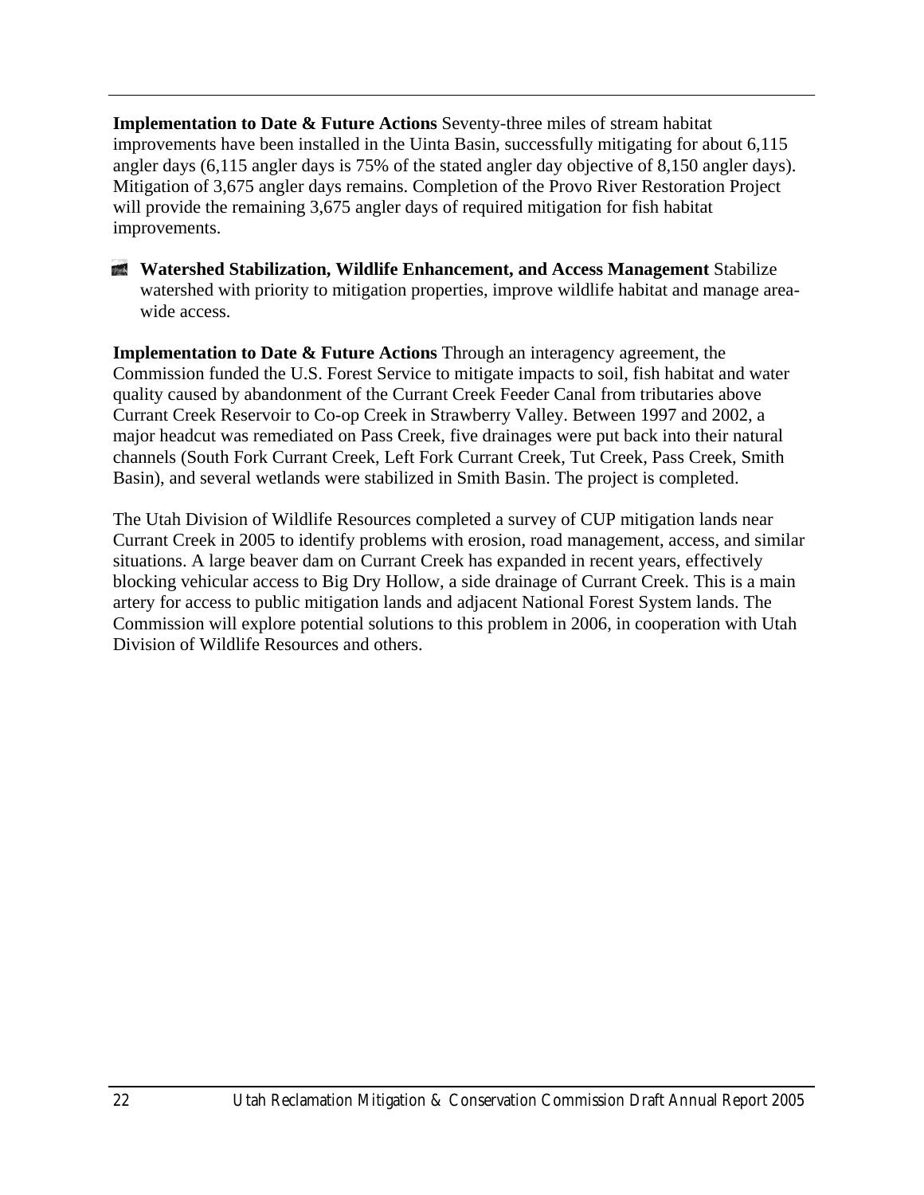**Implementation to Date & Future Actions** Seventy-three miles of stream habitat improvements have been installed in the Uinta Basin, successfully mitigating for about 6,115 angler days (6,115 angler days is 75% of the stated angler day objective of 8,150 angler days). Mitigation of 3,675 angler days remains. Completion of the Provo River Restoration Project will provide the remaining 3,675 angler days of required mitigation for fish habitat improvements.

- **Watershed Stabilization, Wildlife Enhancement, and Access Management** Stabilize watershed with priority to mitigation properties, improve wildlife habitat and manage area-wide access.

**Implementation to Date & Future Actions** Through an interagency agreement, the Commission funded the U.S. Forest Service to mitigate impacts to soil, fish habitat and water quality caused by abandonment of the Currant Creek Feeder Canal from tributaries above Currant Creek Reservoir to Co-op Creek in Strawberry Valley. Between 1997 and 2002, a major headcut was remediated on Pass Creek, five drainages were put back into their natural channels (South Fork Currant Creek, Left Fork Currant Creek, Tut Creek, Pass Creek, Smith Basin), and several wetlands were stabilized in Smith Basin. The project is completed.

The Utah Division of Wildlife Resources completed a survey of CUP mitigation lands near Currant Creek in 2005 to identify problems with erosion, road management, access, and similar situations. A large beaver dam on Currant Creek has expanded in recent years, effectively blocking vehicular access to Big Dry Hollow, a side drainage of Currant Creek. This is a main artery for access to public mitigation lands and adjacent National Forest System lands. The Commission will explore potential solutions to this problem in 2006, in cooperation with Utah Division of Wildlife Resources and others.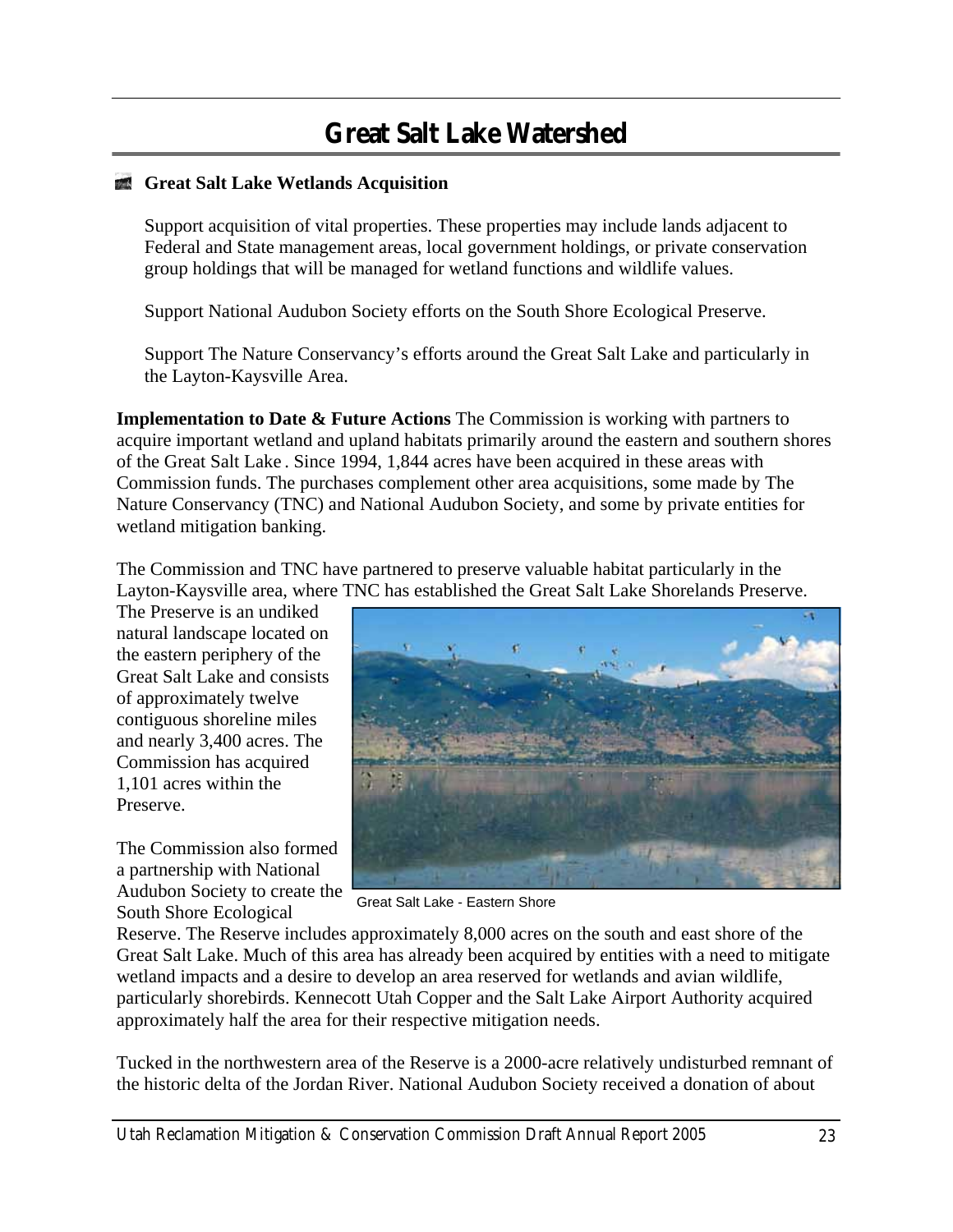# Great Salt Lake Watershed

### Great Salt Lake Wetlands Acquisition

Support acquisition of vital properties. These properties may include lands adjacent to Federal and State management areas, local government holdings, or private conservation group holdings that will be managed for wetland functions and wildlife values.

Support National Audubon Society efforts on the South Shore Ecological Preserve.

Support The Nature Conservancy's efforts around the Great Salt Lake and particularly in the Layton-Kaysville Area.

**Implementation to Date & Future Actions** The Commission is working with partners to acquire important wetland and upland habitats primarily around the eastern and southern shores of the Great Salt Lake. Since 1994, 1,844 acres have been acquired in these areas with Commission funds. The purchases complement other area acquisitions, some made by The Nature Conservancy (TNC) and National Audubon Society, and some by private entities for wetland mitigation banking.

The Commission and TNC have partnered to preserve valuable habitat particularly in the Layton-Kaysville area, where TNC has established the Great Salt Lake Shorelands Preserve. The Preserve is an undiked natural landscape located on the eastern periphery of the Great Salt Lake and consists of approximately twelve contiguous shoreline miles and nearly 3,400 acres. The Commission has acquired 1,101 acres within the Preserve.

Great Salt Lake - Eastern Shore

The Commission also formed a partnership with National Audubon Society to create the South Shore Ecological Reserve. The Reserve includes approximately 8,000 acres on the south and east shore of the Great Salt Lake. Much of this area has already been acquired by entities with a need to mitigate wetland impacts and a desire to develop an area reserved for wetlands and avian wildlife, particularly shorebirds. Kennecott Utah Copper and the Salt Lake Airport Authority acquired approximately half the area for their respective mitigation needs.

Tucked in the northwestern area of the Reserve is a 2000-acre relatively undisturbed remnant of the historic delta of the Jordan River. National Audubon Society received a donation of about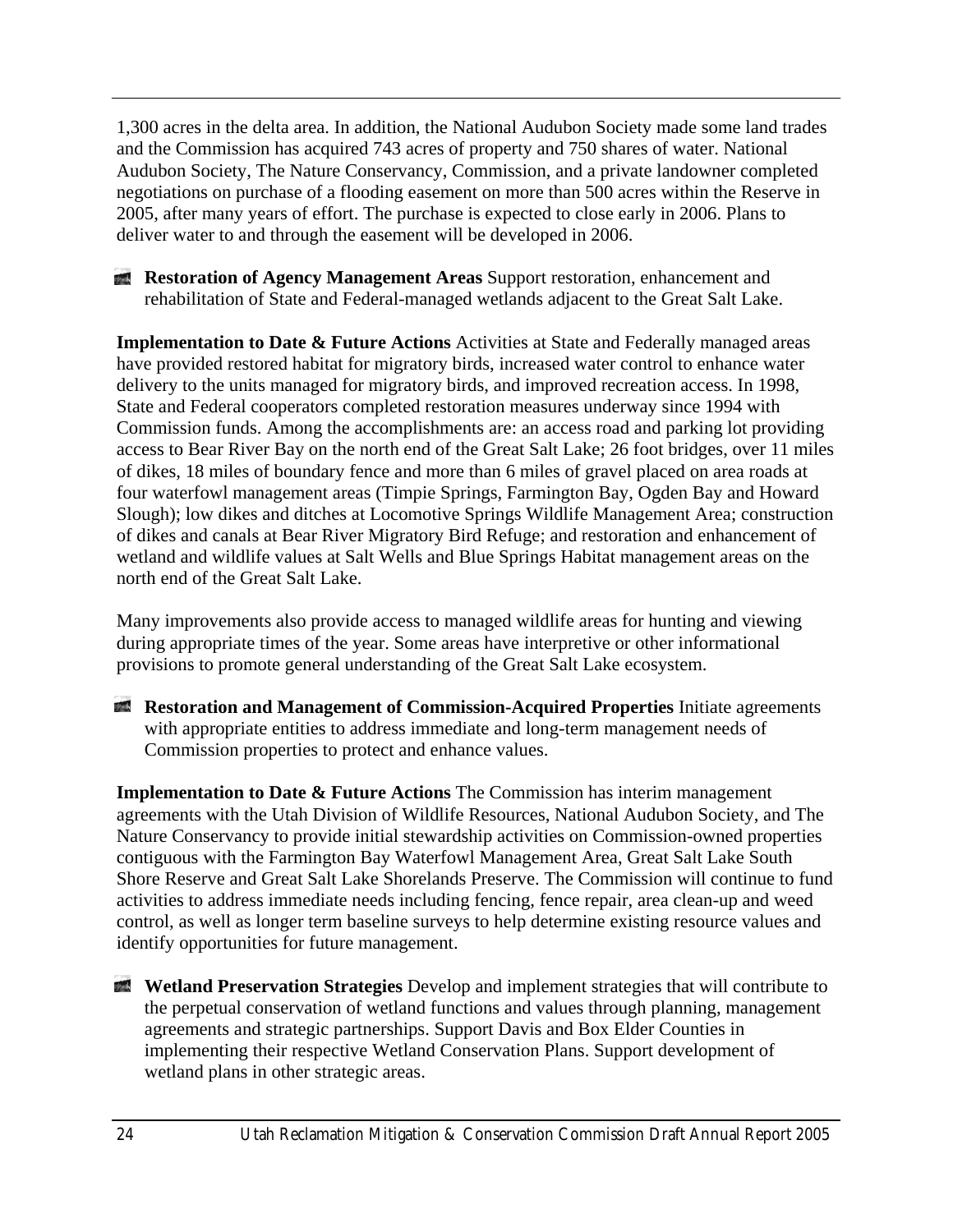1,300 acres in the delta area. In addition, the National Audubon Society made some land trades and the Commission has acquired 743 acres of property and 750 shares of water. National Audubon Society, The Nature Conservancy, Commission, and a private landowner completed negotiations on purchase of a flooding easement on more than 500 acres within the Reserve in 2005, after many years of effort. The purchase is expected to close early in 2006. Plans to deliver water to and through the easement will be developed in 2006.

- **Restoration of Agency Management Areas** Support restoration, enhancement and rehabilitation of State and Federal-managed wetlands adjacent to the Great Salt Lake.

**Implementation to Date & Future Actions** Activities at State and Federally managed areas have provided restored habitat for migratory birds, increased water control to enhance water delivery to the units managed for migratory birds, and improved recreation access. In 1998, State and Federal cooperators completed restoration measures underway since 1994 with Commission funds. Among the accomplishments are: an access road and parking lot providing access to Bear River Bay on the north end of the Great Salt Lake; 26 foot bridges, over 11 miles of dikes, 18 miles of boundary fence and more than 6 miles of gravel placed on area roads at four waterfowl management areas (Timpie Springs, Farmington Bay, Ogden Bay and Howard Slough); low dikes and ditches at Locomotive Springs Wildlife Management Area; construction of dikes and canals at Bear River Migratory Bird Refuge; and restoration and enhancement of wetland and wildlife values at Salt Wells and Blue Springs Habitat management areas on the north end of the Great Salt Lake.

Many improvements also provide access to managed wildlife areas for hunting and viewing during appropriate times of the year. Some areas have interpretive or other informational provisions to promote general understanding of the Great Salt Lake ecosystem.

- **Restoration and Management of Commission-Acquired Properties** Initiate agreements with appropriate entities to address immediate and long-term management needs of Commission properties to protect and enhance values.

**Implementation to Date & Future Actions** The Commission has interim management agreements with the Utah Division of Wildlife Resources, National Audubon Society, and The Nature Conservancy to provide initial stewardship activities on Commission-owned properties contiguous with the Farmington Bay Waterfowl Management Area, Great Salt Lake South Shore Reserve and Great Salt Lake Shorelands Preserve. The Commission will continue to fund activities to address immediate needs including fencing, fence repair, area clean-up and weed control, as well as longer term baseline surveys to help determine existing resource values and identify opportunities for future management.

- **Wetland Preservation Strategies** Develop and implement strategies that will contribute to the perpetual conservation of wetland functions and values through planning, management agreements and strategic partnerships. Support Davis and Box Elder Counties in implementing their respective Wetland Conservation Plans. Support development of wetland plans in other strategic areas.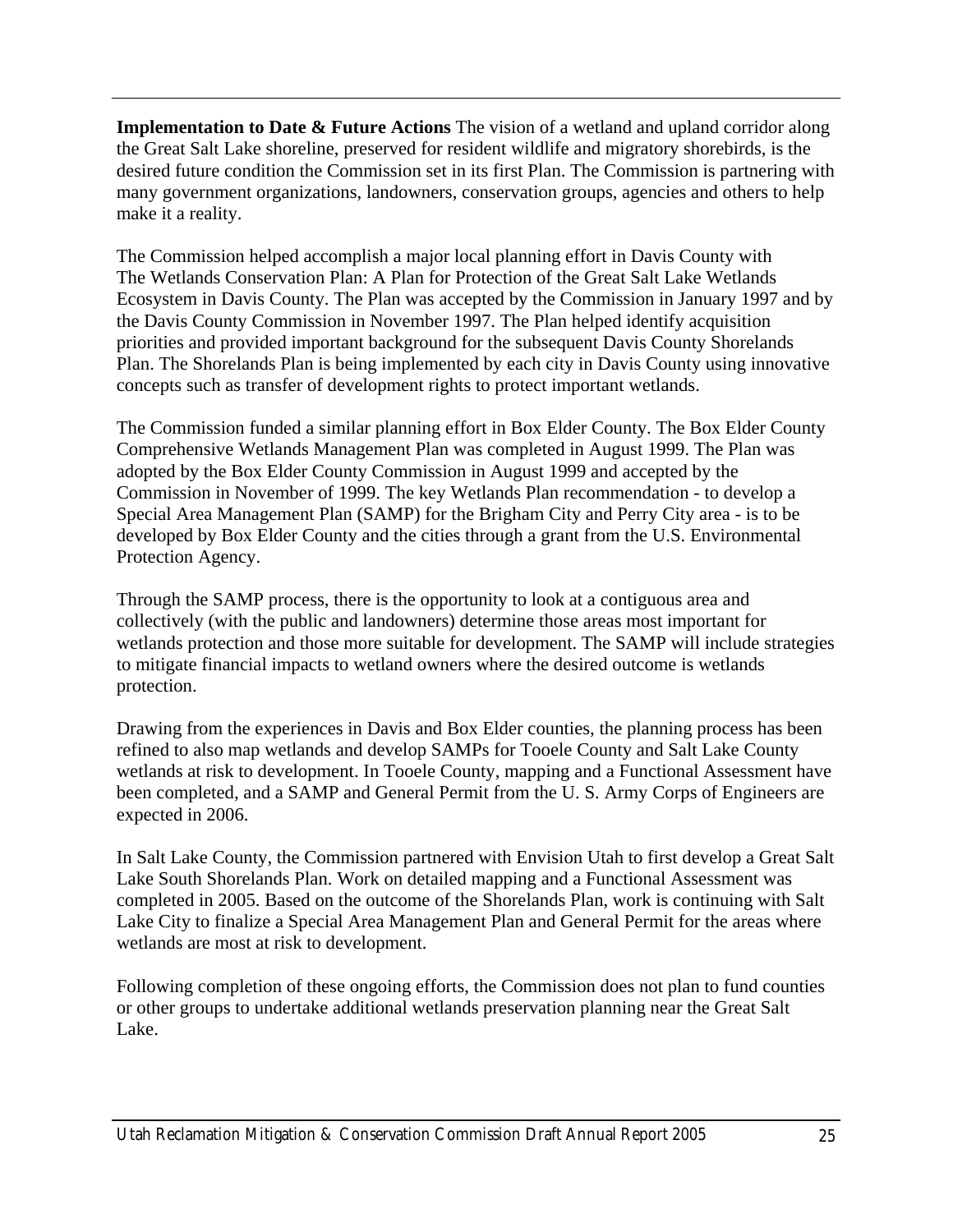**Implementation to Date & Future Actions** The vision of a wetland and upland corridor along the Great Salt Lake shoreline, preserved for resident wildlife and migratory shorebirds, is the desired future condition the Commission set in its first Plan. The Commission is partnering with many government organizations, landowners, conservation groups, agencies and others to help make it a reality.

The Commission helped accomplish a major local planning effort in Davis County with The Wetlands Conservation Plan: A Plan for Protection of the Great Salt Lake Wetlands Ecosystem in Davis County. The Plan was accepted by the Commission in January 1997 and by the Davis County Commission in November 1997. The Plan helped identify acquisition priorities and provided important background for the subsequent Davis County Shorelands Plan. The Shorelands Plan is being implemented by each city in Davis County using innovative concepts such as transfer of development rights to protect important wetlands.

The Commission funded a similar planning effort in Box Elder County. The Box Elder County Comprehensive Wetlands Management Plan was completed in August 1999. The Plan was adopted by the Box Elder County Commission in August 1999 and accepted by the Commission in November of 1999. The key Wetlands Plan recommendation - to develop a Special Area Management Plan (SAMP) for the Brigham City and Perry City area - is to be developed by Box Elder County and the cities through a grant from the U.S. Environmental Protection Agency.

Through the SAMP process, there is the opportunity to look at a contiguous area and collectively (with the public and landowners) determine those areas most important for wetlands protection and those more suitable for development. The SAMP will include strategies to mitigate financial impacts to wetland owners where the desired outcome is wetlands protection.

Drawing from the experiences in Davis and Box Elder counties, the planning process has been refined to also map wetlands and develop SAMPs for Tooele County and Salt Lake County wetlands at risk to development. In Tooele County, mapping and a Functional Assessment have been completed, and a SAMP and General Permit from the U. S. Army Corps of Engineers are expected in 2006.

In Salt Lake County, the Commission partnered with Envision Utah to first develop a Great Salt Lake South Shorelands Plan. Work on detailed mapping and a Functional Assessment was completed in 2005. Based on the outcome of the Shorelands Plan, work is continuing with Salt Lake City to finalize a Special Area Management Plan and General Permit for the areas where wetlands are most at risk to development.

Following completion of these ongoing efforts, the Commission does not plan to fund counties or other groups to undertake additional wetlands preservation planning near the Great Salt Lake.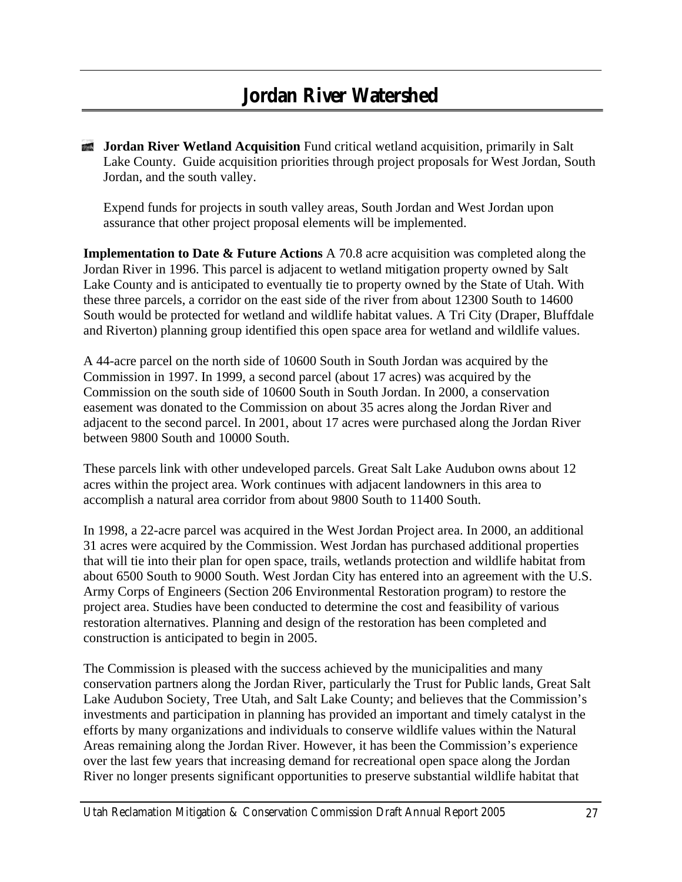# Jordan River Watershed

**Jordan River Wetland Acquisition** Fund critical wetland acquisition, primarily in Salt Lake County. Guide acquisition priorities through project proposals for West Jordan, South Jordan, and the south valley.

Expend funds for projects in south valley areas, South Jordan and West Jordan upon assurance that other project proposal elements will be implemented.

**Implementation to Date & Future Actions** A 70.8 acre acquisition was completed along the Jordan River in 1996. This parcel is adjacent to wetland mitigation property owned by Salt Lake County and is anticipated to eventually tie to property owned by the State of Utah. With these three parcels, a corridor on the east side of the river from about 12300 South to 14600 South would be protected for wetland and wildlife habitat values. A Tri City (Draper, Bluffdale and Riverton) planning group identified this open space area for wetland and wildlife values.

A 44-acre parcel on the north side of 10600 South in South Jordan was acquired by the Commission in 1997. In 1999, a second parcel (about 17 acres) was acquired by the Commission on the south side of 10600 South in South Jordan. In 2000, a conservation easement was donated to the Commission on about 35 acres along the Jordan River and adjacent to the second parcel. In 2001, about 17 acres were purchased along the Jordan River between 9800 South and 10000 South.

These parcels link with other undeveloped parcels. Great Salt Lake Audubon owns about 12 acres within the project area. Work continues with adjacent landowners in this area to accomplish a natural area corridor from about 9800 South to 11400 South.

In 1998, a 22-acre parcel was acquired in the West Jordan Project area. In 2000, an additional 31 acres were acquired by the Commission. West Jordan has purchased additional properties that will tie into their plan for open space, trails, wetlands protection and wildlife habitat from about 6500 South to 9000 South. West Jordan City has entered into an agreement with the U.S. Army Corps of Engineers (Section 206 Environmental Restoration program) to restore the project area. Studies have been conducted to determine the cost and feasibility of various restoration alternatives. Planning and design of the restoration has been completed and construction is anticipated to begin in 2005.

The Commission is pleased with the success achieved by the municipalities and many conservation partners along the Jordan River, particularly the Trust for Public lands, Great Salt Lake Audubon Society, Tree Utah, and Salt Lake County; and believes that the Commission's investments and participation in planning has provided an important and timely catalyst in the efforts by many organizations and individuals to conserve wildlife values within the Natural Areas remaining along the Jordan River. However, it has been the Commission's experience over the last few years that increasing demand for recreational open space along the Jordan River no longer presents significant opportunities to preserve substantial wildlife habitat that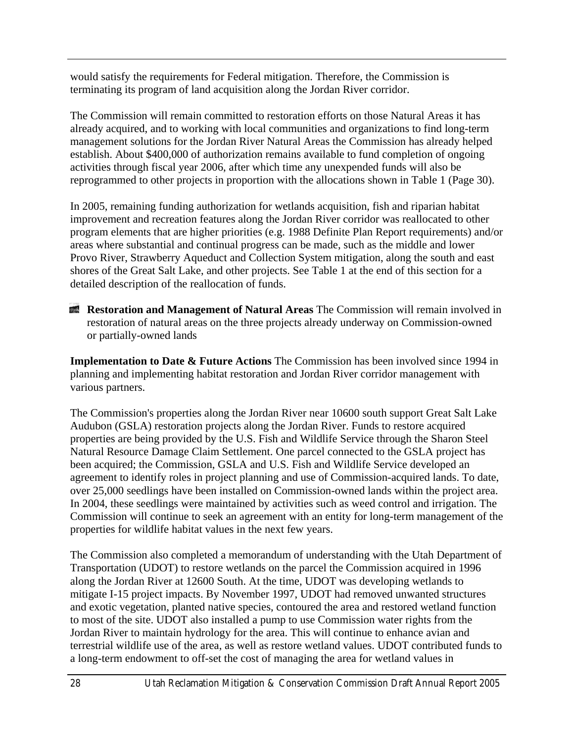would satisfy the requirements for Federal mitigation. Therefore, the Commission is terminating its program of land acquisition along the Jordan River corridor.

The Commission will remain committed to restoration efforts on those Natural Areas it has already acquired, and to working with local communities and organizations to find long-term management solutions for the Jordan River Natural Areas the Commission has already helped establish. About $400,000 of authorization remains available to fund completion of ongoing activities through fiscal year 2006, after which time any unexpended funds will also be reprogrammed to other projects in proportion with the allocations shown in Table 1 (Page 30).

In 2005, remaining funding authorization for wetlands acquisition, fish and riparian habitat improvement and recreation features along the Jordan River corridor was reallocated to other program elements that are higher priorities (e.g. 1988 Definite Plan Report requirements) and/or areas where substantial and continual progress can be made, such as the middle and lower Provo River, Strawberry Aqueduct and Collection System mitigation, along the south and east shores of the Great Salt Lake, and other projects. See Table 1 at the end of this section for a detailed description of the reallocation of funds.

- **Restoration and Management of Natural Areas** The Commission will remain involved in restoration of natural areas on the three projects already underway on Commission-owned or partially-owned lands

**Implementation to Date & Future Actions** The Commission has been involved since 1994 in planning and implementing habitat restoration and Jordan River corridor management with various partners.

The Commission's properties along the Jordan River near 10600 south support Great Salt Lake Audubon (GSLA) restoration projects along the Jordan River. Funds to restore acquired properties are being provided by the U.S. Fish and Wildlife Service through the Sharon Steel Natural Resource Damage Claim Settlement. One parcel connected to the GSLA project has been acquired; the Commission, GSLA and U.S. Fish and Wildlife Service developed an agreement to identify roles in project planning and use of Commission-acquired lands. To date, over 25,000 seedlings have been installed on Commission-owned lands within the project area. In 2004, these seedlings were maintained by activities such as weed control and irrigation. The Commission will continue to seek an agreement with an entity for long-term management of the properties for wildlife habitat values in the next few years.

The Commission also completed a memorandum of understanding with the Utah Department of Transportation (UDOT) to restore wetlands on the parcel the Commission acquired in 1996 along the Jordan River at 12600 South. At the time, UDOT was developing wetlands to mitigate I-15 project impacts. By November 1997, UDOT had removed unwanted structures and exotic vegetation, planted native species, contoured the area and restored wetland function to most of the site. UDOT also installed a pump to use Commission water rights from the Jordan River to maintain hydrology for the area. This will continue to enhance avian and terrestrial wildlife use of the area, as well as restore wetland values. UDOT contributed funds to a long-term endowment to off-set the cost of managing the area for wetland values in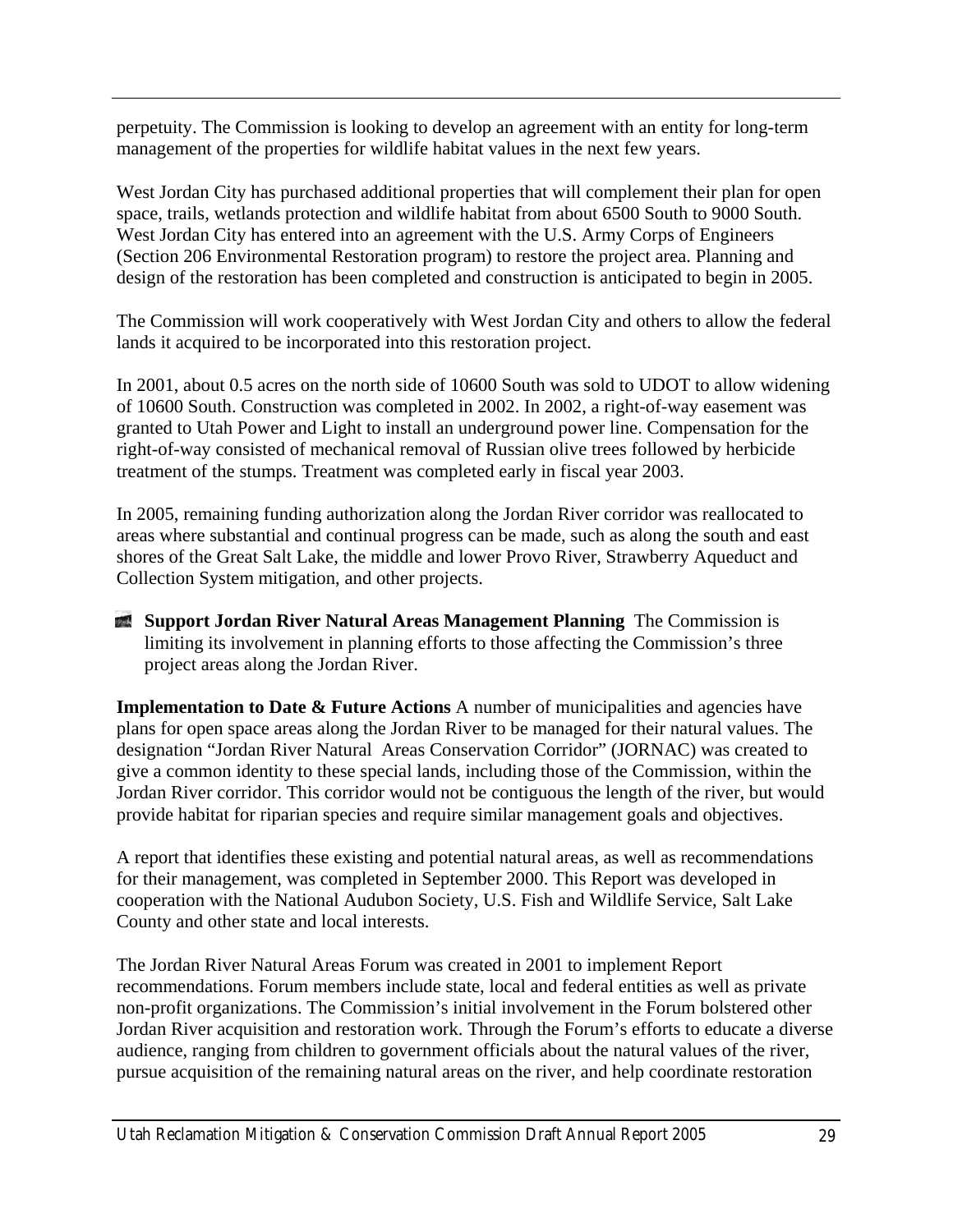perpetuity. The Commission is looking to develop an agreement with an entity for long-term management of the properties for wildlife habitat values in the next few years.

West Jordan City has purchased additional properties that will complement their plan for open space, trails, wetlands protection and wildlife habitat from about 6500 South to 9000 South. West Jordan City has entered into an agreement with the U.S. Army Corps of Engineers (Section 206 Environmental Restoration program) to restore the project area. Planning and design of the restoration has been completed and construction is anticipated to begin in 2005.

The Commission will work cooperatively with West Jordan City and others to allow the federal lands it acquired to be incorporated into this restoration project.

In 2001, about 0.5 acres on the north side of 10600 South was sold to UDOT to allow widening of 10600 South. Construction was completed in 2002. In 2002, a right-of-way easement was granted to Utah Power and Light to install an underground power line. Compensation for the right-of-way consisted of mechanical removal of Russian olive trees followed by herbicide treatment of the stumps. Treatment was completed early in fiscal year 2003.

In 2005, remaining funding authorization along the Jordan River corridor was reallocated to areas where substantial and continual progress can be made, such as along the south and east shores of the Great Salt Lake, the middle and lower Provo River, Strawberry Aqueduct and Collection System mitigation, and other projects.

- **Support Jordan River Natural Areas Management Planning** The Commission is limiting its involvement in planning efforts to those affecting the Commission's three project areas along the Jordan River.

**Implementation to Date & Future Actions** A number of municipalities and agencies have plans for open space areas along the Jordan River to be managed for their natural values. The designation "Jordan River Natural Areas Conservation Corridor" (JORNAC) was created to give a common identity to these special lands, including those of the Commission, within the Jordan River corridor. This corridor would not be contiguous the length of the river, but would provide habitat for riparian species and require similar management goals and objectives.

A report that identifies these existing and potential natural areas, as well as recommendations for their management, was completed in September 2000. This Report was developed in cooperation with the National Audubon Society, U.S. Fish and Wildlife Service, Salt Lake County and other state and local interests.

The Jordan River Natural Areas Forum was created in 2001 to implement Report recommendations. Forum members include state, local and federal entities as well as private non-profit organizations. The Commission's initial involvement in the Forum bolstered other Jordan River acquisition and restoration work. Through the Forum's efforts to educate a diverse audience, ranging from children to government officials about the natural values of the river, pursue acquisition of the remaining natural areas on the river, and help coordinate restoration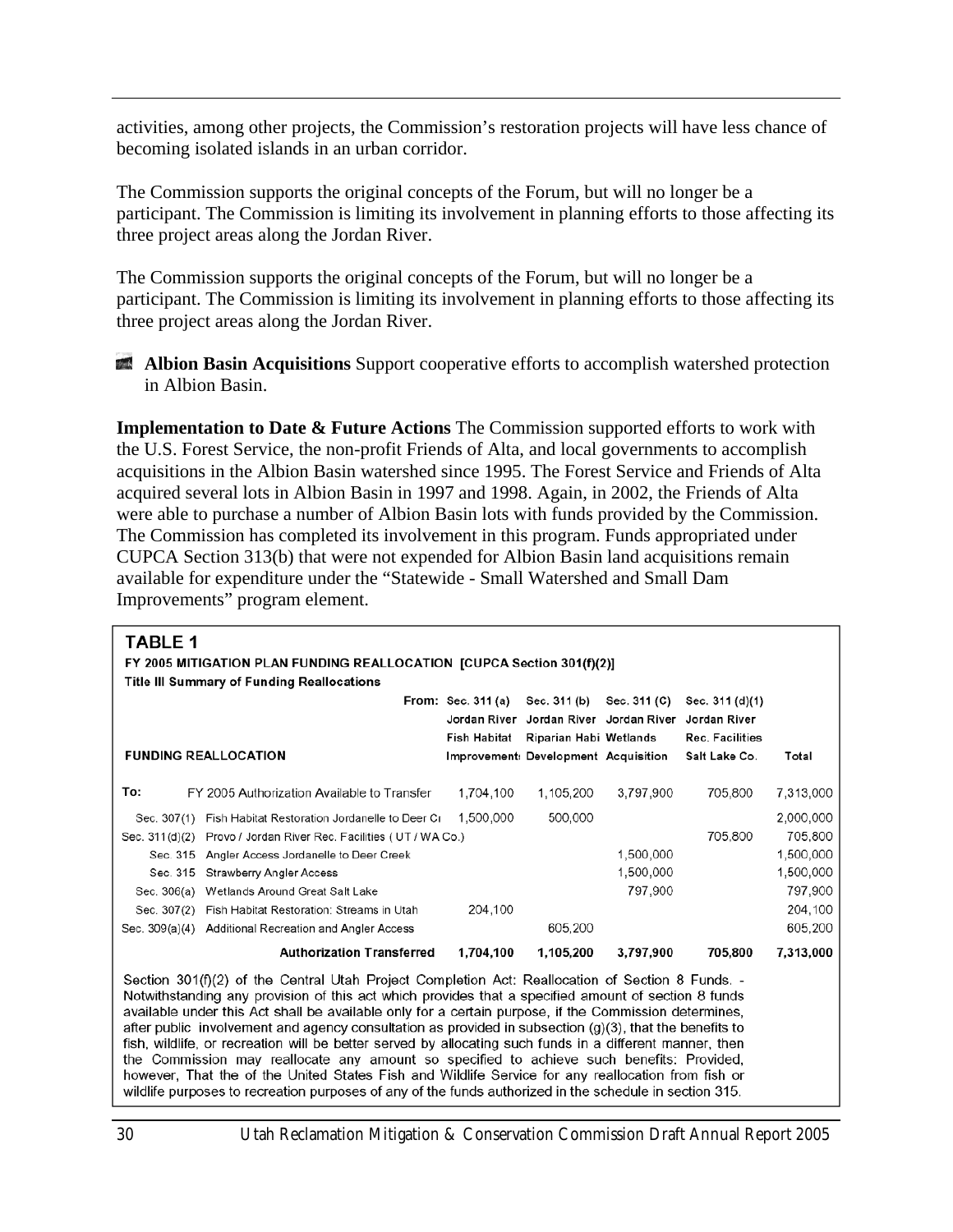activities, among other projects, the Commission's restoration projects will have less chance of becoming isolated islands in an urban corridor.

The Commission supports the original concepts of the Forum, but will no longer be a participant. The Commission is limiting its involvement in planning efforts to those affecting its three project areas along the Jordan River.

The Commission supports the original concepts of the Forum, but will no longer be a participant. The Commission is limiting its involvement in planning efforts to those affecting its three project areas along the Jordan River.

- **Albion Basin Acquisitions** Support cooperative efforts to accomplish watershed protection in Albion Basin.

**Implementation to Date & Future Actions** The Commission supported efforts to work with the U.S. Forest Service, the non-profit Friends of Alta, and local governments to accomplish acquisitions in the Albion Basin watershed since 1995. The Forest Service and Friends of Alta acquired several lots in Albion Basin in 1997 and 1998. Again, in 2002, the Friends of Alta were able to purchase a number of Albion Basin lots with funds provided by the Commission. The Commission has completed its involvement in this program. Funds appropriated under CUPCA Section 313(b) that were not expended for Albion Basin land acquisitions remain available for expenditure under the "Statewide - Small Watershed and Small Dam Improvements" program element.

**TABLE 1**

**FY 2005 MITIGATION PLAN FUNDING REALLOCATION [CUPCA Section 301(f)(2)]**

**Title III Summary of Funding Reallocations**

| FUNDING REALLOCATION | | From: Sec. 311 (a) Jordan River Fish Habitat Improvement | Sec. 311 (b) Jordan River Riparian Habi Development | Sec. 311 (C) Jordan River Wetlands Acquisition | Sec. 311 (d)(1) Jordan River Rec. Facilities Salt Lake Co. | Total |
|---|---|---|---|---|---|---|
| To: | FY 2005 Authorization Available to Transfer | 1,704,100 | 1,105,200 | 3,797,900 | 705,800 | 7,313,000 |
| Sec. 307(1) | Fish Habitat Restoration Jordanelle to Deer Cr | 1,500,000 | 500,000 | | | 2,000,000 |
| Sec. 311(d)(2) | Provo / Jordan River Rec. Facilities ( UT / WA Co.) | | | | 705,800 | 705,800 |
| Sec. 315 | Angler Access Jordanelle to Deer Creek | | | 1,500,000 | | 1,500,000 |
| Sec. 315 | Strawberry Angler Access | | | 1,500,000 | | 1,500,000 |
| Sec. 306(a) | Wetlands Around Great Salt Lake | | | 797,900 | | 797,900 |
| Sec. 307(2) | Fish Habitat Restoration: Streams in Utah | 204,100 | | | | 204,100 |
| Sec. 309(a)(4) | Additional Recreation and Angler Access | | 605,200 | | | 605,200 |
| | **Authorization Transferred** | **1,704,100** | **1,105,200** | **3,797,900** | **705,800** | **7,313,000** |

Section 301(f)(2) of the Central Utah Project Completion Act: Reallocation of Section 8 Funds. - Notwithstanding any provision of this act which provides that a specified amount of section 8 funds available under this Act shall be available only for a certain purpose, if the Commission determines, after public involvement and agency consultation as provided in subsection (g)(3), that the benefits to fish, wildlife, or recreation will be better served by allocating such funds in a different manner, then the Commission may reallocate any amount so specified to achieve such benefits: Provided, however, That the of the United States Fish and Wildlife Service for any reallocation from fish or wildlife purposes to recreation purposes of any of the funds authorized in the schedule in section 315.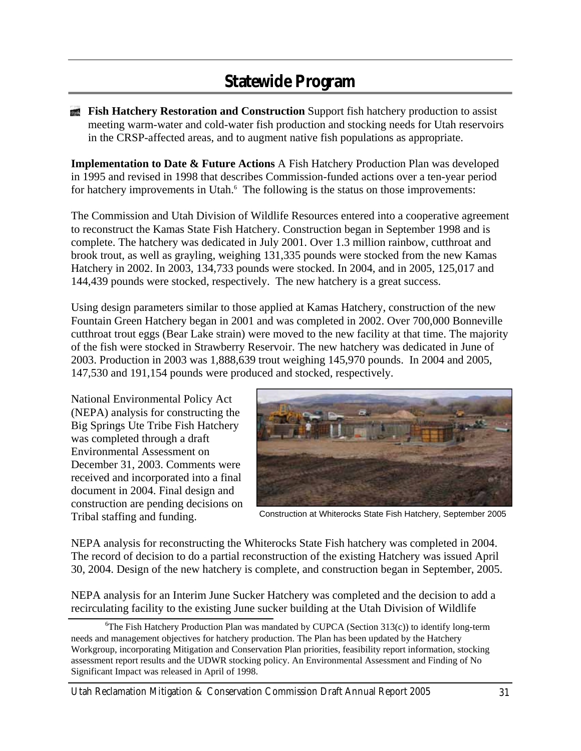# Statewide Program

**Fish Hatchery Restoration and Construction** Support fish hatchery production to assist meeting warm-water and cold-water fish production and stocking needs for Utah reservoirs in the CRSP-affected areas, and to augment native fish populations as appropriate.

**Implementation to Date & Future Actions** A Fish Hatchery Production Plan was developed in 1995 and revised in 1998 that describes Commission-funded actions over a ten-year period for hatchery improvements in Utah.[6] The following is the status on those improvements:

The Commission and Utah Division of Wildlife Resources entered into a cooperative agreement to reconstruct the Kamas State Fish Hatchery. Construction began in September 1998 and is complete. The hatchery was dedicated in July 2001. Over 1.3 million rainbow, cutthroat and brook trout, as well as grayling, weighing 131,335 pounds were stocked from the new Kamas Hatchery in 2002. In 2003, 134,733 pounds were stocked. In 2004, and in 2005, 125,017 and 144,439 pounds were stocked, respectively. The new hatchery is a great success.

Using design parameters similar to those applied at Kamas Hatchery, construction of the new Fountain Green Hatchery began in 2001 and was completed in 2002. Over 700,000 Bonneville cutthroat trout eggs (Bear Lake strain) were moved to the new facility at that time. The majority of the fish were stocked in Strawberry Reservoir. The new hatchery was dedicated in June of 2003. Production in 2003 was 1,888,639 trout weighing 145,970 pounds. In 2004 and 2005, 147,530 and 191,154 pounds were produced and stocked, respectively.

National Environmental Policy Act (NEPA) analysis for constructing the Big Springs Ute Tribe Fish Hatchery was completed through a draft Environmental Assessment on December 31, 2003. Comments were received and incorporated into a final document in 2004. Final design and construction are pending decisions on Tribal staffing and funding.

Construction at Whiterocks State Fish Hatchery, September 2005

NEPA analysis for reconstructing the Whiterocks State Fish hatchery was completed in 2004. The record of decision to do a partial reconstruction of the existing Hatchery was issued April 30, 2004. Design of the new hatchery is complete, and construction began in September, 2005.

NEPA analysis for an Interim June Sucker Hatchery was completed and the decision to add a recirculating facility to the existing June sucker building at the Utah Division of Wildlife

[6] The Fish Hatchery Production Plan was mandated by CUPCA (Section 313(c)) to identify long-term needs and management objectives for hatchery production. The Plan has been updated by the Hatchery Workgroup, incorporating Mitigation and Conservation Plan priorities, feasibility report information, stocking assessment report results and the UDWR stocking policy. An Environmental Assessment and Finding of No Significant Impact was released in April of 1998.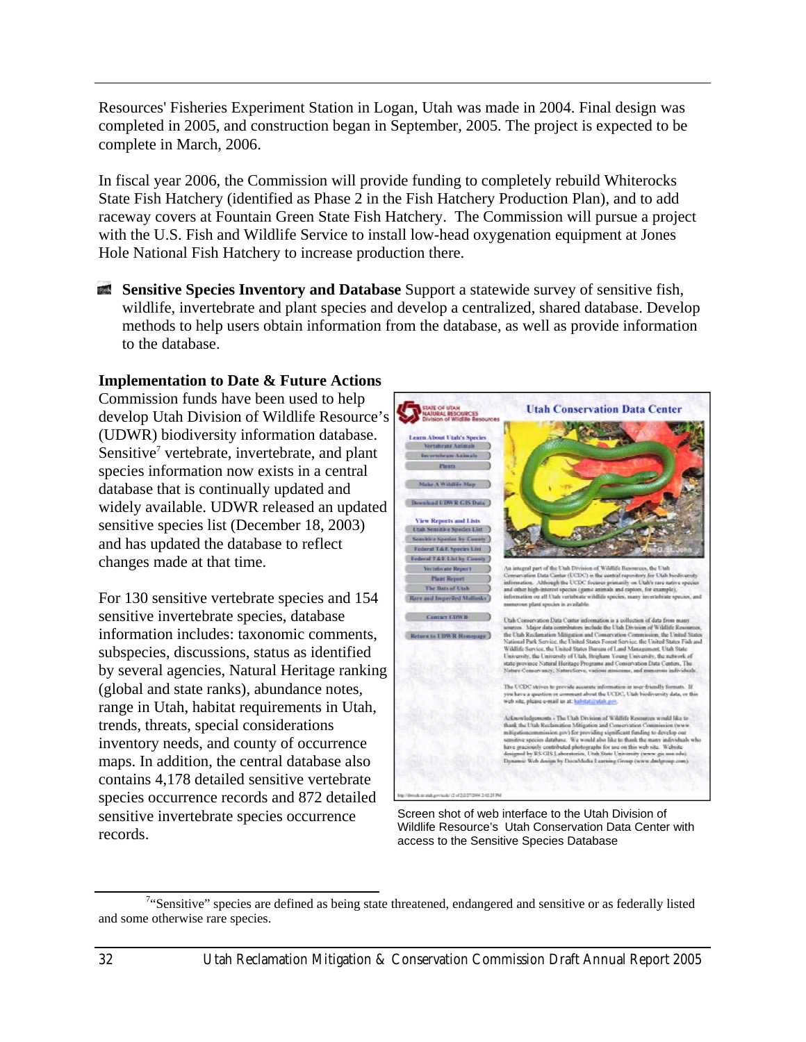Resources' Fisheries Experiment Station in Logan, Utah was made in 2004. Final design was completed in 2005, and construction began in September, 2005. The project is expected to be complete in March, 2006.

In fiscal year 2006, the Commission will provide funding to completely rebuild Whiterocks State Fish Hatchery (identified as Phase 2 in the Fish Hatchery Production Plan), and to add raceway covers at Fountain Green State Fish Hatchery. The Commission will pursue a project with the U.S. Fish and Wildlife Service to install low-head oxygenation equipment at Jones Hole National Fish Hatchery to increase production there.

- **Sensitive Species Inventory and Database** Support a statewide survey of sensitive fish, wildlife, invertebrate and plant species and develop a centralized, shared database. Develop methods to help users obtain information from the database, as well as provide information to the database.

**Implementation to Date & Future Actions**

Commission funds have been used to help develop Utah Division of Wildlife Resource's (UDWR) biodiversity information database. Sensitive[7] vertebrate, invertebrate, and plant species information now exists in a central database that is continually updated and widely available. UDWR released an updated sensitive species list (December 18, 2003) and has updated the database to reflect changes made at that time.

For 130 sensitive vertebrate species and 154 sensitive invertebrate species, database information includes: taxonomic comments, subspecies, discussions, status as identified by several agencies, Natural Heritage ranking (global and state ranks), abundance notes, range in Utah, habitat requirements in Utah, trends, threats, special considerations inventory needs, and county of occurrence maps. In addition, the central database also contains 4,178 detailed sensitive vertebrate species occurrence records and 872 detailed sensitive invertebrate species occurrence records.

Screen shot of web interface to the Utah Division of Wildlife Resource's Utah Conservation Data Center with access to the Sensitive Species Database

[7] "Sensitive" species are defined as being state threatened, endangered and sensitive or as federally listed and some otherwise rare species.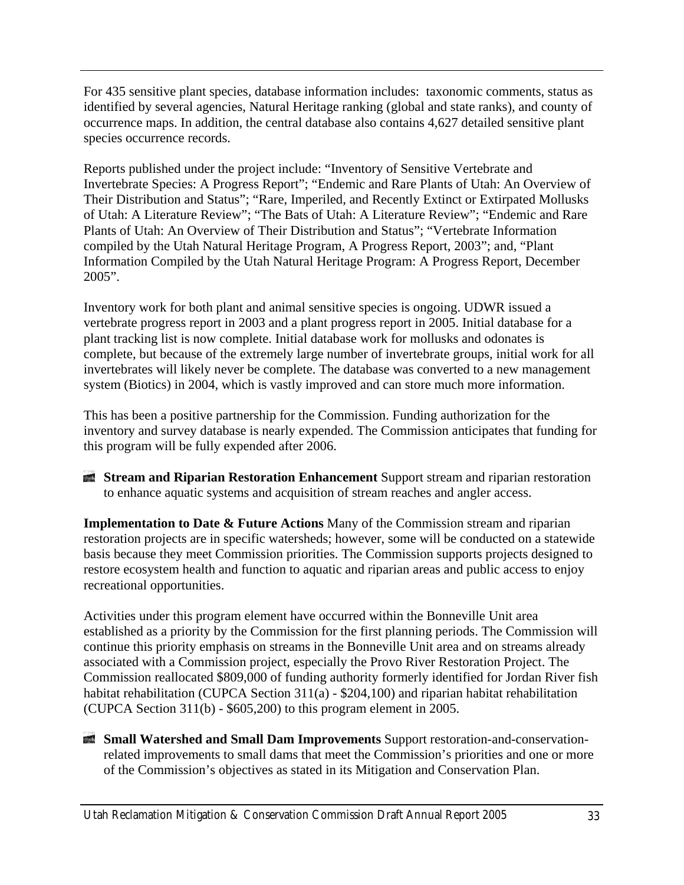For 435 sensitive plant species, database information includes: taxonomic comments, status as identified by several agencies, Natural Heritage ranking (global and state ranks), and county of occurrence maps. In addition, the central database also contains 4,627 detailed sensitive plant species occurrence records.

Reports published under the project include: "Inventory of Sensitive Vertebrate and Invertebrate Species: A Progress Report"; "Endemic and Rare Plants of Utah: An Overview of Their Distribution and Status"; "Rare, Imperiled, and Recently Extinct or Extirpated Mollusks of Utah: A Literature Review"; "The Bats of Utah: A Literature Review"; "Endemic and Rare Plants of Utah: An Overview of Their Distribution and Status"; "Vertebrate Information compiled by the Utah Natural Heritage Program, A Progress Report, 2003"; and, "Plant Information Compiled by the Utah Natural Heritage Program: A Progress Report, December 2005".

Inventory work for both plant and animal sensitive species is ongoing. UDWR issued a vertebrate progress report in 2003 and a plant progress report in 2005. Initial database for a plant tracking list is now complete. Initial database work for mollusks and odonates is complete, but because of the extremely large number of invertebrate groups, initial work for all invertebrates will likely never be complete. The database was converted to a new management system (Biotics) in 2004, which is vastly improved and can store much more information.

This has been a positive partnership for the Commission. Funding authorization for the inventory and survey database is nearly expended. The Commission anticipates that funding for this program will be fully expended after 2006.

- **Stream and Riparian Restoration Enhancement** Support stream and riparian restoration to enhance aquatic systems and acquisition of stream reaches and angler access.

**Implementation to Date & Future Actions** Many of the Commission stream and riparian restoration projects are in specific watersheds; however, some will be conducted on a statewide basis because they meet Commission priorities. The Commission supports projects designed to restore ecosystem health and function to aquatic and riparian areas and public access to enjoy recreational opportunities.

Activities under this program element have occurred within the Bonneville Unit area established as a priority by the Commission for the first planning periods. The Commission will continue this priority emphasis on streams in the Bonneville Unit area and on streams already associated with a Commission project, especially the Provo River Restoration Project. The Commission reallocated $809,000 of funding authority formerly identified for Jordan River fish habitat rehabilitation (CUPCA Section 311(a) - $204,100) and riparian habitat rehabilitation (CUPCA Section 311(b) - $605,200) to this program element in 2005.

- **Small Watershed and Small Dam Improvements** Support restoration-and-conservation-related improvements to small dams that meet the Commission's priorities and one or more of the Commission's objectives as stated in its Mitigation and Conservation Plan.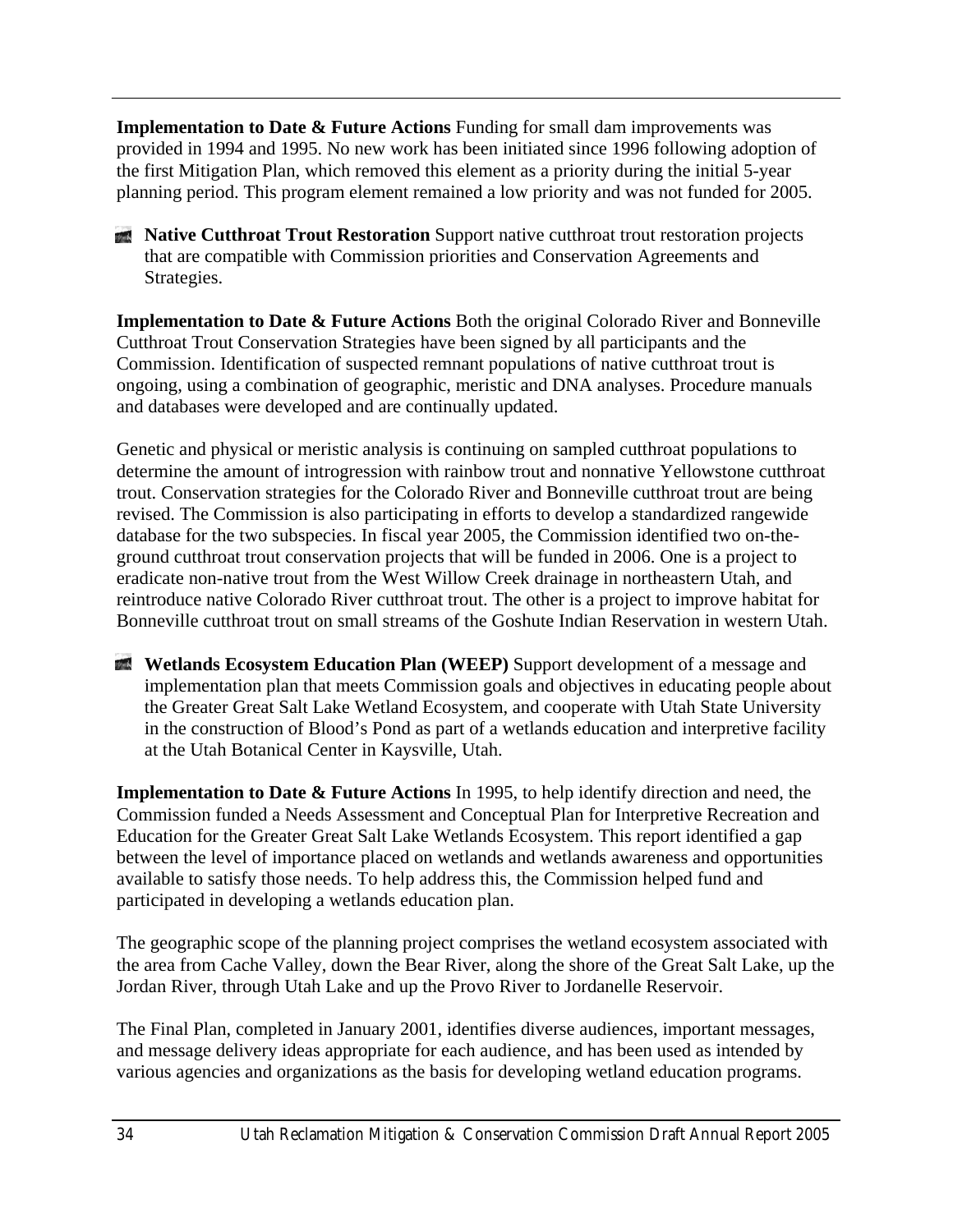**Implementation to Date & Future Actions** Funding for small dam improvements was provided in 1994 and 1995. No new work has been initiated since 1996 following adoption of the first Mitigation Plan, which removed this element as a priority during the initial 5-year planning period. This program element remained a low priority and was not funded for 2005.

- **Native Cutthroat Trout Restoration** Support native cutthroat trout restoration projects that are compatible with Commission priorities and Conservation Agreements and Strategies.

**Implementation to Date & Future Actions** Both the original Colorado River and Bonneville Cutthroat Trout Conservation Strategies have been signed by all participants and the Commission. Identification of suspected remnant populations of native cutthroat trout is ongoing, using a combination of geographic, meristic and DNA analyses. Procedure manuals and databases were developed and are continually updated.

Genetic and physical or meristic analysis is continuing on sampled cutthroat populations to determine the amount of introgression with rainbow trout and nonnative Yellowstone cutthroat trout. Conservation strategies for the Colorado River and Bonneville cutthroat trout are being revised. The Commission is also participating in efforts to develop a standardized rangewide database for the two subspecies. In fiscal year 2005, the Commission identified two on-the-ground cutthroat trout conservation projects that will be funded in 2006. One is a project to eradicate non-native trout from the West Willow Creek drainage in northeastern Utah, and reintroduce native Colorado River cutthroat trout. The other is a project to improve habitat for Bonneville cutthroat trout on small streams of the Goshute Indian Reservation in western Utah.

- **Wetlands Ecosystem Education Plan (WEEP)** Support development of a message and implementation plan that meets Commission goals and objectives in educating people about the Greater Great Salt Lake Wetland Ecosystem, and cooperate with Utah State University in the construction of Blood's Pond as part of a wetlands education and interpretive facility at the Utah Botanical Center in Kaysville, Utah.

**Implementation to Date & Future Actions** In 1995, to help identify direction and need, the Commission funded a Needs Assessment and Conceptual Plan for Interpretive Recreation and Education for the Greater Great Salt Lake Wetlands Ecosystem. This report identified a gap between the level of importance placed on wetlands and wetlands awareness and opportunities available to satisfy those needs. To help address this, the Commission helped fund and participated in developing a wetlands education plan.

The geographic scope of the planning project comprises the wetland ecosystem associated with the area from Cache Valley, down the Bear River, along the shore of the Great Salt Lake, up the Jordan River, through Utah Lake and up the Provo River to Jordanelle Reservoir.

The Final Plan, completed in January 2001, identifies diverse audiences, important messages, and message delivery ideas appropriate for each audience, and has been used as intended by various agencies and organizations as the basis for developing wetland education programs.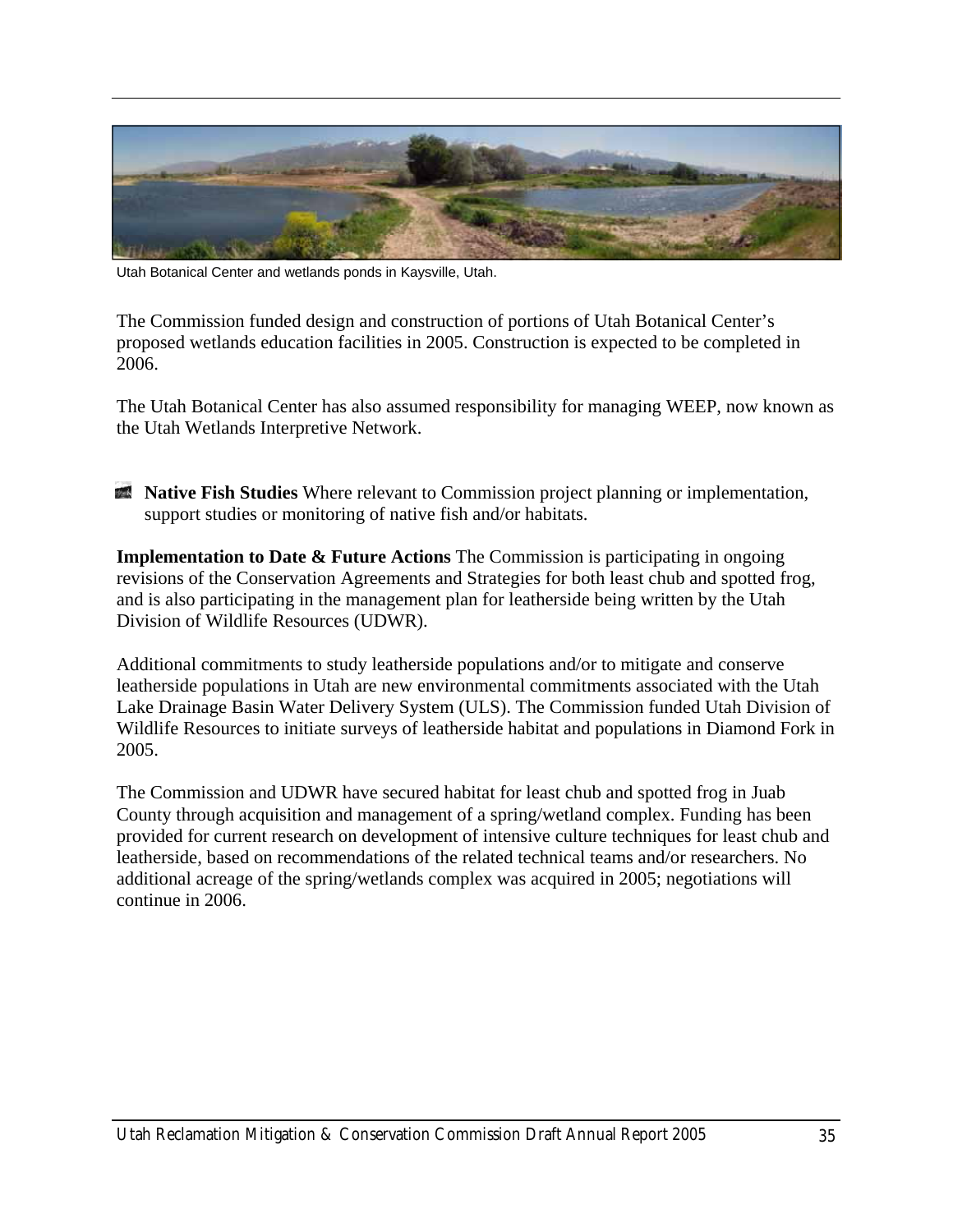Utah Botanical Center and wetlands ponds in Kaysville, Utah.

The Commission funded design and construction of portions of Utah Botanical Center's proposed wetlands education facilities in 2005. Construction is expected to be completed in 2006.

The Utah Botanical Center has also assumed responsibility for managing WEEP, now known as the Utah Wetlands Interpretive Network.

- **Native Fish Studies** Where relevant to Commission project planning or implementation, support studies or monitoring of native fish and/or habitats.

**Implementation to Date & Future Actions** The Commission is participating in ongoing revisions of the Conservation Agreements and Strategies for both least chub and spotted frog, and is also participating in the management plan for leatherside being written by the Utah Division of Wildlife Resources (UDWR).

Additional commitments to study leatherside populations and/or to mitigate and conserve leatherside populations in Utah are new environmental commitments associated with the Utah Lake Drainage Basin Water Delivery System (ULS). The Commission funded Utah Division of Wildlife Resources to initiate surveys of leatherside habitat and populations in Diamond Fork in 2005.

The Commission and UDWR have secured habitat for least chub and spotted frog in Juab County through acquisition and management of a spring/wetland complex. Funding has been provided for current research on development of intensive culture techniques for least chub and leatherside, based on recommendations of the related technical teams and/or researchers. No additional acreage of the spring/wetlands complex was acquired in 2005; negotiations will continue in 2006.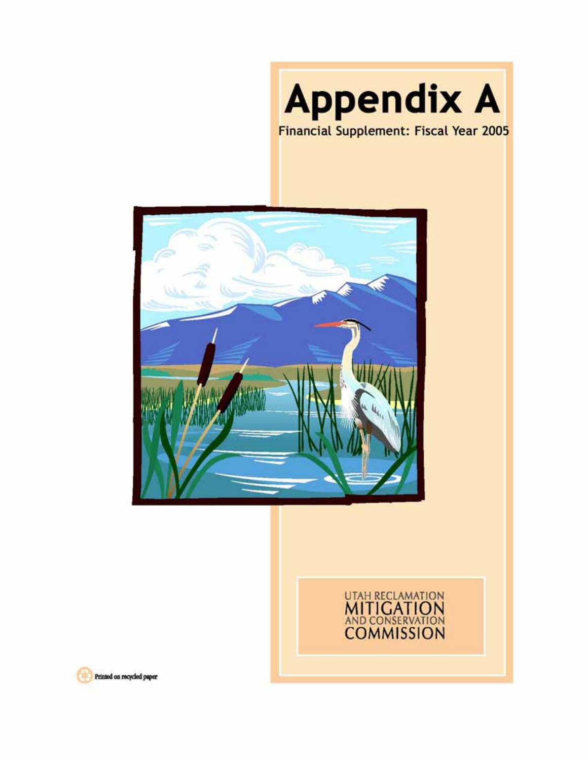# Appendix A

Financial Supplement: Fiscal Year 2005

UTAH RECLAMATION
MITIGATION
AND CONSERVATION
COMMISSION

Printed on recycled paper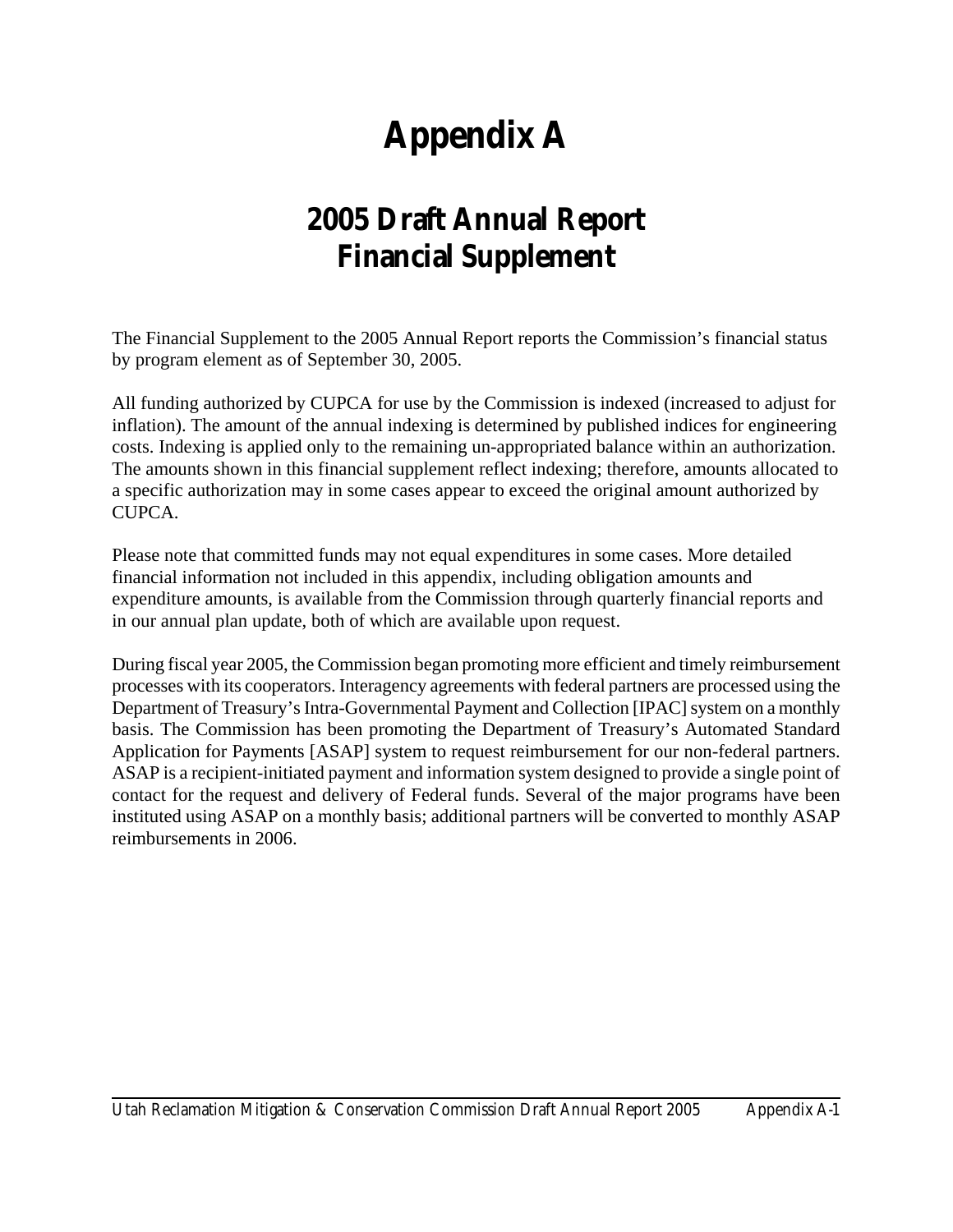# Appendix A

## 2005 Draft Annual Report Financial Supplement

The Financial Supplement to the 2005 Annual Report reports the Commission's financial status by program element as of September 30, 2005.

All funding authorized by CUPCA for use by the Commission is indexed (increased to adjust for inflation). The amount of the annual indexing is determined by published indices for engineering costs. Indexing is applied only to the remaining un-appropriated balance within an authorization. The amounts shown in this financial supplement reflect indexing; therefore, amounts allocated to a specific authorization may in some cases appear to exceed the original amount authorized by CUPCA.

Please note that committed funds may not equal expenditures in some cases. More detailed financial information not included in this appendix, including obligation amounts and expenditure amounts, is available from the Commission through quarterly financial reports and in our annual plan update, both of which are available upon request.

During fiscal year 2005, the Commission began promoting more efficient and timely reimbursement processes with its cooperators. Interagency agreements with federal partners are processed using the Department of Treasury's Intra-Governmental Payment and Collection [IPAC] system on a monthly basis. The Commission has been promoting the Department of Treasury's Automated Standard Application for Payments [ASAP] system to request reimbursement for our non-federal partners. ASAP is a recipient-initiated payment and information system designed to provide a single point of contact for the request and delivery of Federal funds. Several of the major programs have been instituted using ASAP on a monthly basis; additional partners will be converted to monthly ASAP reimbursements in 2006.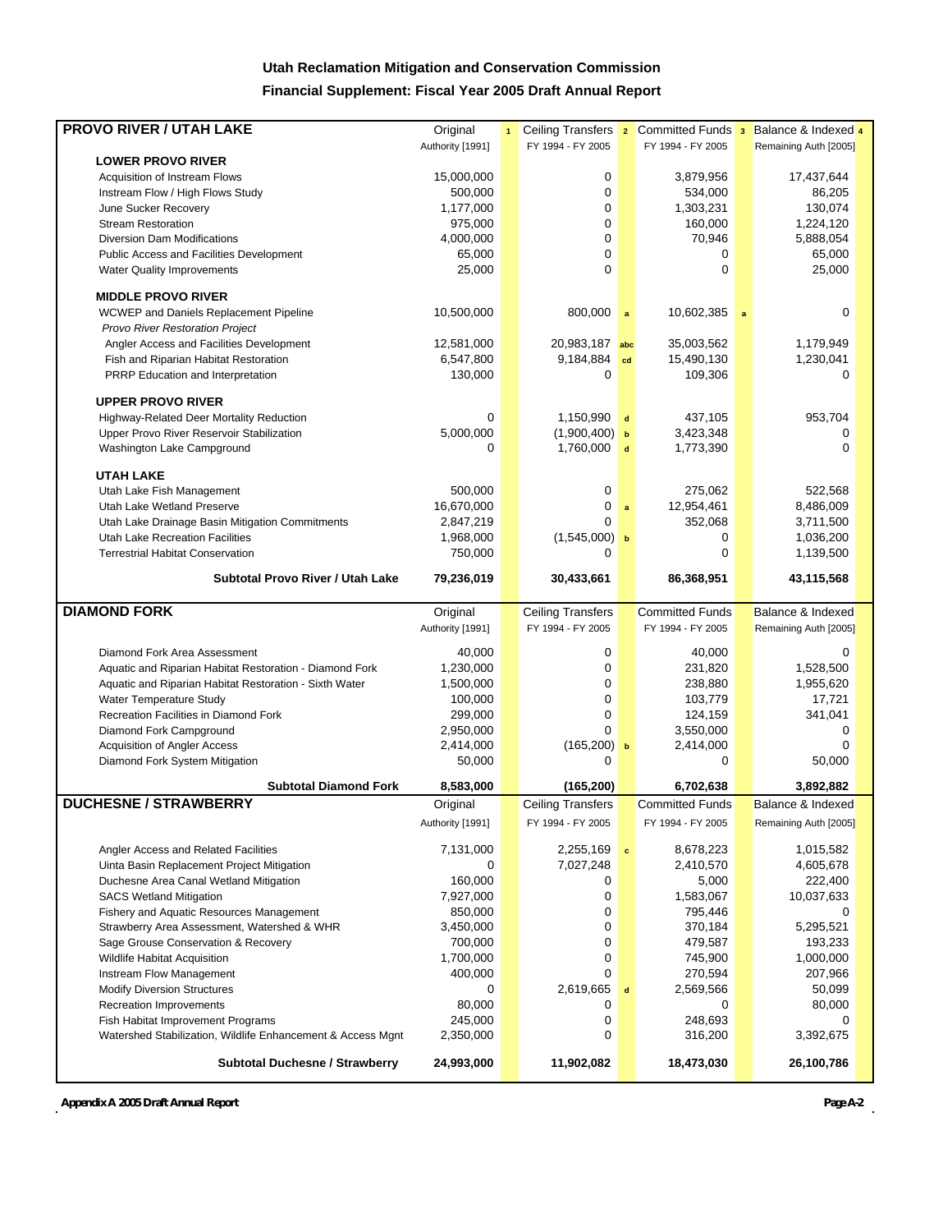# Utah Reclamation Mitigation and Conservation Commission

## Financial Supplement: Fiscal Year 2005 Draft Annual Report

| PROVO RIVER / UTAH LAKE | Original Authority [1991] | [1] Ceiling Transfers FY 1994 - FY 2005 | [2] Committed Funds FY 1994 - FY 2005 | [3] Balance & Indexed Remaining Auth [2005] [4] |
|---|---|---|---|---|
| **LOWER PROVO RIVER** | | | | |
| Acquisition of Instream Flows | 15,000,000 | 0 | 3,879,956 | 17,437,644 |
| Instream Flow / High Flows Study | 500,000 | 0 | 534,000 | 86,205 |
| June Sucker Recovery | 1,177,000 | 0 | 1,303,231 | 130,074 |
| Stream Restoration | 975,000 | 0 | 160,000 | 1,224,120 |
| Diversion Dam Modifications | 4,000,000 | 0 | 70,946 | 5,888,054 |
| Public Access and Facilities Development | 65,000 | 0 | 0 | 65,000 |
| Water Quality Improvements | 25,000 | 0 | 0 | 25,000 |
| **MIDDLE PROVO RIVER** | | | | |
| WCWEP and Daniels Replacement Pipeline | 10,500,000 | 800,000 a | 10,602,385 a | 0 |
| *Provo River Restoration Project* | | | | |
| Angler Access and Facilities Development | 12,581,000 | 20,983,187 abc | 35,003,562 | 1,179,949 |
| Fish and Riparian Habitat Restoration | 6,547,800 | 9,184,884 cd | 15,490,130 | 1,230,041 |
| PRRP Education and Interpretation | 130,000 | 0 | 109,306 | 0 |
| **UPPER PROVO RIVER** | | | | |
| Highway-Related Deer Mortality Reduction | 0 | 1,150,990 d | 437,105 | 953,704 |
| Upper Provo River Reservoir Stabilization | 5,000,000 | (1,900,400) b | 3,423,348 | 0 |
| Washington Lake Campground | 0 | 1,760,000 d | 1,773,390 | 0 |
| **UTAH LAKE** | | | | |
| Utah Lake Fish Management | 500,000 | 0 | 275,062 | 522,568 |
| Utah Lake Wetland Preserve | 16,670,000 | 0 a | 12,954,461 | 8,486,009 |
| Utah Lake Drainage Basin Mitigation Commitments | 2,847,219 | 0 | 352,068 | 3,711,500 |
| Utah Lake Recreation Facilities | 1,968,000 | (1,545,000) b | 0 | 1,036,200 |
| Terrestrial Habitat Conservation | 750,000 | 0 | 0 | 1,139,500 |
| **Subtotal Provo River / Utah Lake** | **79,236,019** | **30,433,661** | **86,368,951** | **43,115,568** |

| DIAMOND FORK | Original Authority [1991] | Ceiling Transfers FY 1994 - FY 2005 | Committed Funds FY 1994 - FY 2005 | Balance & Indexed Remaining Auth [2005] |
|---|---|---|---|---|
| Diamond Fork Area Assessment | 40,000 | 0 | 40,000 | 0 |
| Aquatic and Riparian Habitat Restoration - Diamond Fork | 1,230,000 | 0 | 231,820 | 1,528,500 |
| Aquatic and Riparian Habitat Restoration - Sixth Water | 1,500,000 | 0 | 238,880 | 1,955,620 |
| Water Temperature Study | 100,000 | 0 | 103,779 | 17,721 |
| Recreation Facilities in Diamond Fork | 299,000 | 0 | 124,159 | 341,041 |
| Diamond Fork Campground | 2,950,000 | 0 | 3,550,000 | 0 |
| Acquisition of Angler Access | 2,414,000 | (165,200) b | 2,414,000 | 0 |
| Diamond Fork System Mitigation | 50,000 | 0 | 0 | 50,000 |
| **Subtotal Diamond Fork** | **8,583,000** | **(165,200)** | **6,702,638** | **3,892,882** |

| DUCHESNE / STRAWBERRY | Original Authority [1991] | Ceiling Transfers FY 1994 - FY 2005 | Committed Funds FY 1994 - FY 2005 | Balance & Indexed Remaining Auth [2005] |
|---|---|---|---|---|
| Angler Access and Related Facilities | 7,131,000 | 2,255,169 c | 8,678,223 | 1,015,582 |
| Uinta Basin Replacement Project Mitigation | 0 | 7,027,248 | 2,410,570 | 4,605,678 |
| Duchesne Area Canal Wetland Mitigation | 160,000 | 0 | 5,000 | 222,400 |
| SACS Wetland Mitigation | 7,927,000 | 0 | 1,583,067 | 10,037,633 |
| Fishery and Aquatic Resources Management | 850,000 | 0 | 795,446 | 0 |
| Strawberry Area Assessment, Watershed & WHR | 3,450,000 | 0 | 370,184 | 5,295,521 |
| Sage Grouse Conservation & Recovery | 700,000 | 0 | 479,587 | 193,233 |
| Wildlife Habitat Acquisition | 1,700,000 | 0 | 745,900 | 1,000,000 |
| Instream Flow Management | 400,000 | 0 | 270,594 | 207,966 |
| Modify Diversion Structures | 0 | 2,619,665 d | 2,569,566 | 50,099 |
| Recreation Improvements | 80,000 | 0 | 0 | 80,000 |
| Fish Habitat Improvement Programs | 245,000 | 0 | 248,693 | 0 |
| Watershed Stabilization, Wildlife Enhancement & Access Mgnt | 2,350,000 | 0 | 316,200 | 3,392,675 |
| **Subtotal Duchesne / Strawberry** | **24,993,000** | **11,902,082** | **18,473,030** | **26,100,786** |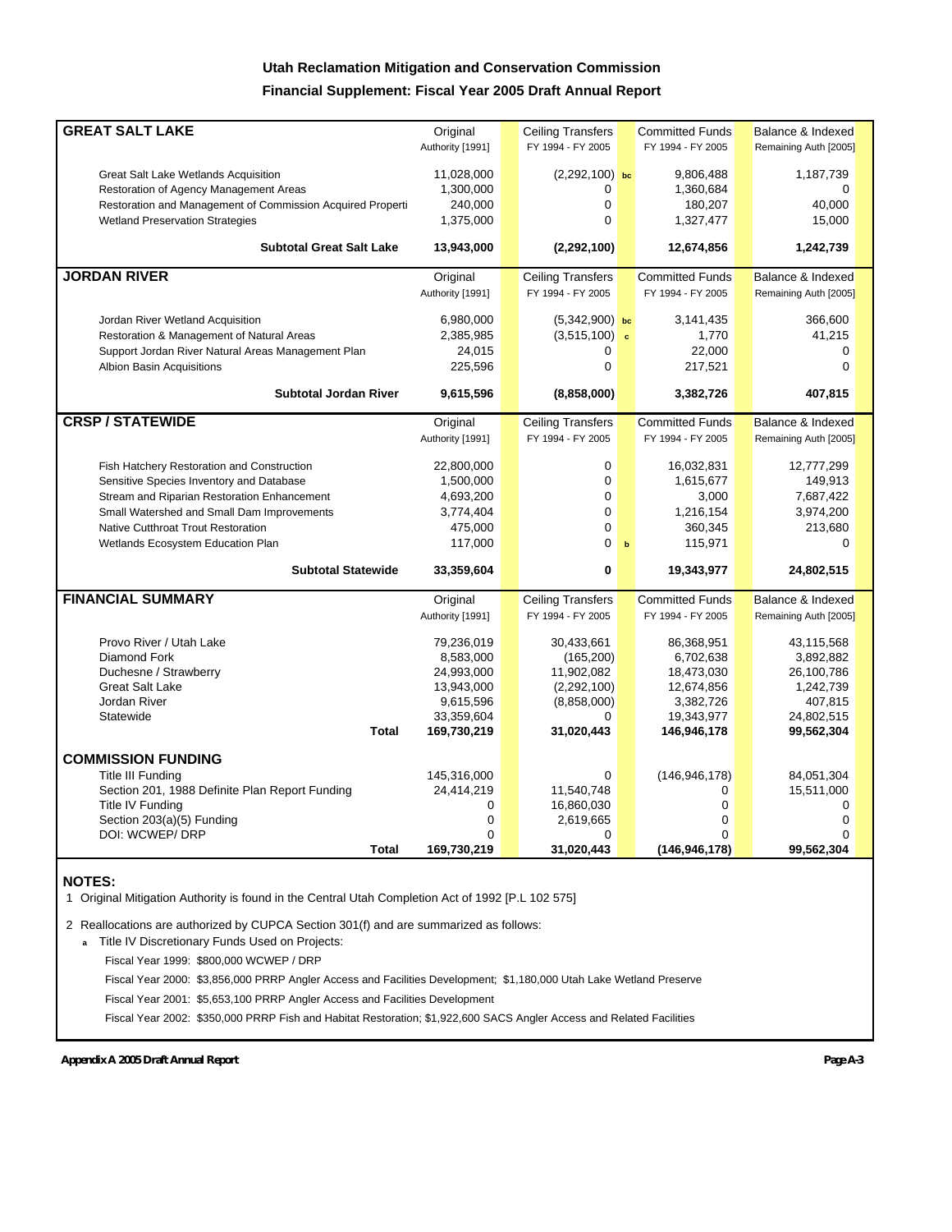## Utah Reclamation Mitigation and Conservation Commission

## Financial Supplement: Fiscal Year 2005 Draft Annual Report

| GREAT SALT LAKE | Original Authority [1991] | Ceiling Transfers FY 1994 - FY 2005 | | Committed Funds FY 1994 - FY 2005 | Balance & Indexed Remaining Auth [2005] |
|---|---|---|---|---|---|
| Great Salt Lake Wetlands Acquisition | 11,028,000 | (2,292,100) | bc | 9,806,488 | 1,187,739 |
| Restoration of Agency Management Areas | 1,300,000 | 0 | | 1,360,684 | 0 |
| Restoration and Management of Commission Acquired Properti | 240,000 | 0 | | 180,207 | 40,000 |
| Wetland Preservation Strategies | 1,375,000 | 0 | | 1,327,477 | 15,000 |
| **Subtotal Great Salt Lake** | **13,943,000** | **(2,292,100)** | | **12,674,856** | **1,242,739** |

| JORDAN RIVER | Original Authority [1991] | Ceiling Transfers FY 1994 - FY 2005 | | Committed Funds FY 1994 - FY 2005 | Balance & Indexed Remaining Auth [2005] |
|---|---|---|---|---|---|
| Jordan River Wetland Acquisition | 6,980,000 | (5,342,900) | bc | 3,141,435 | 366,600 |
| Restoration & Management of Natural Areas | 2,385,985 | (3,515,100) | c | 1,770 | 41,215 |
| Support Jordan River Natural Areas Management Plan | 24,015 | 0 | | 22,000 | 0 |
| Albion Basin Acquisitions | 225,596 | 0 | | 217,521 | 0 |
| **Subtotal Jordan River** | **9,615,596** | **(8,858,000)** | | **3,382,726** | **407,815** |

| CRSP / STATEWIDE | Original Authority [1991] | Ceiling Transfers FY 1994 - FY 2005 | | Committed Funds FY 1994 - FY 2005 | Balance & Indexed Remaining Auth [2005] |
|---|---|---|---|---|---|
| Fish Hatchery Restoration and Construction | 22,800,000 | 0 | | 16,032,831 | 12,777,299 |
| Sensitive Species Inventory and Database | 1,500,000 | 0 | | 1,615,677 | 149,913 |
| Stream and Riparian Restoration Enhancement | 4,693,200 | 0 | | 3,000 | 7,687,422 |
| Small Watershed and Small Dam Improvements | 3,774,404 | 0 | | 1,216,154 | 3,974,200 |
| Native Cutthroat Trout Restoration | 475,000 | 0 | | 360,345 | 213,680 |
| Wetlands Ecosystem Education Plan | 117,000 | 0 | b | 115,971 | 0 |
| **Subtotal Statewide** | **33,359,604** | **0** | | **19,343,977** | **24,802,515** |

| FINANCIAL SUMMARY | Original Authority [1991] | Ceiling Transfers FY 1994 - FY 2005 | Committed Funds FY 1994 - FY 2005 | Balance & Indexed Remaining Auth [2005] |
|---|---|---|---|---|
| Provo River / Utah Lake | 79,236,019 | 30,433,661 | 86,368,951 | 43,115,568 |
| Diamond Fork | 8,583,000 | (165,200) | 6,702,638 | 3,892,882 |
| Duchesne / Strawberry | 24,993,000 | 11,902,082 | 18,473,030 | 26,100,786 |
| Great Salt Lake | 13,943,000 | (2,292,100) | 12,674,856 | 1,242,739 |
| Jordan River | 9,615,596 | (8,858,000) | 3,382,726 | 407,815 |
| Statewide | 33,359,604 | 0 | 19,343,977 | 24,802,515 |
| **Total** | **169,730,219** | **31,020,443** | **146,946,178** | **99,562,304** |
| **COMMISSION FUNDING** | | | | |
| Title III Funding | 145,316,000 | 0 | (146,946,178) | 84,051,304 |
| Section 201, 1988 Definite Plan Report Funding | 24,414,219 | 11,540,748 | 0 | 15,511,000 |
| Title IV Funding | 0 | 16,860,030 | 0 | 0 |
| Section 203(a)(5) Funding | 0 | 2,619,665 | 0 | 0 |
| DOI: WCWEP/ DRP | 0 | 0 | 0 | 0 |
| **Total** | **169,730,219** | **31,020,443** | **(146,946,178)** | **99,562,304** |

**NOTES:**

1 Original Mitigation Authority is found in the Central Utah Completion Act of 1992 [P.L 102 575]

2 Reallocations are authorized by CUPCA Section 301(f) and are summarized as follows:

a Title IV Discretionary Funds Used on Projects:

Fiscal Year 1999: $800,000 WCWEP / DRP

Fiscal Year 2000: $3,856,000 PRRP Angler Access and Facilities Development; $1,180,000 Utah Lake Wetland Preserve

Fiscal Year 2001: $5,653,100 PRRP Angler Access and Facilities Development

Fiscal Year 2002: $350,000 PRRP Fish and Habitat Restoration; $1,922,600 SACS Angler Access and Related Facilities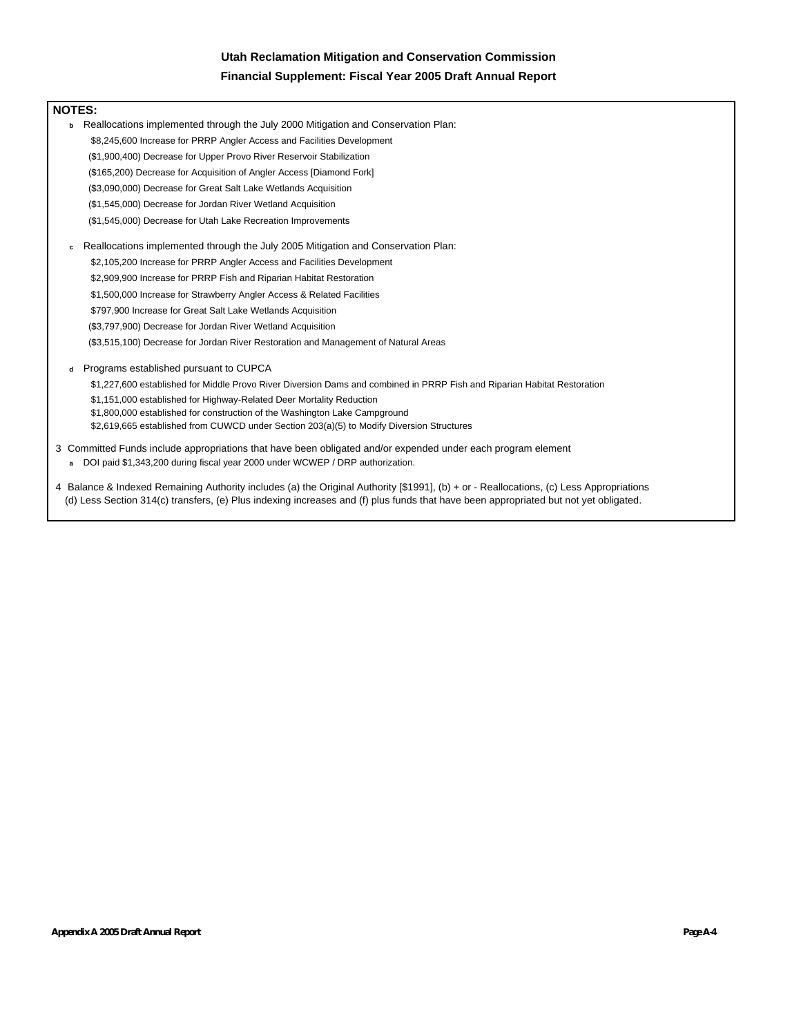**Utah Reclamation Mitigation and Conservation Commission**

**Financial Supplement: Fiscal Year 2005 Draft Annual Report**

**NOTES:**

- **b** Reallocations implemented through the July 2000 Mitigation and Conservation Plan:
  - $8,245,600 Increase for PRRP Angler Access and Facilities Development
  - ($1,900,400) Decrease for Upper Provo River Reservoir Stabilization
  - ($165,200) Decrease for Acquisition of Angler Access [Diamond Fork]
  - ($3,090,000) Decrease for Great Salt Lake Wetlands Acquisition
  - ($1,545,000) Decrease for Jordan River Wetland Acquisition
  - ($1,545,000) Decrease for Utah Lake Recreation Improvements

- **c** Reallocations implemented through the July 2005 Mitigation and Conservation Plan:
  - $2,105,200 Increase for PRRP Angler Access and Facilities Development
  - $2,909,900 Increase for PRRP Fish and Riparian Habitat Restoration
  - $1,500,000 Increase for Strawberry Angler Access & Related Facilities
  - $797,900 Increase for Great Salt Lake Wetlands Acquisition
  - ($3,797,900) Decrease for Jordan River Wetland Acquisition
  - ($3,515,100) Decrease for Jordan River Restoration and Management of Natural Areas

- **d** Programs established pursuant to CUPCA
  - $1,227,600 established for Middle Provo River Diversion Dams and combined in PRRP Fish and Riparian Habitat Restoration
  - $1,151,000 established for Highway-Related Deer Mortality Reduction
  - $1,800,000 established for construction of the Washington Lake Campground
  - $2,619,665 established from CUWCD under Section 203(a)(5) to Modify Diversion Structures

3 Committed Funds include appropriations that have been obligated and/or expended under each program element

- **a** DOI paid $1,343,200 during fiscal year 2000 under WCWEP / DRP authorization.

4 Balance & Indexed Remaining Authority includes (a) the Original Authority [$1991], (b) + or - Reallocations, (c) Less Appropriations (d) Less Section 314(c) transfers, (e) Plus indexing increases and (f) plus funds that have been appropriated but not yet obligated.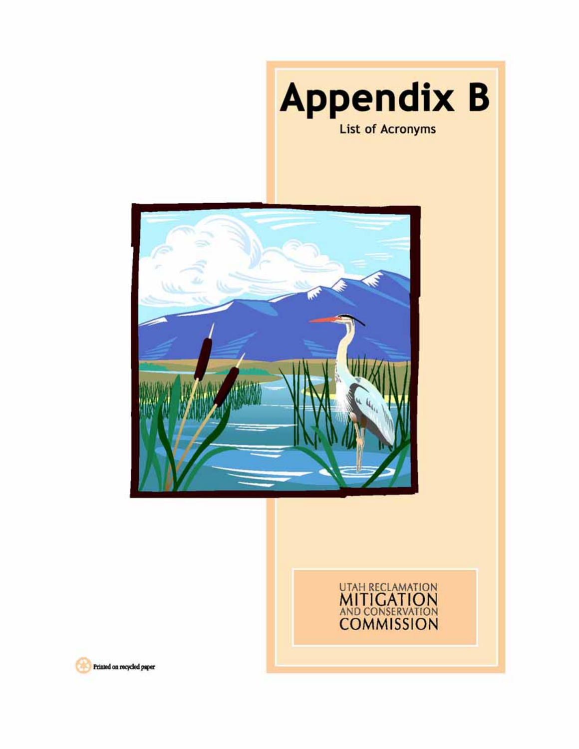# Appendix B

List of Acronyms

UTAH RECLAMATION
MITIGATION
AND CONSERVATION
COMMISSION

Printed on recycled paper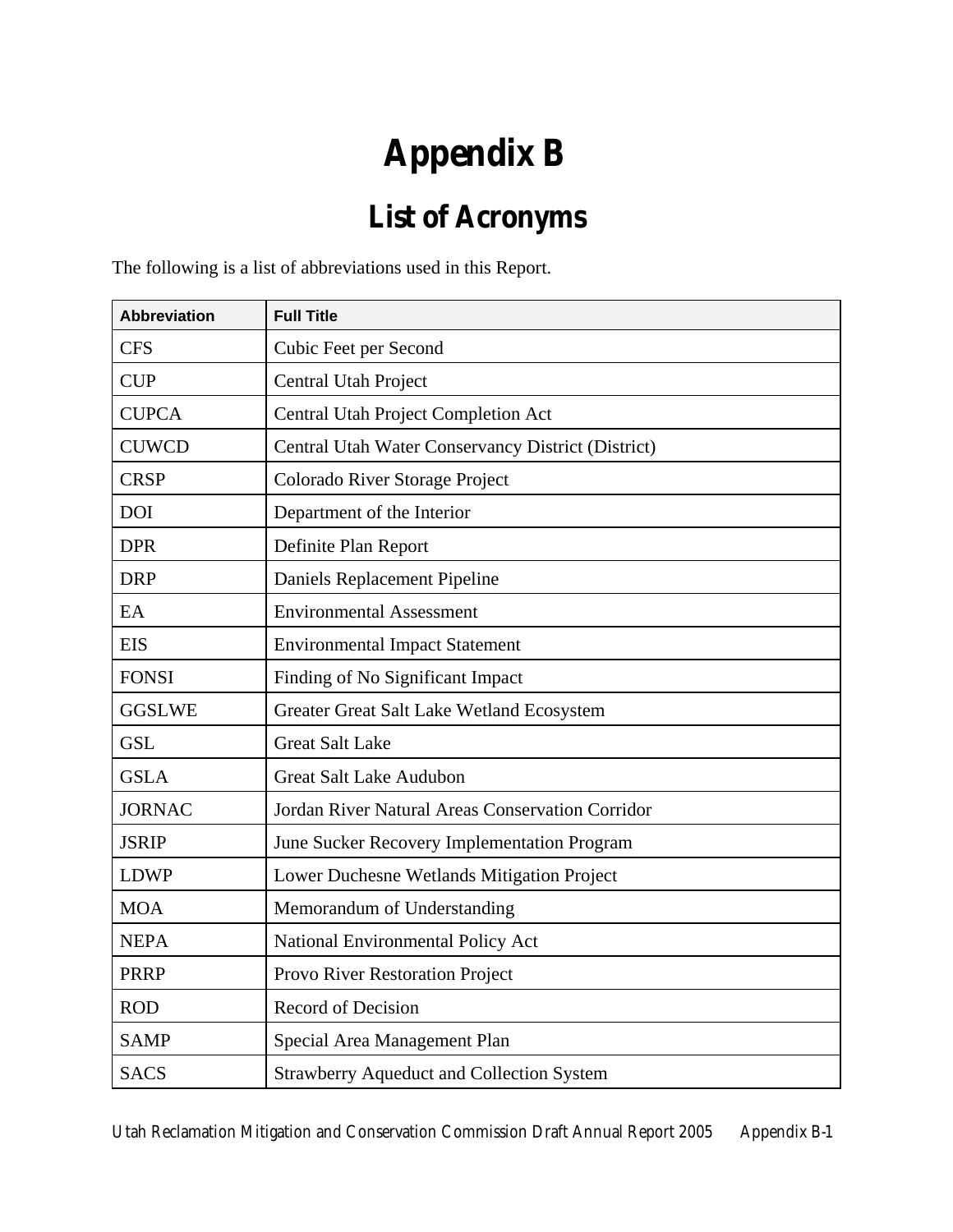# Appendix B

## List of Acronyms

The following is a list of abbreviations used in this Report.

| Abbreviation | Full Title |
|---|---|
| CFS | Cubic Feet per Second |
| CUP | Central Utah Project |
| CUPCA | Central Utah Project Completion Act |
| CUWCD | Central Utah Water Conservancy District (District) |
| CRSP | Colorado River Storage Project |
| DOI | Department of the Interior |
| DPR | Definite Plan Report |
| DRP | Daniels Replacement Pipeline |
| EA | Environmental Assessment |
| EIS | Environmental Impact Statement |
| FONSI | Finding of No Significant Impact |
| GGSLWE | Greater Great Salt Lake Wetland Ecosystem |
| GSL | Great Salt Lake |
| GSLA | Great Salt Lake Audubon |
| JORNAC | Jordan River Natural Areas Conservation Corridor |
| JSRIP | June Sucker Recovery Implementation Program |
| LDWP | Lower Duchesne Wetlands Mitigation Project |
| MOA | Memorandum of Understanding |
| NEPA | National Environmental Policy Act |
| PRRP | Provo River Restoration Project |
| ROD | Record of Decision |
| SAMP | Special Area Management Plan |
| SACS | Strawberry Aqueduct and Collection System |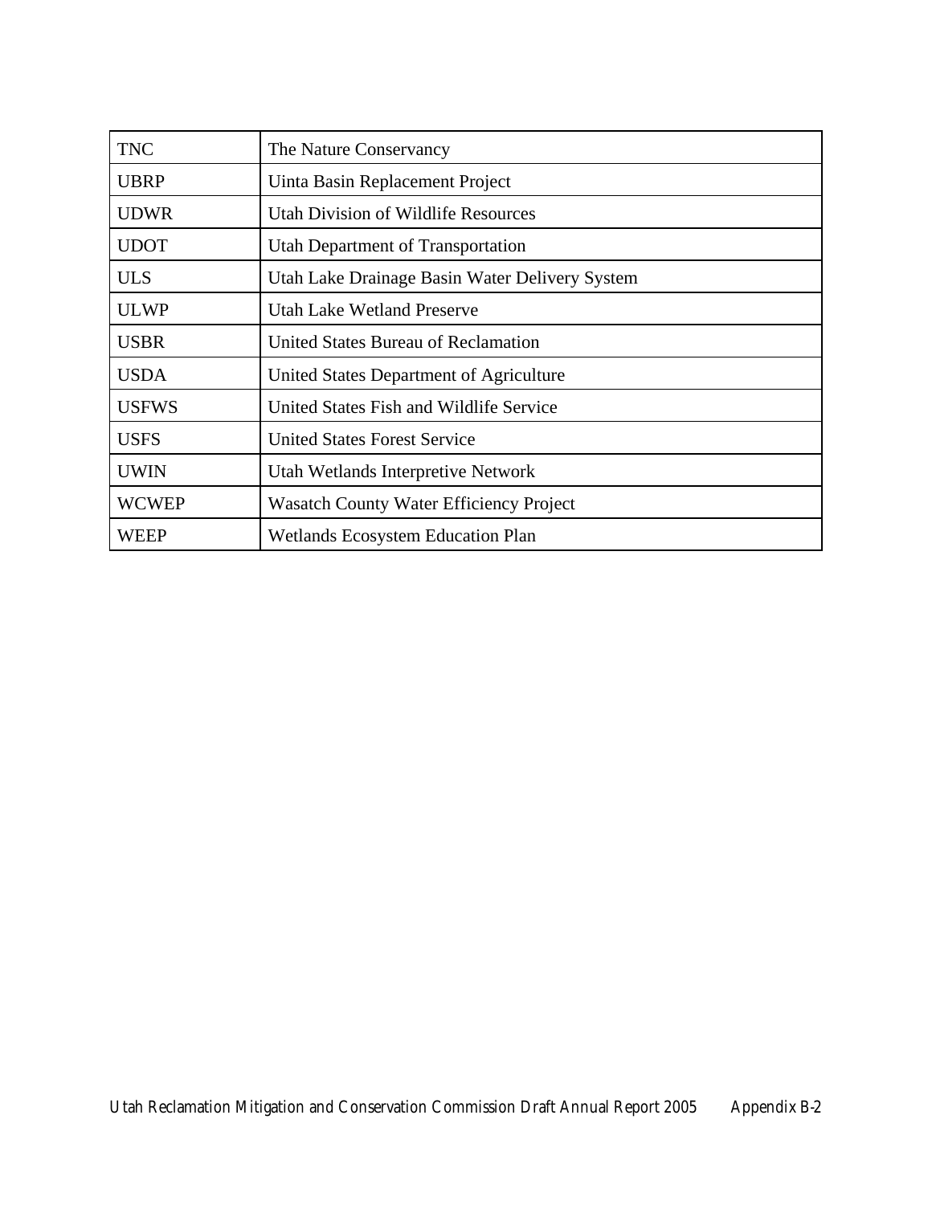| | |
|---|---|
| TNC | The Nature Conservancy |
| UBRP | Uinta Basin Replacement Project |
| UDWR | Utah Division of Wildlife Resources |
| UDOT | Utah Department of Transportation |
| ULS | Utah Lake Drainage Basin Water Delivery System |
| ULWP | Utah Lake Wetland Preserve |
| USBR | United States Bureau of Reclamation |
| USDA | United States Department of Agriculture |
| USFWS | United States Fish and Wildlife Service |
| USFS | United States Forest Service |
| UWIN | Utah Wetlands Interpretive Network |
| WCWEP | Wasatch County Water Efficiency Project |
| WEEP | Wetlands Ecosystem Education Plan |